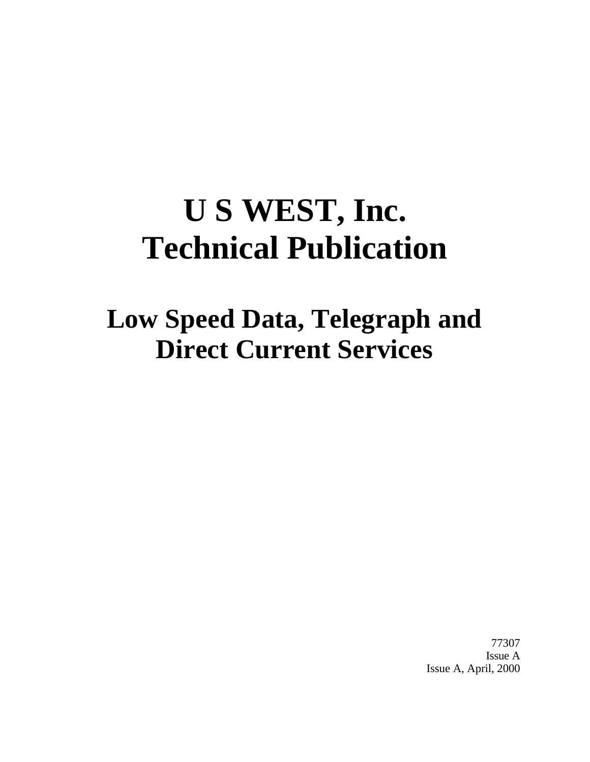# U S WEST, Inc.
# Technical Publication

## Low Speed Data, Telegraph and Direct Current Services

77307
Issue A
Issue A, April, 2000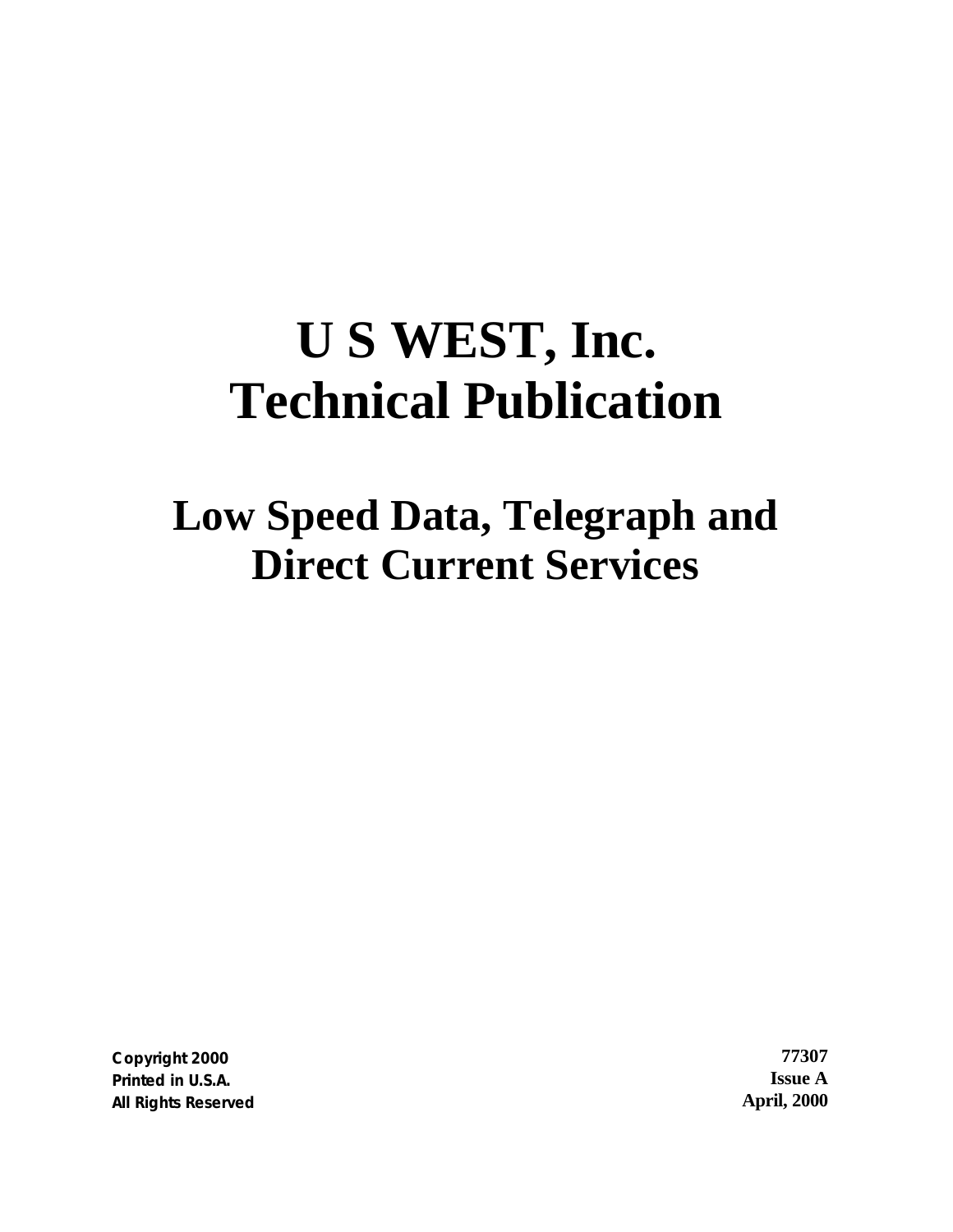# U S WEST, Inc.
# Technical Publication

## Low Speed Data, Telegraph and Direct Current Services

Copyright 2000
Printed in U.S.A.
All Rights Reserved

77307
Issue A
April, 2000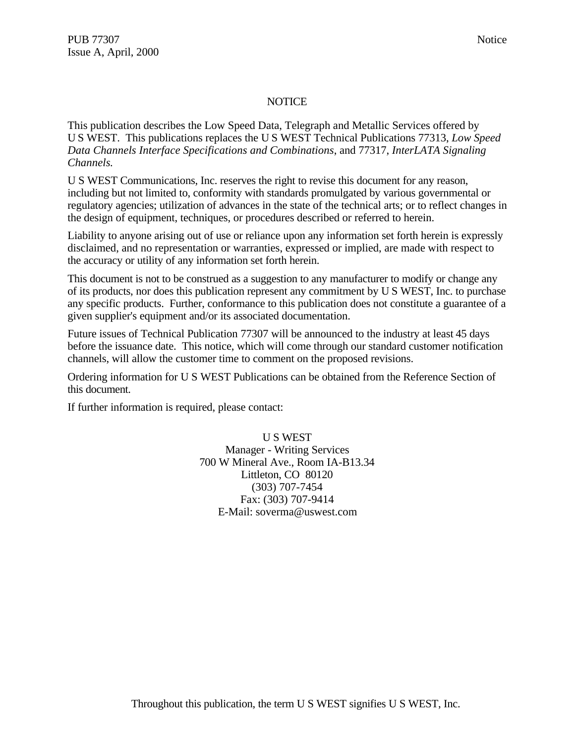# NOTICE

This publication describes the Low Speed Data, Telegraph and Metallic Services offered by U S WEST. This publications replaces the U S WEST Technical Publications 77313, *Low Speed Data Channels Interface Specifications and Combinations*, and 77317, *InterLATA Signaling Channels.*

U S WEST Communications, Inc. reserves the right to revise this document for any reason, including but not limited to, conformity with standards promulgated by various governmental or regulatory agencies; utilization of advances in the state of the technical arts; or to reflect changes in the design of equipment, techniques, or procedures described or referred to herein.

Liability to anyone arising out of use or reliance upon any information set forth herein is expressly disclaimed, and no representation or warranties, expressed or implied, are made with respect to the accuracy or utility of any information set forth herein.

This document is not to be construed as a suggestion to any manufacturer to modify or change any of its products, nor does this publication represent any commitment by U S WEST, Inc. to purchase any specific products. Further, conformance to this publication does not constitute a guarantee of a given supplier's equipment and/or its associated documentation.

Future issues of Technical Publication 77307 will be announced to the industry at least 45 days before the issuance date. This notice, which will come through our standard customer notification channels, will allow the customer time to comment on the proposed revisions.

Ordering information for U S WEST Publications can be obtained from the Reference Section of this document.

If further information is required, please contact:

U S WEST
Manager - Writing Services
700 W Mineral Ave., Room IA-B13.34
Littleton, CO 80120
(303) 707-7454
Fax: (303) 707-9414
E-Mail: soverma@uswest.com

Throughout this publication, the term U S WEST signifies U S WEST, Inc.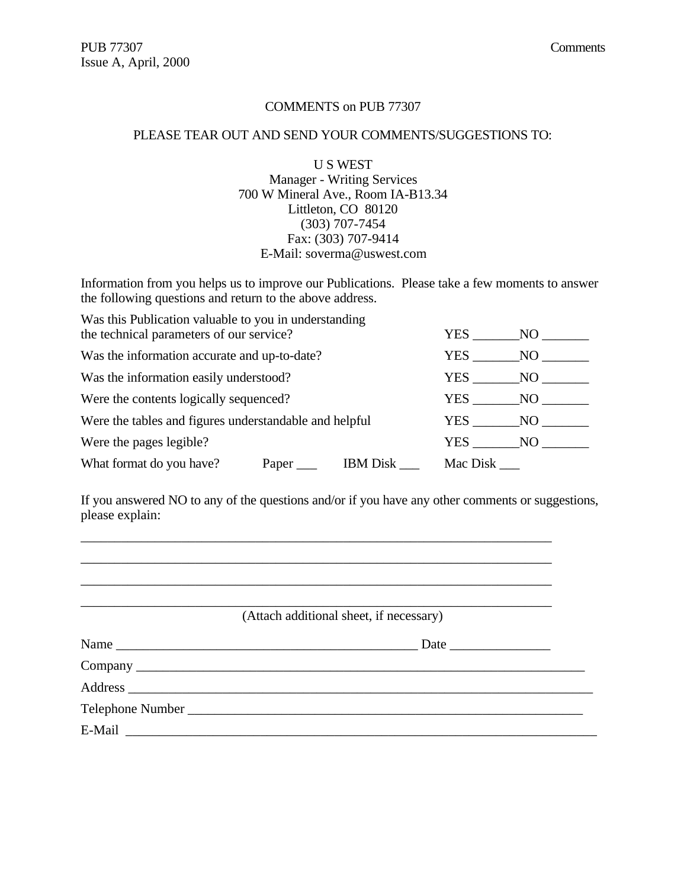COMMENTS on PUB 77307

PLEASE TEAR OUT AND SEND YOUR COMMENTS/SUGGESTIONS TO:

U S WEST
Manager - Writing Services
700 W Mineral Ave., Room IA-B13.34
Littleton, CO 80120
(303) 707-7454
Fax: (303) 707-9414
E-Mail: soverma@uswest.com

Information from you helps us to improve our Publications. Please take a few moments to answer the following questions and return to the above address.

Was this Publication valuable to you in understanding the technical parameters of our service? YES _______NO _______

Was the information accurate and up-to-date? YES _______NO _______

Was the information easily understood? YES _______NO _______

Were the contents logically sequenced? YES _______NO _______

Were the tables and figures understandable and helpful YES _______NO _______

Were the pages legible? YES _______NO _______

What format do you have? Paper ___ IBM Disk ___ Mac Disk ___

If you answered NO to any of the questions and/or if you have any other comments or suggestions, please explain:

_________________________________________________________________________

_________________________________________________________________________

_________________________________________________________________________

_________________________________________________________________________

(Attach additional sheet, if necessary)

Name ______________________________________________ Date _______________

Company _____________________________________________________________________

Address ______________________________________________________________________

Telephone Number _____________________________________________________________

E-Mail _______________________________________________________________________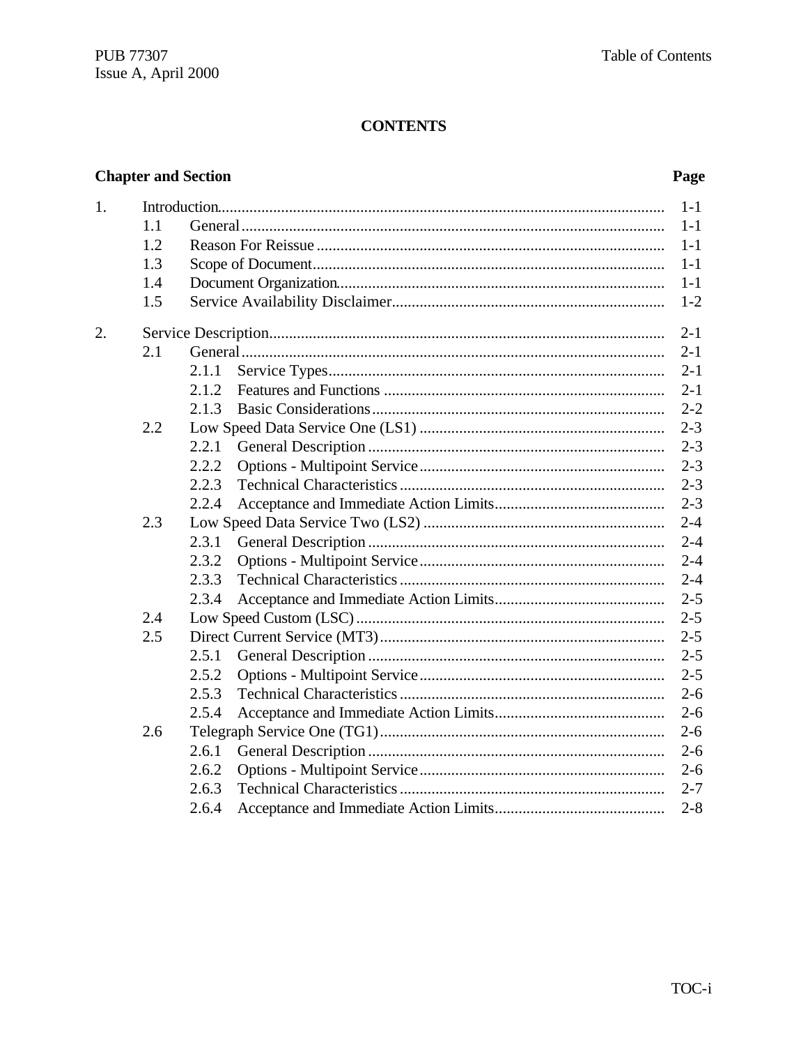# CONTENTS

| Chapter and Section | | | | Page |
|---|---|---|---|---|
| 1. | Introduction | | | 1-1 |
| | 1.1 | General | | 1-1 |
| | 1.2 | Reason For Reissue | | 1-1 |
| | 1.3 | Scope of Document | | 1-1 |
| | 1.4 | Document Organization | | 1-1 |
| | 1.5 | Service Availability Disclaimer | | 1-2 |
| 2. | Service Description | | | 2-1 |
| | 2.1 | General | | 2-1 |
| | | 2.1.1 | Service Types | 2-1 |
| | | 2.1.2 | Features and Functions | 2-1 |
| | | 2.1.3 | Basic Considerations | 2-2 |
| | 2.2 | Low Speed Data Service One (LS1) | | 2-3 |
| | | 2.2.1 | General Description | 2-3 |
| | | 2.2.2 | Options - Multipoint Service | 2-3 |
| | | 2.2.3 | Technical Characteristics | 2-3 |
| | | 2.2.4 | Acceptance and Immediate Action Limits | 2-3 |
| | 2.3 | Low Speed Data Service Two (LS2) | | 2-4 |
| | | 2.3.1 | General Description | 2-4 |
| | | 2.3.2 | Options - Multipoint Service | 2-4 |
| | | 2.3.3 | Technical Characteristics | 2-4 |
| | | 2.3.4 | Acceptance and Immediate Action Limits | 2-5 |
| | 2.4 | Low Speed Custom (LSC) | | 2-5 |
| | 2.5 | Direct Current Service (MT3) | | 2-5 |
| | | 2.5.1 | General Description | 2-5 |
| | | 2.5.2 | Options - Multipoint Service | 2-5 |
| | | 2.5.3 | Technical Characteristics | 2-6 |
| | | 2.5.4 | Acceptance and Immediate Action Limits | 2-6 |
| | 2.6 | Telegraph Service One (TG1) | | 2-6 |
| | | 2.6.1 | General Description | 2-6 |
| | | 2.6.2 | Options - Multipoint Service | 2-6 |
| | | 2.6.3 | Technical Characteristics | 2-7 |
| | | 2.6.4 | Acceptance and Immediate Action Limits | 2-8 |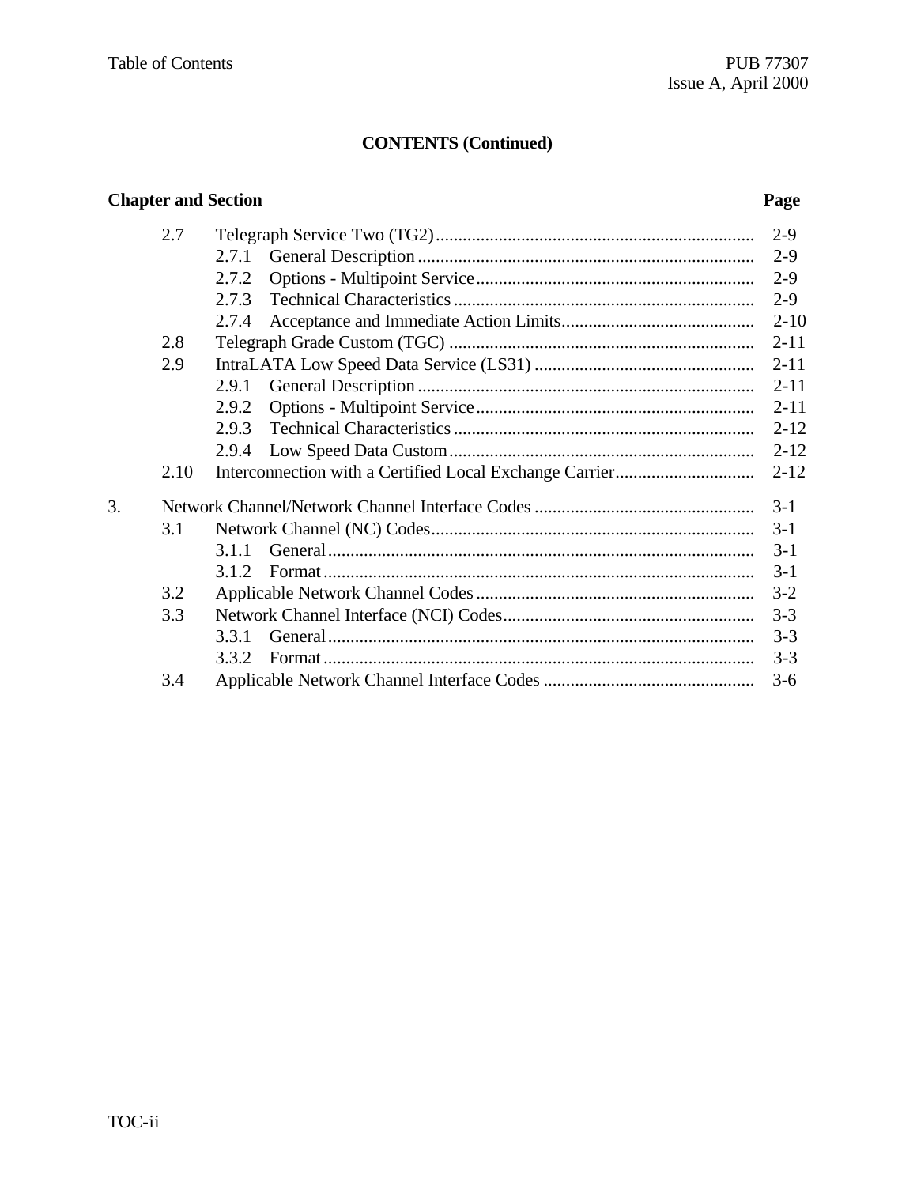## CONTENTS (Continued)

| Chapter and Section | | | Page |
|---|---|---|---|
| | 2.7 | Telegraph Service Two (TG2) | 2-9 |
| | | 2.7.1 General Description | 2-9 |
| | | 2.7.2 Options - Multipoint Service | 2-9 |
| | | 2.7.3 Technical Characteristics | 2-9 |
| | | 2.7.4 Acceptance and Immediate Action Limits | 2-10 |
| | 2.8 | Telegraph Grade Custom (TGC) | 2-11 |
| | 2.9 | IntraLATA Low Speed Data Service (LS31) | 2-11 |
| | | 2.9.1 General Description | 2-11 |
| | | 2.9.2 Options - Multipoint Service | 2-11 |
| | | 2.9.3 Technical Characteristics | 2-12 |
| | | 2.9.4 Low Speed Data Custom | 2-12 |
| | 2.10 | Interconnection with a Certified Local Exchange Carrier | 2-12 |
| 3. | | Network Channel/Network Channel Interface Codes | 3-1 |
| | 3.1 | Network Channel (NC) Codes | 3-1 |
| | | 3.1.1 General | 3-1 |
| | | 3.1.2 Format | 3-1 |
| | 3.2 | Applicable Network Channel Codes | 3-2 |
| | 3.3 | Network Channel Interface (NCI) Codes | 3-3 |
| | | 3.3.1 General | 3-3 |
| | | 3.3.2 Format | 3-3 |
| | 3.4 | Applicable Network Channel Interface Codes | 3-6 |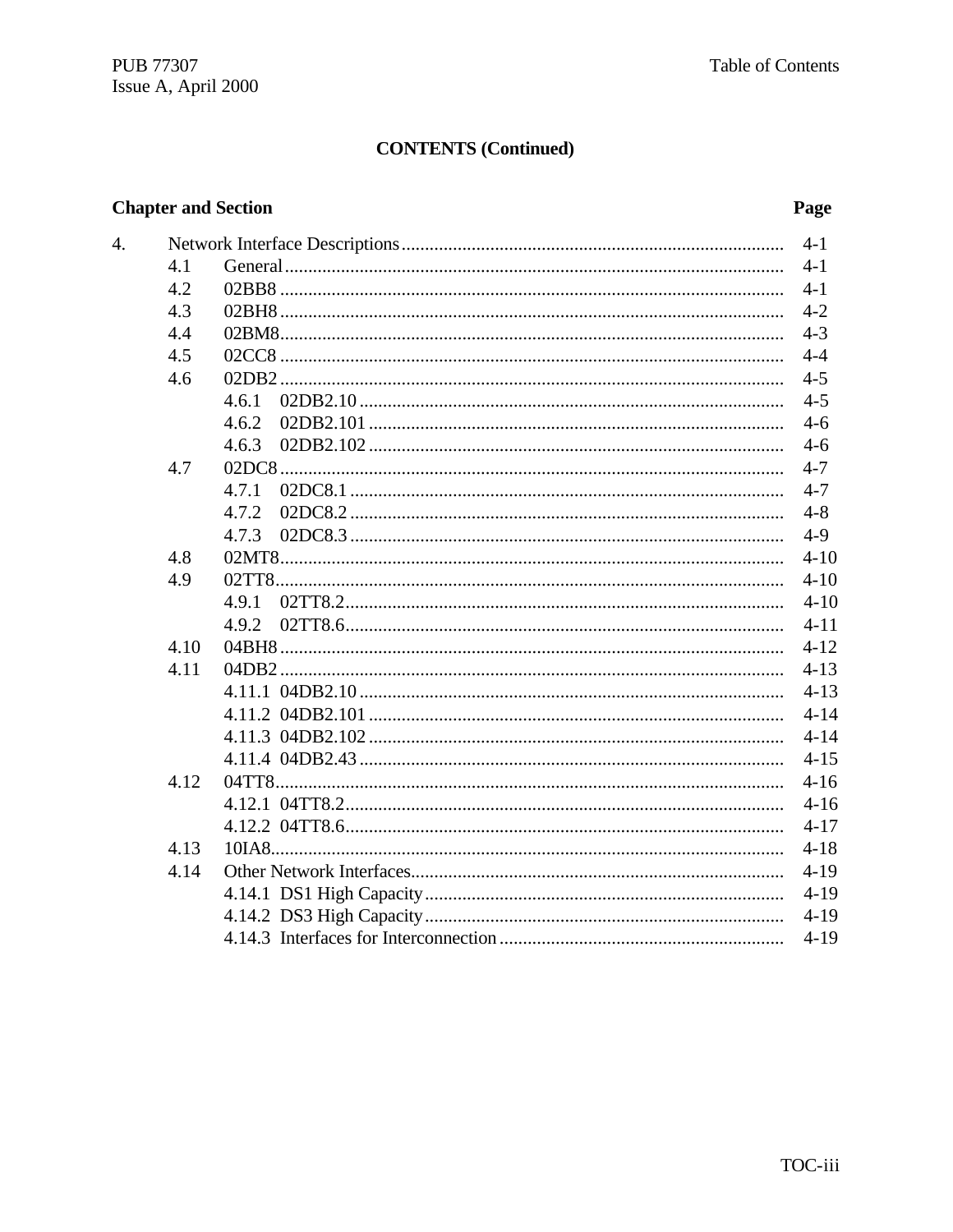## CONTENTS (Continued)

| Chapter and Section | | | Page |
|---|---|---|---|
| 4. | Network Interface Descriptions | | 4-1 |
| | 4.1 | General | 4-1 |
| | 4.2 | 02BB8 | 4-1 |
| | 4.3 | 02BH8 | 4-2 |
| | 4.4 | 02BM8 | 4-3 |
| | 4.5 | 02CC8 | 4-4 |
| | 4.6 | 02DB2 | 4-5 |
| | | 4.6.1 02DB2.10 | 4-5 |
| | | 4.6.2 02DB2.101 | 4-6 |
| | | 4.6.3 02DB2.102 | 4-6 |
| | 4.7 | 02DC8 | 4-7 |
| | | 4.7.1 02DC8.1 | 4-7 |
| | | 4.7.2 02DC8.2 | 4-8 |
| | | 4.7.3 02DC8.3 | 4-9 |
| | 4.8 | 02MT8 | 4-10 |
| | 4.9 | 02TT8 | 4-10 |
| | | 4.9.1 02TT8.2 | 4-10 |
| | | 4.9.2 02TT8.6 | 4-11 |
| | 4.10 | 04BH8 | 4-12 |
| | 4.11 | 04DB2 | 4-13 |
| | | 4.11.1 04DB2.10 | 4-13 |
| | | 4.11.2 04DB2.101 | 4-14 |
| | | 4.11.3 04DB2.102 | 4-14 |
| | | 4.11.4 04DB2.43 | 4-15 |
| | 4.12 | 04TT8 | 4-16 |
| | | 4.12.1 04TT8.2 | 4-16 |
| | | 4.12.2 04TT8.6 | 4-17 |
| | 4.13 | 10IA8 | 4-18 |
| | 4.14 | Other Network Interfaces | 4-19 |
| | | 4.14.1 DS1 High Capacity | 4-19 |
| | | 4.14.2 DS3 High Capacity | 4-19 |
| | | 4.14.3 Interfaces for Interconnection | 4-19 |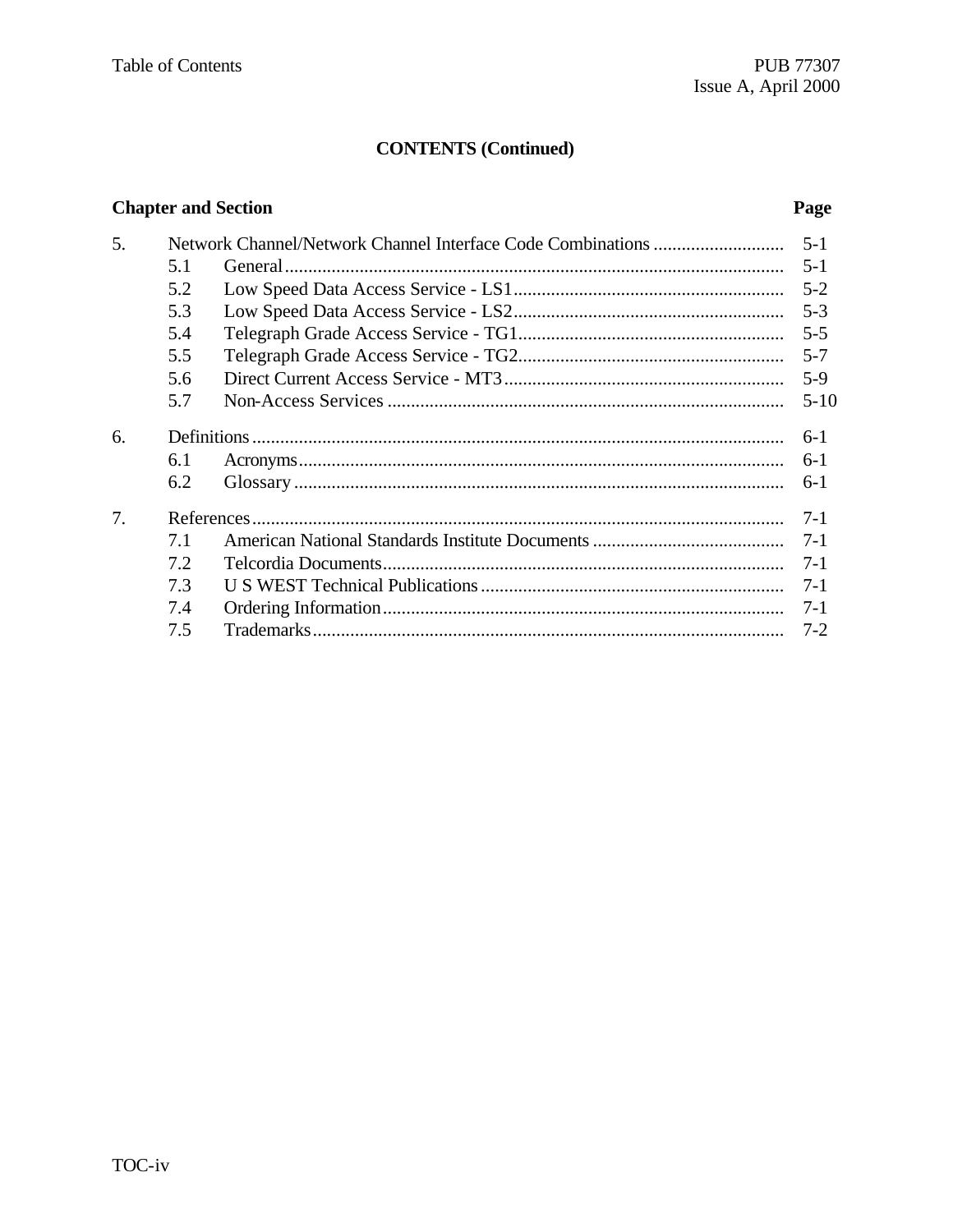## CONTENTS (Continued)

| Chapter and Section | | Page |
|---|---|---|
| 5. | Network Channel/Network Channel Interface Code Combinations | 5-1 |
| | 5.1 General | 5-1 |
| | 5.2 Low Speed Data Access Service - LS1 | 5-2 |
| | 5.3 Low Speed Data Access Service - LS2 | 5-3 |
| | 5.4 Telegraph Grade Access Service - TG1 | 5-5 |
| | 5.5 Telegraph Grade Access Service - TG2 | 5-7 |
| | 5.6 Direct Current Access Service - MT3 | 5-9 |
| | 5.7 Non-Access Services | 5-10 |
| 6. | Definitions | 6-1 |
| | 6.1 Acronyms | 6-1 |
| | 6.2 Glossary | 6-1 |
| 7. | References | 7-1 |
| | 7.1 American National Standards Institute Documents | 7-1 |
| | 7.2 Telcordia Documents | 7-1 |
| | 7.3 U S WEST Technical Publications | 7-1 |
| | 7.4 Ordering Information | 7-1 |
| | 7.5 Trademarks | 7-2 |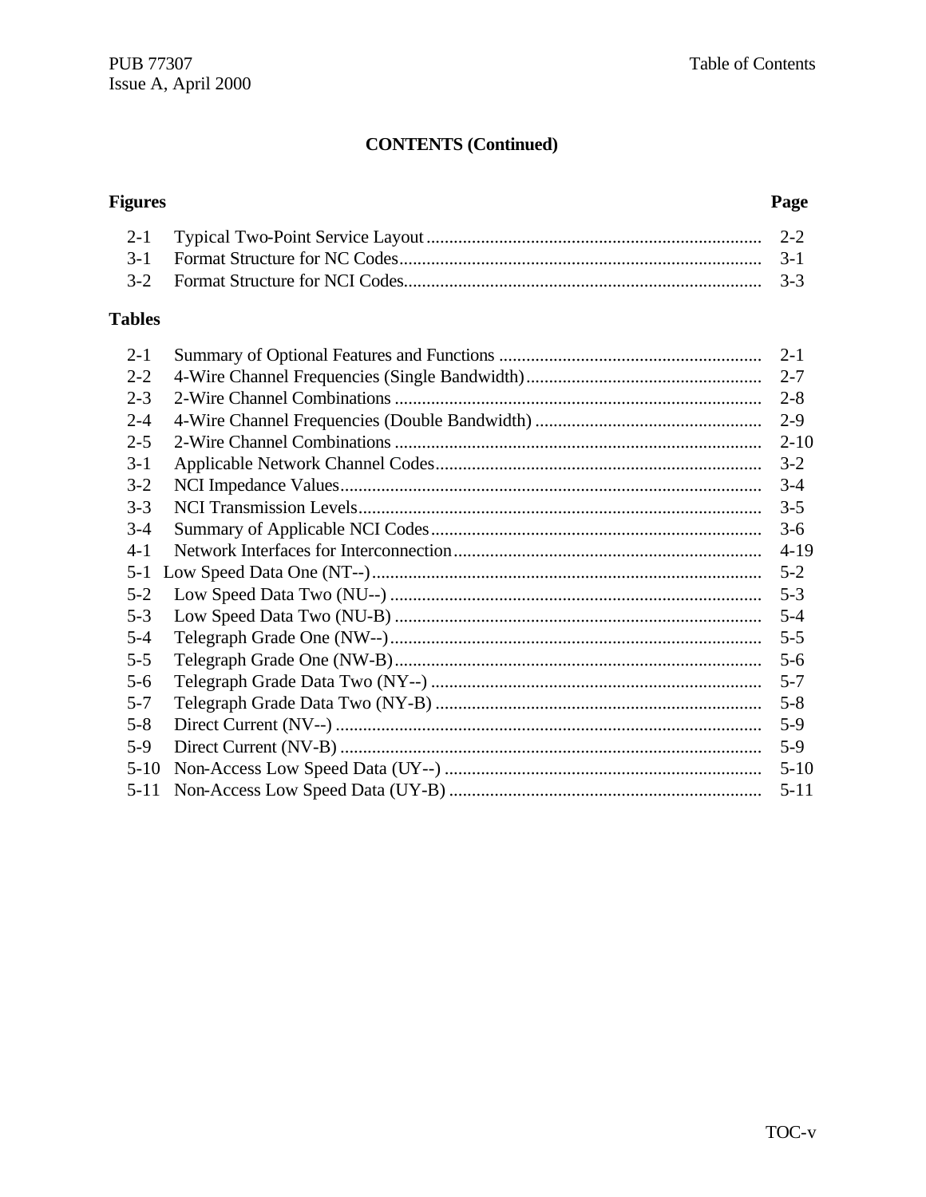## CONTENTS (Continued)

### Figures

| | | Page |
|---|---|---|
| 2-1 | Typical Two-Point Service Layout | 2-2 |
| 3-1 | Format Structure for NC Codes | 3-1 |
| 3-2 | Format Structure for NCI Codes | 3-3 |

### Tables

| | | Page |
|---|---|---|
| 2-1 | Summary of Optional Features and Functions | 2-1 |
| 2-2 | 4-Wire Channel Frequencies (Single Bandwidth) | 2-7 |
| 2-3 | 2-Wire Channel Combinations | 2-8 |
| 2-4 | 4-Wire Channel Frequencies (Double Bandwidth) | 2-9 |
| 2-5 | 2-Wire Channel Combinations | 2-10 |
| 3-1 | Applicable Network Channel Codes | 3-2 |
| 3-2 | NCI Impedance Values | 3-4 |
| 3-3 | NCI Transmission Levels | 3-5 |
| 3-4 | Summary of Applicable NCI Codes | 3-6 |
| 4-1 | Network Interfaces for Interconnection | 4-19 |
| 5-1 | Low Speed Data One (NT--) | 5-2 |
| 5-2 | Low Speed Data Two (NU--) | 5-3 |
| 5-3 | Low Speed Data Two (NU-B) | 5-4 |
| 5-4 | Telegraph Grade One (NW--) | 5-5 |
| 5-5 | Telegraph Grade One (NW-B) | 5-6 |
| 5-6 | Telegraph Grade Data Two (NY--) | 5-7 |
| 5-7 | Telegraph Grade Data Two (NY-B) | 5-8 |
| 5-8 | Direct Current (NV--) | 5-9 |
| 5-9 | Direct Current (NV-B) | 5-9 |
| 5-10 | Non-Access Low Speed Data (UY--) | 5-10 |
| 5-11 | Non-Access Low Speed Data (UY-B) | 5-11 |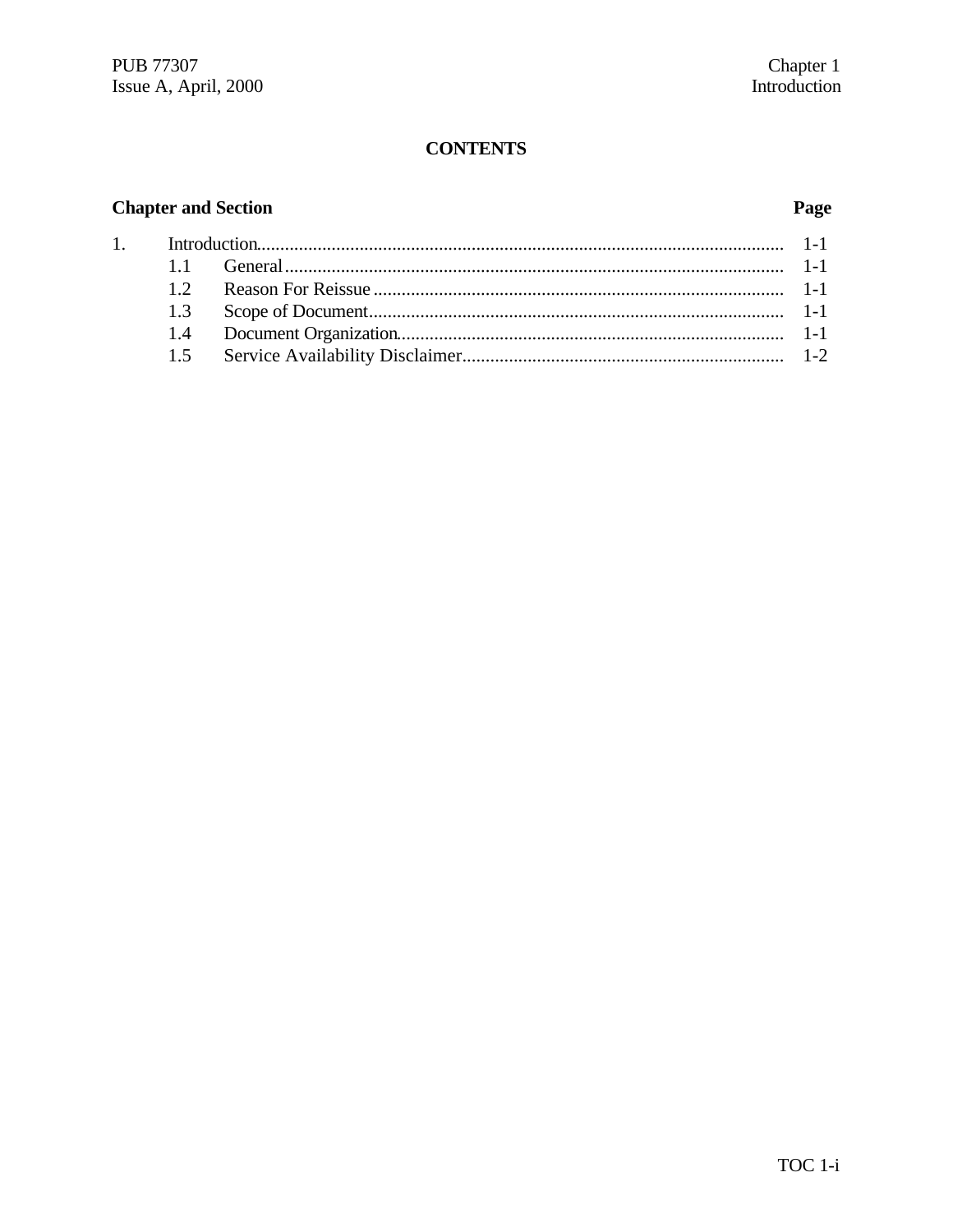## CONTENTS

| Chapter and Section | | Page |
|---|---|---|
| 1. | Introduction | 1-1 |
| 1.1 | General | 1-1 |
| 1.2 | Reason For Reissue | 1-1 |
| 1.3 | Scope of Document | 1-1 |
| 1.4 | Document Organization | 1-1 |
| 1.5 | Service Availability Disclaimer | 1-2 |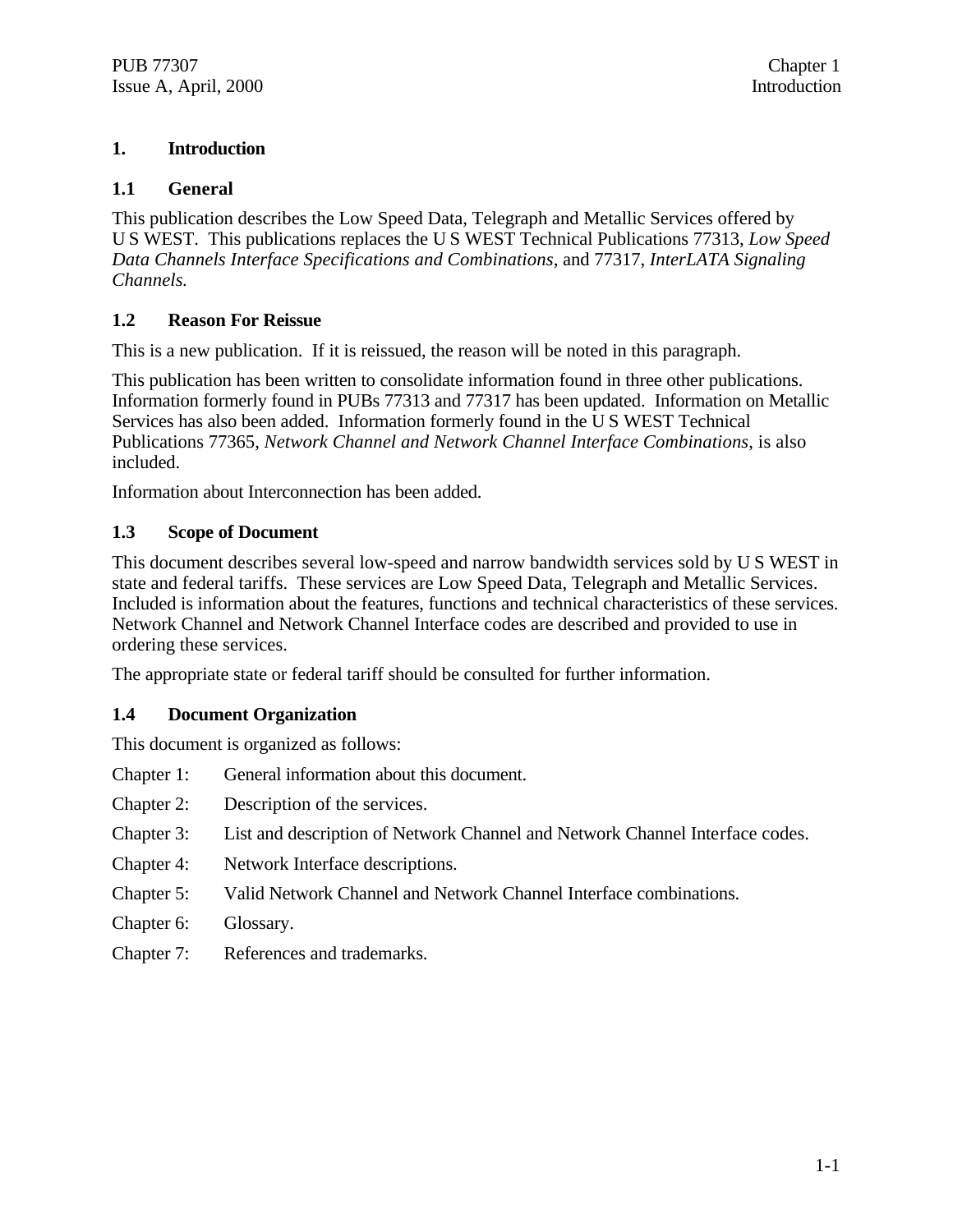# 1. Introduction

## 1.1 General

This publication describes the Low Speed Data, Telegraph and Metallic Services offered by U S WEST. This publications replaces the U S WEST Technical Publications 77313, *Low Speed Data Channels Interface Specifications and Combinations*, and 77317, *InterLATA Signaling Channels.*

## 1.2 Reason For Reissue

This is a new publication. If it is reissued, the reason will be noted in this paragraph.

This publication has been written to consolidate information found in three other publications. Information formerly found in PUBs 77313 and 77317 has been updated. Information on Metallic Services has also been added. Information formerly found in the U S WEST Technical Publications 77365, *Network Channel and Network Channel Interface Combinations*, is also included.

Information about Interconnection has been added.

## 1.3 Scope of Document

This document describes several low-speed and narrow bandwidth services sold by U S WEST in state and federal tariffs. These services are Low Speed Data, Telegraph and Metallic Services. Included is information about the features, functions and technical characteristics of these services. Network Channel and Network Channel Interface codes are described and provided to use in ordering these services.

The appropriate state or federal tariff should be consulted for further information.

## 1.4 Document Organization

This document is organized as follows:

Chapter 1: General information about this document.

Chapter 2: Description of the services.

Chapter 3: List and description of Network Channel and Network Channel Interface codes.

Chapter 4: Network Interface descriptions.

Chapter 5: Valid Network Channel and Network Channel Interface combinations.

Chapter 6: Glossary.

Chapter 7: References and trademarks.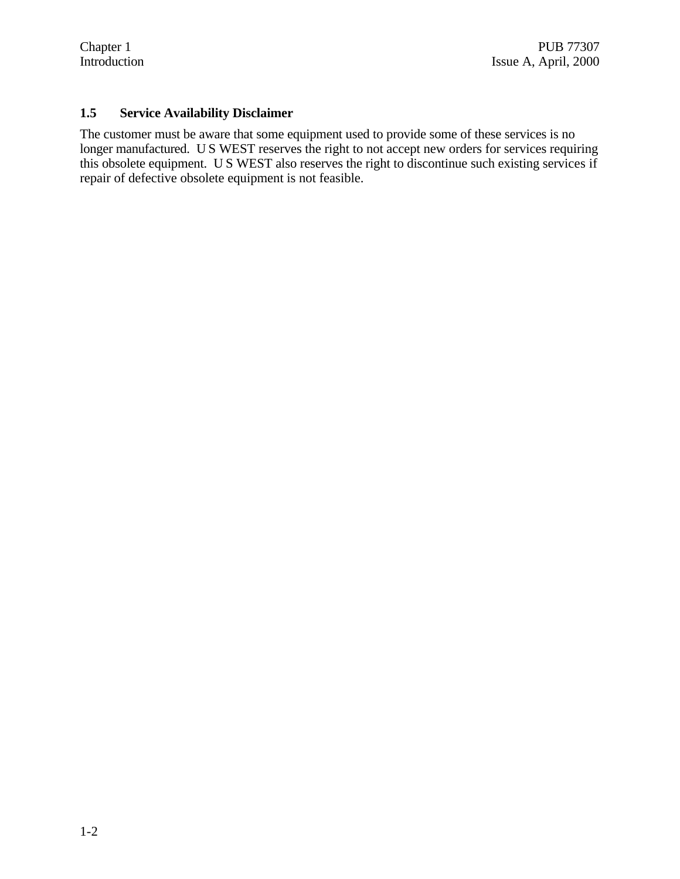## 1.5 Service Availability Disclaimer

The customer must be aware that some equipment used to provide some of these services is no longer manufactured. U S WEST reserves the right to not accept new orders for services requiring this obsolete equipment. U S WEST also reserves the right to discontinue such existing services if repair of defective obsolete equipment is not feasible.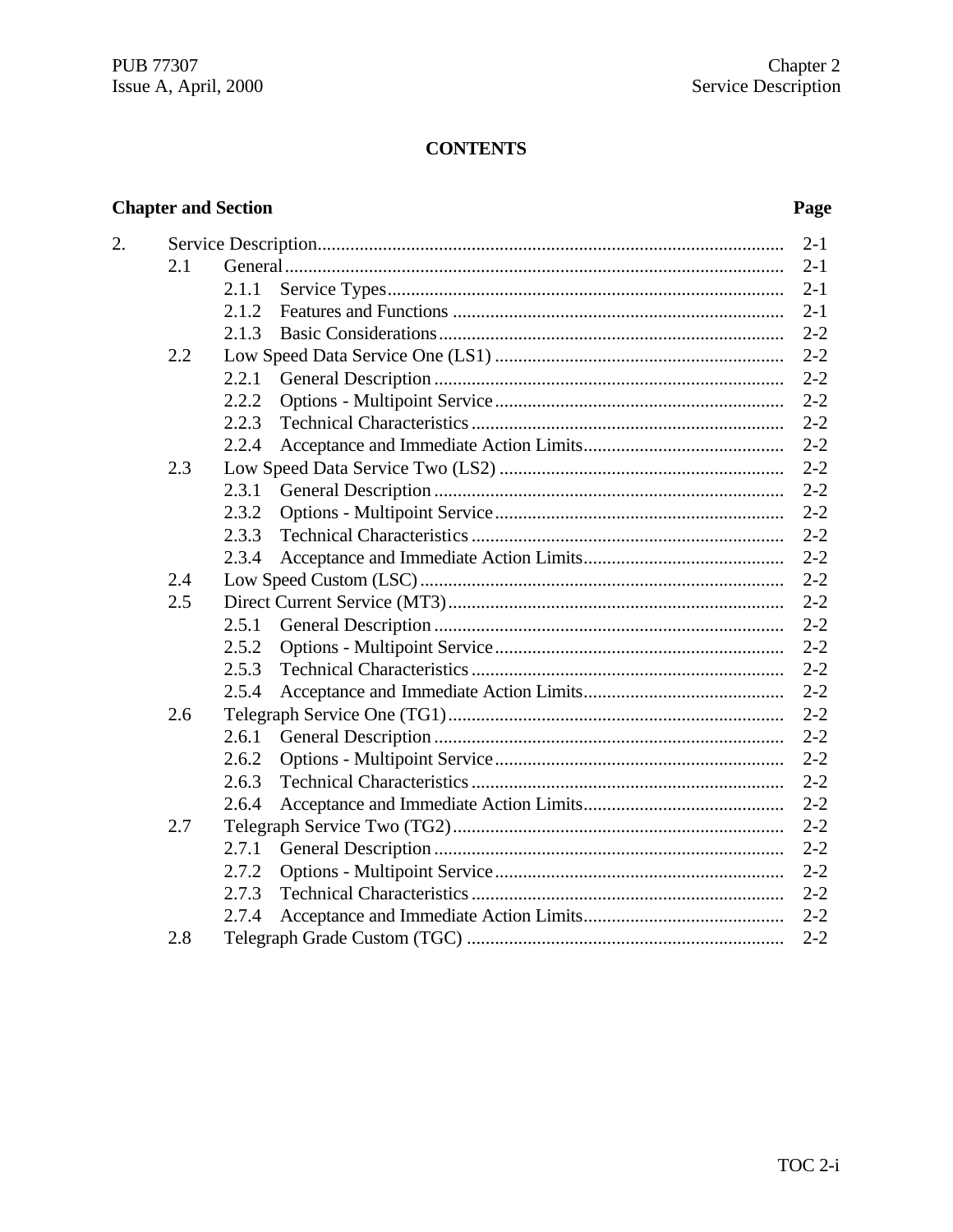# CONTENTS

| Chapter and Section | | | Page |
|---|---|---|---|
| 2. | Service Description | | 2-1 |
| | 2.1 | General | 2-1 |
| | | 2.1.1 Service Types | 2-1 |
| | | 2.1.2 Features and Functions | 2-1 |
| | | 2.1.3 Basic Considerations | 2-2 |
| | 2.2 | Low Speed Data Service One (LS1) | 2-2 |
| | | 2.2.1 General Description | 2-2 |
| | | 2.2.2 Options - Multipoint Service | 2-2 |
| | | 2.2.3 Technical Characteristics | 2-2 |
| | | 2.2.4 Acceptance and Immediate Action Limits | 2-2 |
| | 2.3 | Low Speed Data Service Two (LS2) | 2-2 |
| | | 2.3.1 General Description | 2-2 |
| | | 2.3.2 Options - Multipoint Service | 2-2 |
| | | 2.3.3 Technical Characteristics | 2-2 |
| | | 2.3.4 Acceptance and Immediate Action Limits | 2-2 |
| | 2.4 | Low Speed Custom (LSC) | 2-2 |
| | 2.5 | Direct Current Service (MT3) | 2-2 |
| | | 2.5.1 General Description | 2-2 |
| | | 2.5.2 Options - Multipoint Service | 2-2 |
| | | 2.5.3 Technical Characteristics | 2-2 |
| | | 2.5.4 Acceptance and Immediate Action Limits | 2-2 |
| | 2.6 | Telegraph Service One (TG1) | 2-2 |
| | | 2.6.1 General Description | 2-2 |
| | | 2.6.2 Options - Multipoint Service | 2-2 |
| | | 2.6.3 Technical Characteristics | 2-2 |
| | | 2.6.4 Acceptance and Immediate Action Limits | 2-2 |
| | 2.7 | Telegraph Service Two (TG2) | 2-2 |
| | | 2.7.1 General Description | 2-2 |
| | | 2.7.2 Options - Multipoint Service | 2-2 |
| | | 2.7.3 Technical Characteristics | 2-2 |
| | | 2.7.4 Acceptance and Immediate Action Limits | 2-2 |
| | 2.8 | Telegraph Grade Custom (TGC) | 2-2 |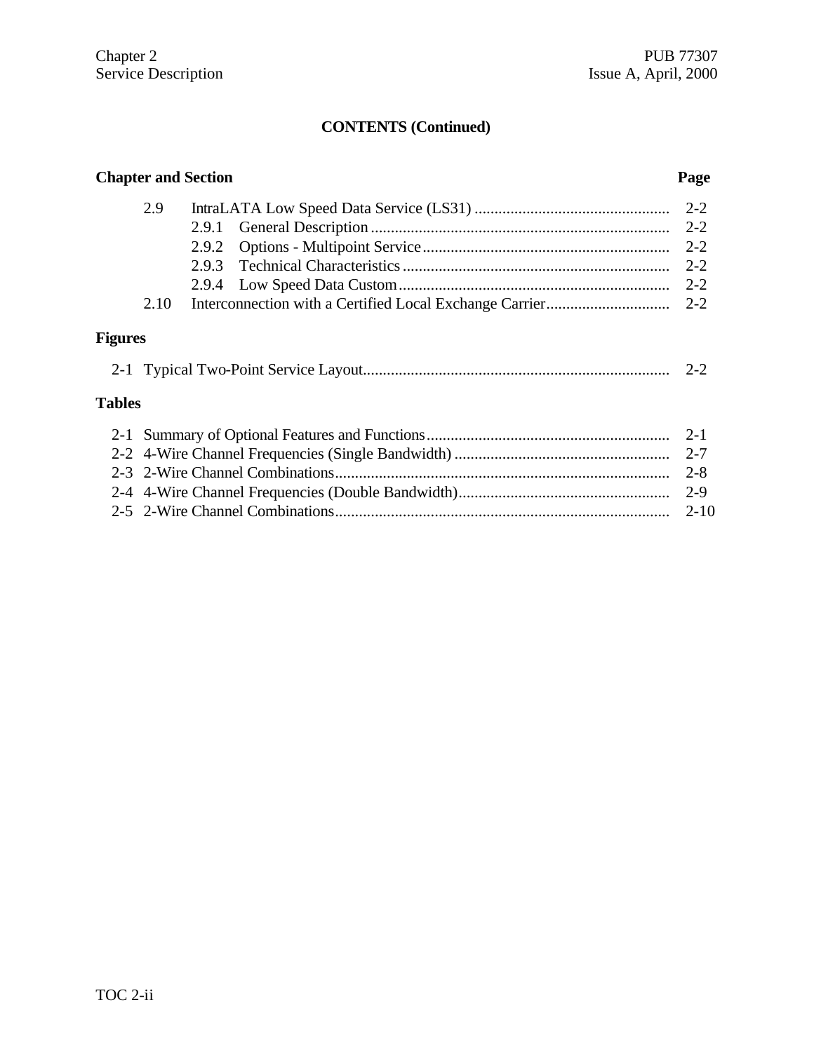## CONTENTS (Continued)

| Chapter and Section | | Page |
|---|---|---|
| 2.9 | IntraLATA Low Speed Data Service (LS31) | 2-2 |
| | 2.9.1 General Description | 2-2 |
| | 2.9.2 Options - Multipoint Service | 2-2 |
| | 2.9.3 Technical Characteristics | 2-2 |
| | 2.9.4 Low Speed Data Custom | 2-2 |
| 2.10 | Interconnection with a Certified Local Exchange Carrier | 2-2 |

**Figures**

| | | |
|---|---|---|
| 2-1 | Typical Two-Point Service Layout | 2-2 |

**Tables**

| | | |
|---|---|---|
| 2-1 | Summary of Optional Features and Functions | 2-1 |
| 2-2 | 4-Wire Channel Frequencies (Single Bandwidth) | 2-7 |
| 2-3 | 2-Wire Channel Combinations | 2-8 |
| 2-4 | 4-Wire Channel Frequencies (Double Bandwidth) | 2-9 |
| 2-5 | 2-Wire Channel Combinations | 2-10 |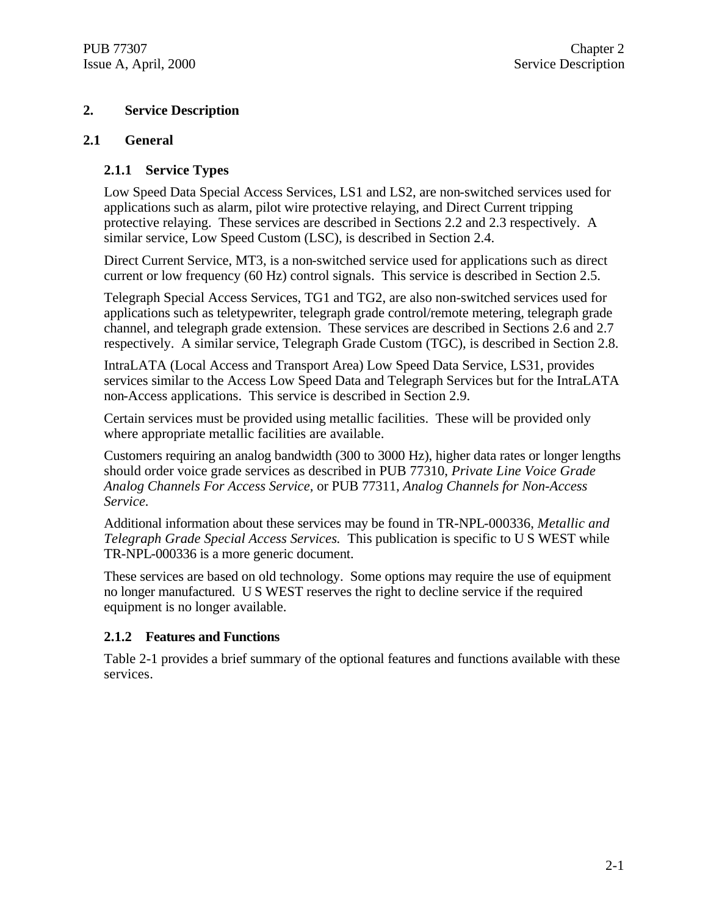# 2. Service Description

## 2.1 General

### 2.1.1 Service Types

Low Speed Data Special Access Services, LS1 and LS2, are non-switched services used for applications such as alarm, pilot wire protective relaying, and Direct Current tripping protective relaying. These services are described in Sections 2.2 and 2.3 respectively. A similar service, Low Speed Custom (LSC), is described in Section 2.4.

Direct Current Service, MT3, is a non-switched service used for applications such as direct current or low frequency (60 Hz) control signals. This service is described in Section 2.5.

Telegraph Special Access Services, TG1 and TG2, are also non-switched services used for applications such as teletypewriter, telegraph grade control/remote metering, telegraph grade channel, and telegraph grade extension. These services are described in Sections 2.6 and 2.7 respectively. A similar service, Telegraph Grade Custom (TGC), is described in Section 2.8.

IntraLATA (Local Access and Transport Area) Low Speed Data Service, LS31, provides services similar to the Access Low Speed Data and Telegraph Services but for the IntraLATA non-Access applications. This service is described in Section 2.9.

Certain services must be provided using metallic facilities. These will be provided only where appropriate metallic facilities are available.

Customers requiring an analog bandwidth (300 to 3000 Hz), higher data rates or longer lengths should order voice grade services as described in PUB 77310, *Private Line Voice Grade Analog Channels For Access Service,* or PUB 77311, *Analog Channels for Non-Access Service.*

Additional information about these services may be found in TR-NPL-000336, *Metallic and Telegraph Grade Special Access Services.* This publication is specific to U S WEST while TR-NPL-000336 is a more generic document.

These services are based on old technology. Some options may require the use of equipment no longer manufactured. U S WEST reserves the right to decline service if the required equipment is no longer available.

### 2.1.2 Features and Functions

Table 2-1 provides a brief summary of the optional features and functions available with these services.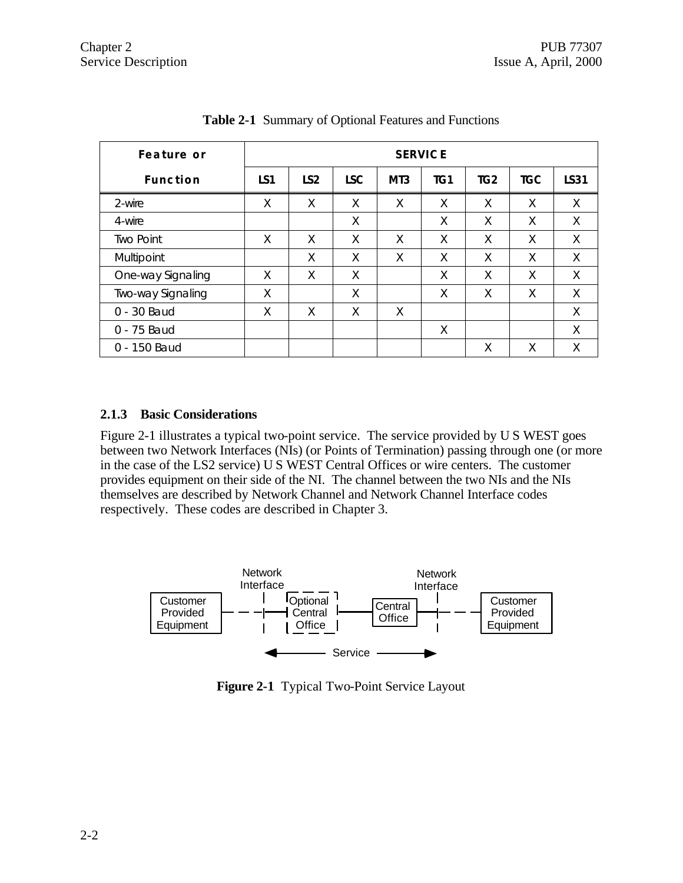**Table 2-1** Summary of Optional Features and Functions

| Feature or Function | SERVICE | | | | | | | |
|---|---|---|---|---|---|---|---|---|
| | LS1 | LS2 | LSC | MT3 | TG1 | TG2 | TGC | LS31 |
| 2-wire | X | X | X | X | X | X | X | X |
| 4-wire | | | X | | X | X | X | X |
| Two Point | X | X | X | X | X | X | X | X |
| Multipoint | | X | X | X | X | X | X | X |
| One-way Signaling | X | X | X | | X | X | X | X |
| Two-way Signaling | X | | X | | X | X | X | X |
| 0 - 30 Baud | X | X | X | X | | | | X |
| 0 - 75 Baud | | | | | X | | | X |
| 0 - 150 Baud | | | | | | X | X | X |

### 2.1.3 Basic Considerations

Figure 2-1 illustrates a typical two-point service. The service provided by U S WEST goes between two Network Interfaces (NIs) (or Points of Termination) passing through one (or more in the case of the LS2 service) U S WEST Central Offices or wire centers. The customer provides equipment on their side of the NI. The channel between the two NIs and the NIs themselves are described by Network Channel and Network Channel Interface codes respectively. These codes are described in Chapter 3.

**Figure 2-1** Typical Two-Point Service Layout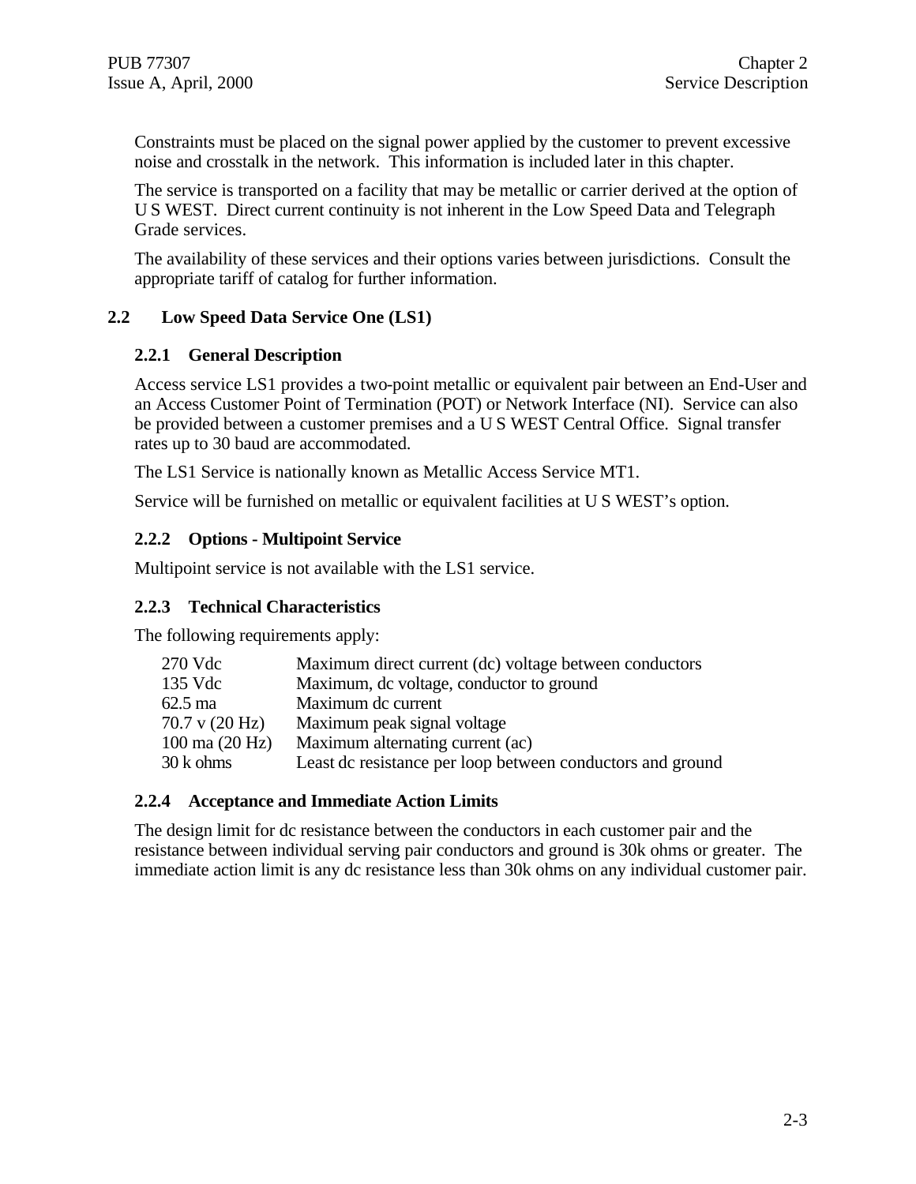Constraints must be placed on the signal power applied by the customer to prevent excessive noise and crosstalk in the network. This information is included later in this chapter.

The service is transported on a facility that may be metallic or carrier derived at the option of U S WEST. Direct current continuity is not inherent in the Low Speed Data and Telegraph Grade services.

The availability of these services and their options varies between jurisdictions. Consult the appropriate tariff of catalog for further information.

## 2.2 Low Speed Data Service One (LS1)

### 2.2.1 General Description

Access service LS1 provides a two-point metallic or equivalent pair between an End-User and an Access Customer Point of Termination (POT) or Network Interface (NI). Service can also be provided between a customer premises and a U S WEST Central Office. Signal transfer rates up to 30 baud are accommodated.

The LS1 Service is nationally known as Metallic Access Service MT1.

Service will be furnished on metallic or equivalent facilities at U S WEST's option.

### 2.2.2 Options - Multipoint Service

Multipoint service is not available with the LS1 service.

### 2.2.3 Technical Characteristics

The following requirements apply:

| | |
|---|---|
| 270 Vdc | Maximum direct current (dc) voltage between conductors |
| 135 Vdc | Maximum, dc voltage, conductor to ground |
| 62.5 ma | Maximum dc current |
| 70.7 v (20 Hz) | Maximum peak signal voltage |
| 100 ma (20 Hz) | Maximum alternating current (ac) |
| 30 k ohms | Least dc resistance per loop between conductors and ground |

### 2.2.4 Acceptance and Immediate Action Limits

The design limit for dc resistance between the conductors in each customer pair and the resistance between individual serving pair conductors and ground is 30k ohms or greater. The immediate action limit is any dc resistance less than 30k ohms on any individual customer pair.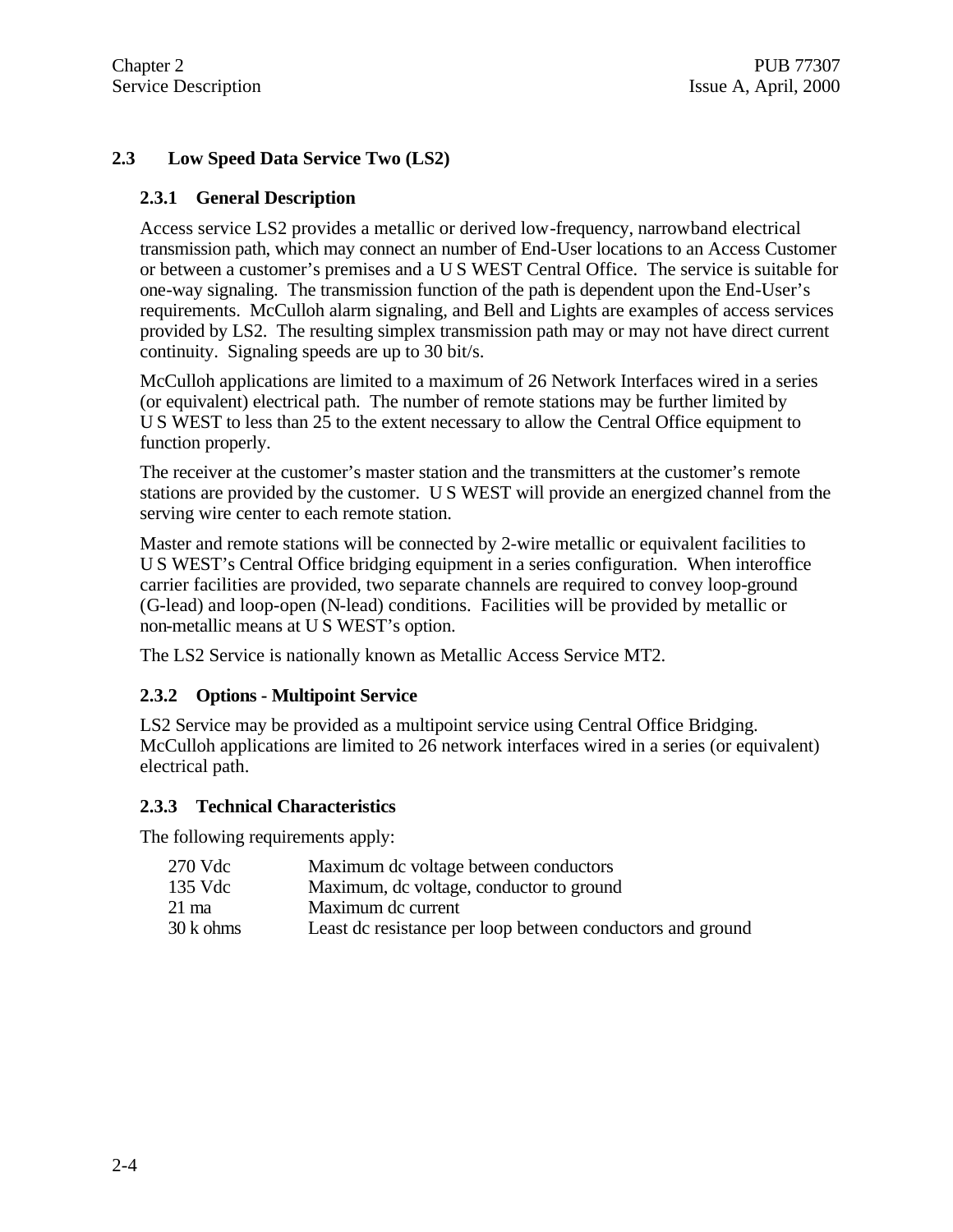## 2.3 Low Speed Data Service Two (LS2)

### 2.3.1 General Description

Access service LS2 provides a metallic or derived low-frequency, narrowband electrical transmission path, which may connect an number of End-User locations to an Access Customer or between a customer's premises and a U S WEST Central Office. The service is suitable for one-way signaling. The transmission function of the path is dependent upon the End-User's requirements. McCulloh alarm signaling, and Bell and Lights are examples of access services provided by LS2. The resulting simplex transmission path may or may not have direct current continuity. Signaling speeds are up to 30 bit/s.

McCulloh applications are limited to a maximum of 26 Network Interfaces wired in a series (or equivalent) electrical path. The number of remote stations may be further limited by U S WEST to less than 25 to the extent necessary to allow the Central Office equipment to function properly.

The receiver at the customer's master station and the transmitters at the customer's remote stations are provided by the customer. U S WEST will provide an energized channel from the serving wire center to each remote station.

Master and remote stations will be connected by 2-wire metallic or equivalent facilities to U S WEST's Central Office bridging equipment in a series configuration. When interoffice carrier facilities are provided, two separate channels are required to convey loop-ground (G-lead) and loop-open (N-lead) conditions. Facilities will be provided by metallic or non-metallic means at U S WEST's option.

The LS2 Service is nationally known as Metallic Access Service MT2.

### 2.3.2 Options - Multipoint Service

LS2 Service may be provided as a multipoint service using Central Office Bridging. McCulloh applications are limited to 26 network interfaces wired in a series (or equivalent) electrical path.

### 2.3.3 Technical Characteristics

The following requirements apply:

| | |
|---|---|
| 270 Vdc | Maximum dc voltage between conductors |
| 135 Vdc | Maximum, dc voltage, conductor to ground |
| 21 ma | Maximum dc current |
| 30 k ohms | Least dc resistance per loop between conductors and ground |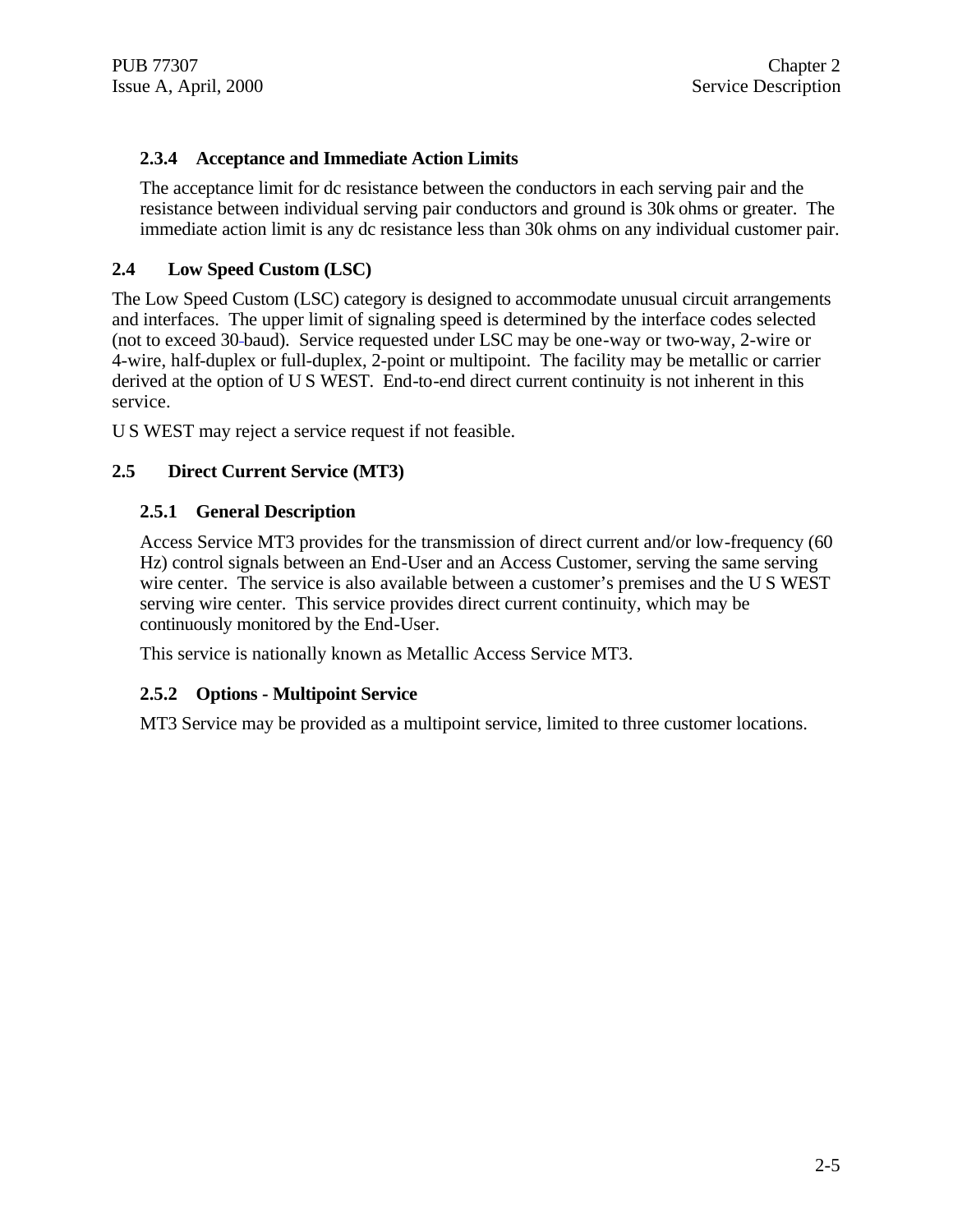### 2.3.4 Acceptance and Immediate Action Limits

The acceptance limit for dc resistance between the conductors in each serving pair and the resistance between individual serving pair conductors and ground is 30k ohms or greater. The immediate action limit is any dc resistance less than 30k ohms on any individual customer pair.

## 2.4 Low Speed Custom (LSC)

The Low Speed Custom (LSC) category is designed to accommodate unusual circuit arrangements and interfaces. The upper limit of signaling speed is determined by the interface codes selected (not to exceed 30-baud). Service requested under LSC may be one-way or two-way, 2-wire or 4-wire, half-duplex or full-duplex, 2-point or multipoint. The facility may be metallic or carrier derived at the option of U S WEST. End-to-end direct current continuity is not inherent in this service.

U S WEST may reject a service request if not feasible.

## 2.5 Direct Current Service (MT3)

### 2.5.1 General Description

Access Service MT3 provides for the transmission of direct current and/or low-frequency (60 Hz) control signals between an End-User and an Access Customer, serving the same serving wire center. The service is also available between a customer's premises and the U S WEST serving wire center. This service provides direct current continuity, which may be continuously monitored by the End-User.

This service is nationally known as Metallic Access Service MT3.

### 2.5.2 Options - Multipoint Service

MT3 Service may be provided as a multipoint service, limited to three customer locations.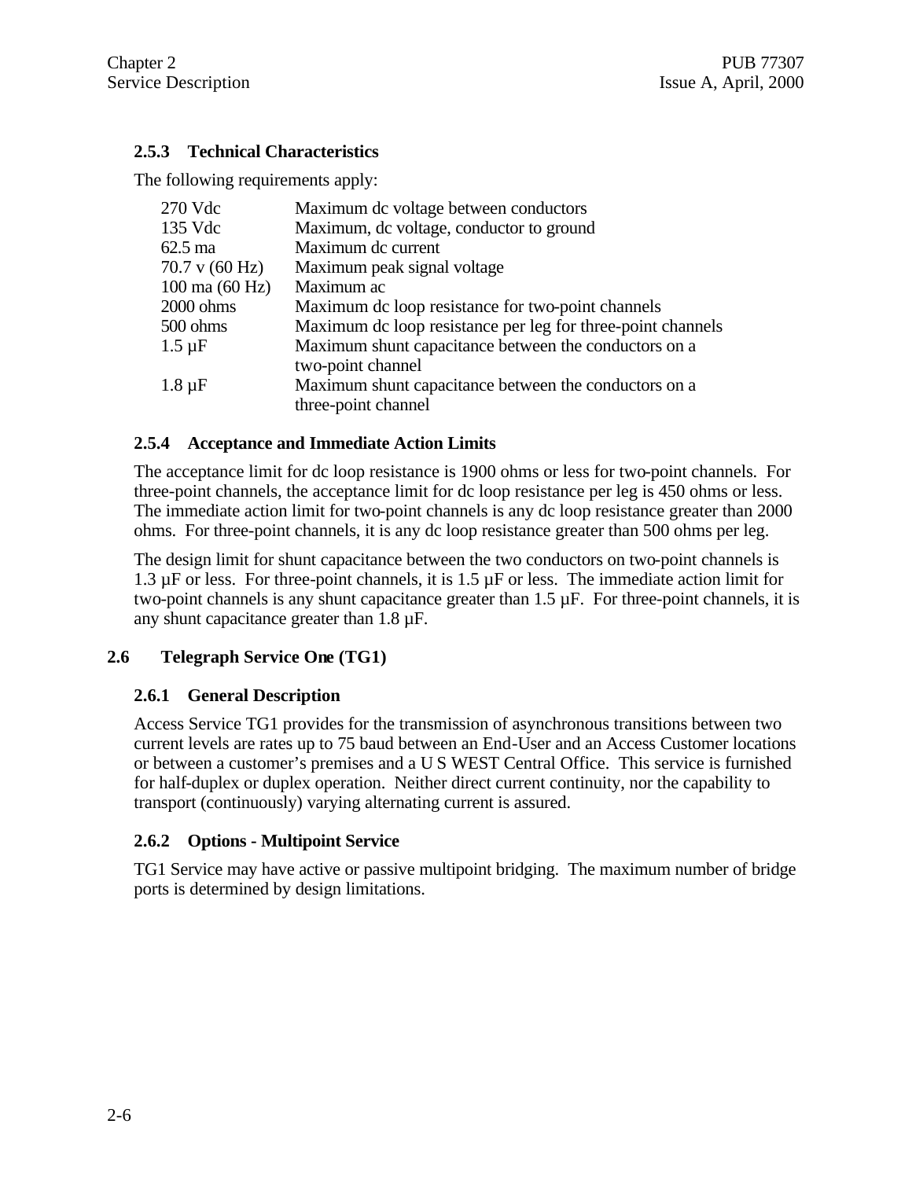### 2.5.3 Technical Characteristics

The following requirements apply:

| | |
|---|---|
| 270 Vdc | Maximum dc voltage between conductors |
| 135 Vdc | Maximum, dc voltage, conductor to ground |
| 62.5 ma | Maximum dc current |
| 70.7 v (60 Hz) | Maximum peak signal voltage |
| 100 ma (60 Hz) | Maximum ac |
| 2000 ohms | Maximum dc loop resistance for two-point channels |
| 500 ohms | Maximum dc loop resistance per leg for three-point channels |
| 1.5 µF | Maximum shunt capacitance between the conductors on a two-point channel |
| 1.8 µF | Maximum shunt capacitance between the conductors on a three-point channel |

### 2.5.4 Acceptance and Immediate Action Limits

The acceptance limit for dc loop resistance is 1900 ohms or less for two-point channels. For three-point channels, the acceptance limit for dc loop resistance per leg is 450 ohms or less. The immediate action limit for two-point channels is any dc loop resistance greater than 2000 ohms. For three-point channels, it is any dc loop resistance greater than 500 ohms per leg.

The design limit for shunt capacitance between the two conductors on two-point channels is 1.3 µF or less. For three-point channels, it is 1.5 µF or less. The immediate action limit for two-point channels is any shunt capacitance greater than 1.5 µF. For three-point channels, it is any shunt capacitance greater than 1.8 µF.

## 2.6 Telegraph Service One (TG1)

### 2.6.1 General Description

Access Service TG1 provides for the transmission of asynchronous transitions between two current levels are rates up to 75 baud between an End-User and an Access Customer locations or between a customer's premises and a U S WEST Central Office. This service is furnished for half-duplex or duplex operation. Neither direct current continuity, nor the capability to transport (continuously) varying alternating current is assured.

### 2.6.2 Options - Multipoint Service

TG1 Service may have active or passive multipoint bridging. The maximum number of bridge ports is determined by design limitations.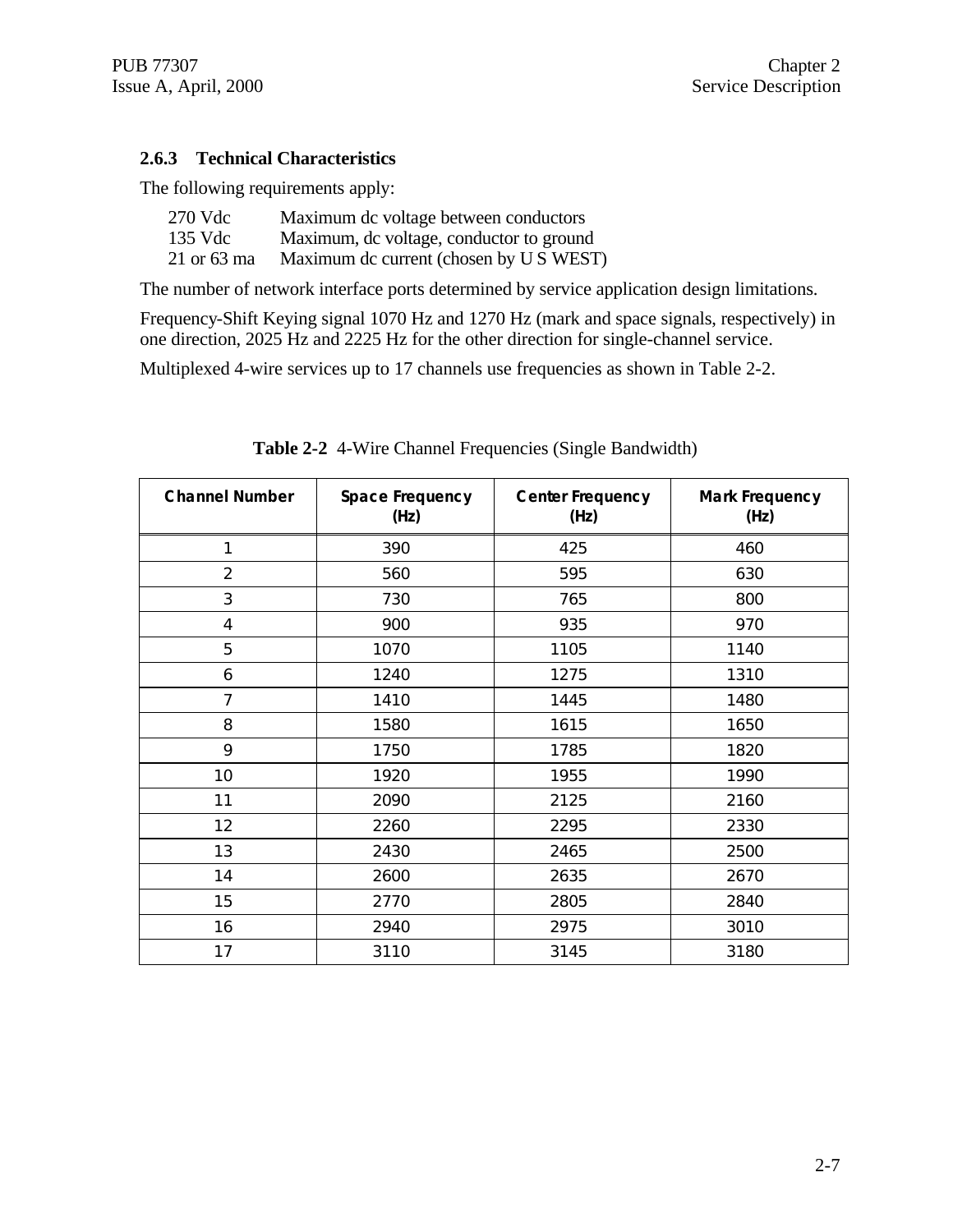### 2.6.3 Technical Characteristics

The following requirements apply:

| | |
|---|---|
| 270 Vdc | Maximum dc voltage between conductors |
| 135 Vdc | Maximum, dc voltage, conductor to ground |
| 21 or 63 ma | Maximum dc current (chosen by U S WEST) |

The number of network interface ports determined by service application design limitations.

Frequency-Shift Keying signal 1070 Hz and 1270 Hz (mark and space signals, respectively) in one direction, 2025 Hz and 2225 Hz for the other direction for single-channel service.

Multiplexed 4-wire services up to 17 channels use frequencies as shown in Table 2-2.

**Table 2-2** 4-Wire Channel Frequencies (Single Bandwidth)

| Channel Number | Space Frequency (Hz) | Center Frequency (Hz) | Mark Frequency (Hz) |
|---|---|---|---|
| 1 | 390 | 425 | 460 |
| 2 | 560 | 595 | 630 |
| 3 | 730 | 765 | 800 |
| 4 | 900 | 935 | 970 |
| 5 | 1070 | 1105 | 1140 |
| 6 | 1240 | 1275 | 1310 |
| 7 | 1410 | 1445 | 1480 |
| 8 | 1580 | 1615 | 1650 |
| 9 | 1750 | 1785 | 1820 |
| 10 | 1920 | 1955 | 1990 |
| 11 | 2090 | 2125 | 2160 |
| 12 | 2260 | 2295 | 2330 |
| 13 | 2430 | 2465 | 2500 |
| 14 | 2600 | 2635 | 2670 |
| 15 | 2770 | 2805 | 2840 |
| 16 | 2940 | 2975 | 3010 |
| 17 | 3110 | 3145 | 3180 |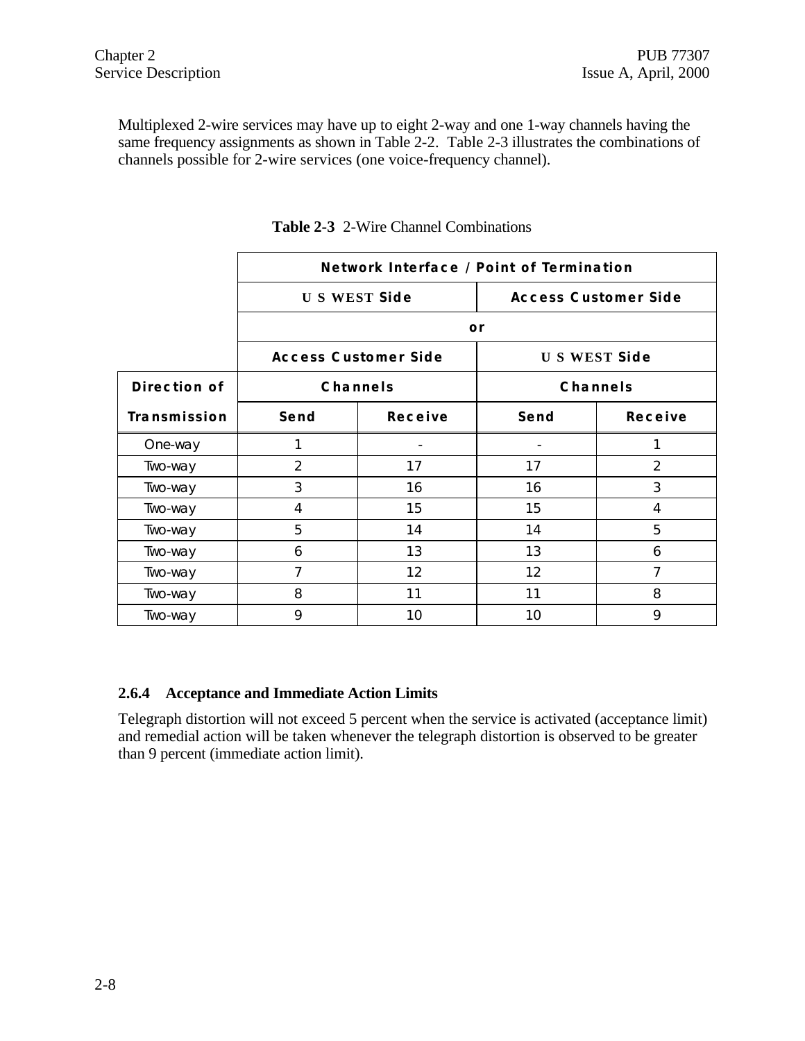Multiplexed 2-wire services may have up to eight 2-way and one 1-way channels having the same frequency assignments as shown in Table 2-2. Table 2-3 illustrates the combinations of channels possible for 2-wire services (one voice-frequency channel).

**Table 2-3** 2-Wire Channel Combinations

| | Network Interface / Point of Termination | | | |
|---|---|---|---|---|
| | U S WEST Side | | Access Customer Side | |
| | or | | | |
| | Access Customer Side | | U S WEST Side | |
| Direction of | Channels | | Channels | |
| Transmission | Send | Receive | Send | Receive |
| One-way | 1 | - | - | 1 |
| Two-way | 2 | 17 | 17 | 2 |
| Two-way | 3 | 16 | 16 | 3 |
| Two-way | 4 | 15 | 15 | 4 |
| Two-way | 5 | 14 | 14 | 5 |
| Two-way | 6 | 13 | 13 | 6 |
| Two-way | 7 | 12 | 12 | 7 |
| Two-way | 8 | 11 | 11 | 8 |
| Two-way | 9 | 10 | 10 | 9 |

### 2.6.4 Acceptance and Immediate Action Limits

Telegraph distortion will not exceed 5 percent when the service is activated (acceptance limit) and remedial action will be taken whenever the telegraph distortion is observed to be greater than 9 percent (immediate action limit).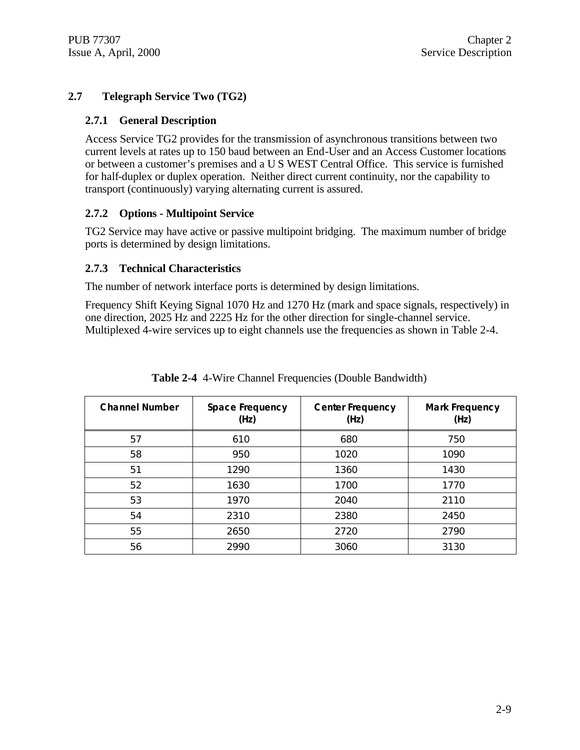## 2.7 Telegraph Service Two (TG2)

### 2.7.1 General Description

Access Service TG2 provides for the transmission of asynchronous transitions between two current levels at rates up to 150 baud between an End-User and an Access Customer locations or between a customer's premises and a U S WEST Central Office. This service is furnished for half-duplex or duplex operation. Neither direct current continuity, nor the capability to transport (continuously) varying alternating current is assured.

### 2.7.2 Options - Multipoint Service

TG2 Service may have active or passive multipoint bridging. The maximum number of bridge ports is determined by design limitations.

### 2.7.3 Technical Characteristics

The number of network interface ports is determined by design limitations.

Frequency Shift Keying Signal 1070 Hz and 1270 Hz (mark and space signals, respectively) in one direction, 2025 Hz and 2225 Hz for the other direction for single-channel service. Multiplexed 4-wire services up to eight channels use the frequencies as shown in Table 2-4.

**Table 2-4** 4-Wire Channel Frequencies (Double Bandwidth)

| Channel Number | Space Frequency (Hz) | Center Frequency (Hz) | Mark Frequency (Hz) |
|---|---|---|---|
| 57 | 610 | 680 | 750 |
| 58 | 950 | 1020 | 1090 |
| 51 | 1290 | 1360 | 1430 |
| 52 | 1630 | 1700 | 1770 |
| 53 | 1970 | 2040 | 2110 |
| 54 | 2310 | 2380 | 2450 |
| 55 | 2650 | 2720 | 2790 |
| 56 | 2990 | 3060 | 3130 |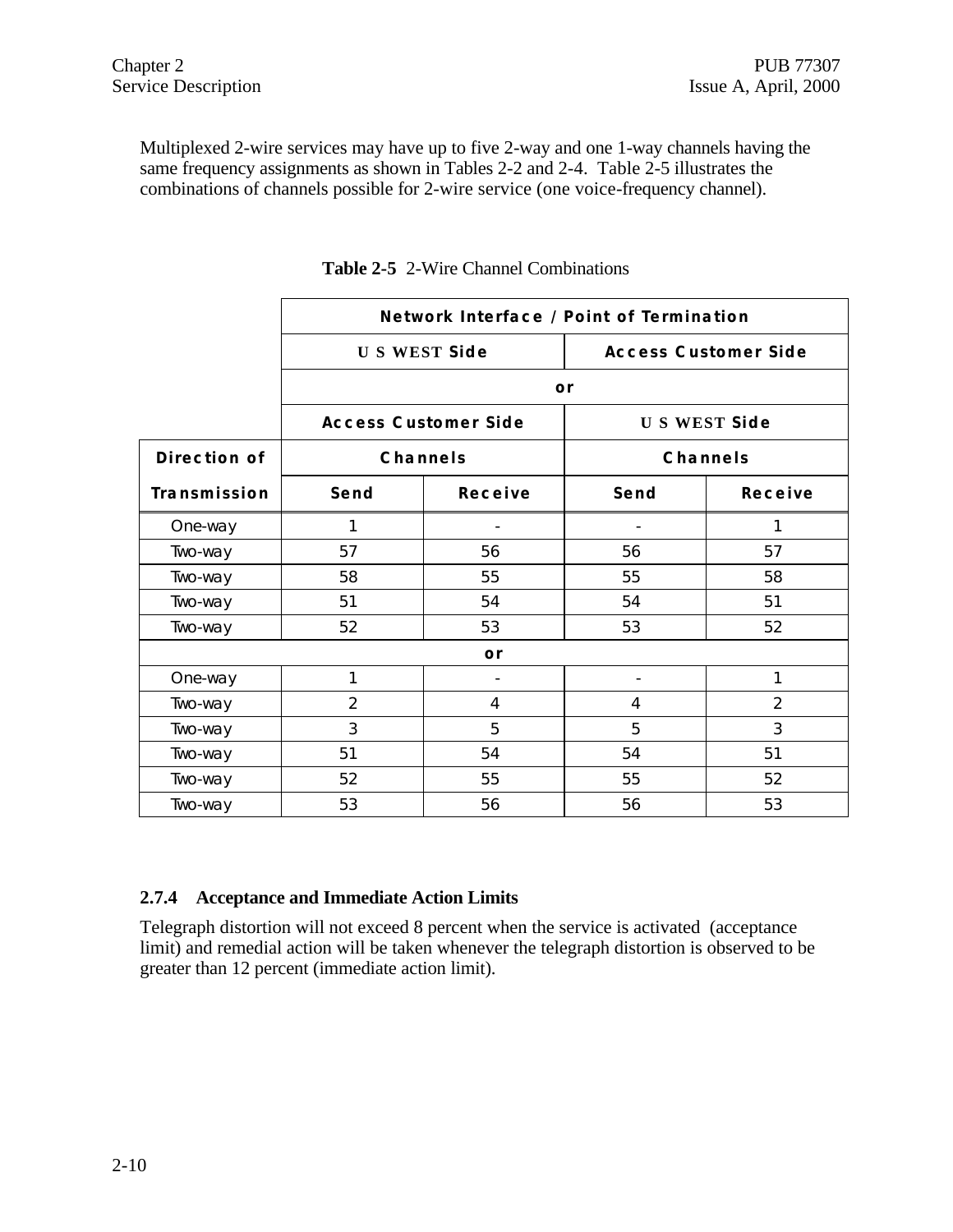Multiplexed 2-wire services may have up to five 2-way and one 1-way channels having the same frequency assignments as shown in Tables 2-2 and 2-4. Table 2-5 illustrates the combinations of channels possible for 2-wire service (one voice-frequency channel).

**Table 2-5** 2-Wire Channel Combinations

| | Network Interface / Point of Termination | | | |
|---|---|---|---|---|
| | U S WEST Side | | Access Customer Side | |
| | or | | | |
| | Access Customer Side | | U S WEST Side | |
| Direction of | Channels | | Channels | |
| Transmission | Send | Receive | Send | Receive |
| One-way | 1 | - | - | 1 |
| Two-way | 57 | 56 | 56 | 57 |
| Two-way | 58 | 55 | 55 | 58 |
| Two-way | 51 | 54 | 54 | 51 |
| Two-way | 52 | 53 | 53 | 52 |
| or | | | | |
| One-way | 1 | - | - | 1 |
| Two-way | 2 | 4 | 4 | 2 |
| Two-way | 3 | 5 | 5 | 3 |
| Two-way | 51 | 54 | 54 | 51 |
| Two-way | 52 | 55 | 55 | 52 |
| Two-way | 53 | 56 | 56 | 53 |

### 2.7.4 Acceptance and Immediate Action Limits

Telegraph distortion will not exceed 8 percent when the service is activated (acceptance limit) and remedial action will be taken whenever the telegraph distortion is observed to be greater than 12 percent (immediate action limit).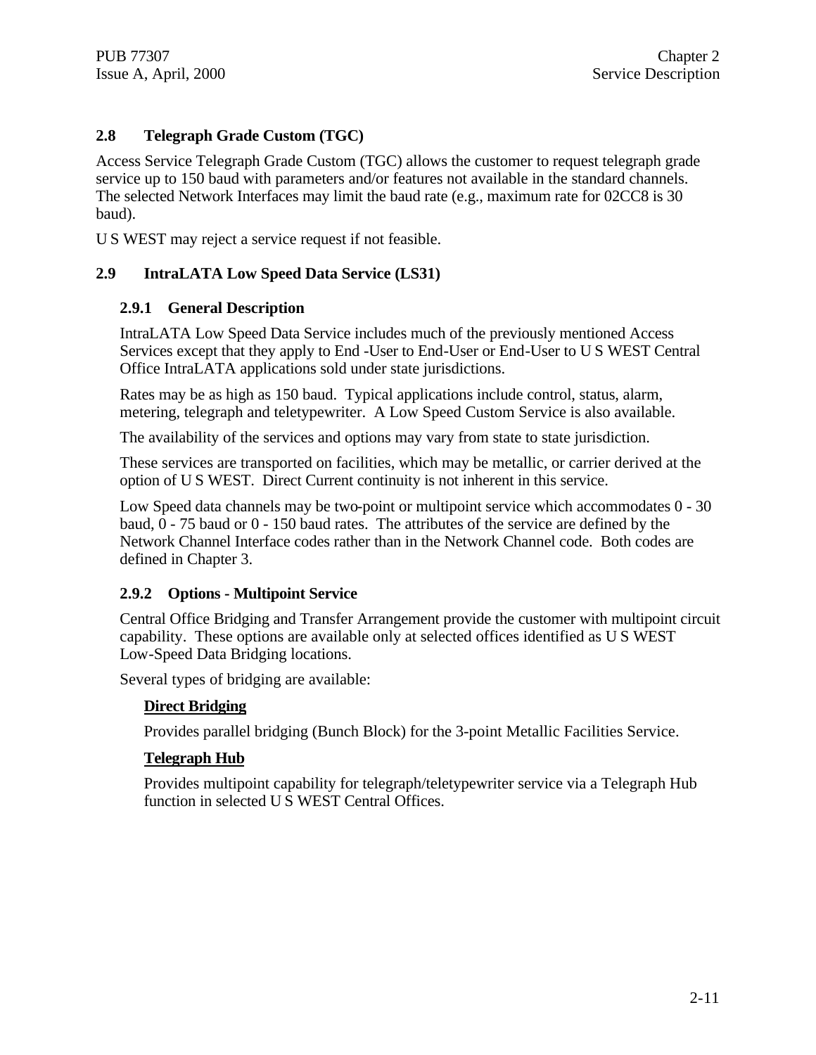## 2.8 Telegraph Grade Custom (TGC)

Access Service Telegraph Grade Custom (TGC) allows the customer to request telegraph grade service up to 150 baud with parameters and/or features not available in the standard channels. The selected Network Interfaces may limit the baud rate (e.g., maximum rate for 02CC8 is 30 baud).

U S WEST may reject a service request if not feasible.

## 2.9 IntraLATA Low Speed Data Service (LS31)

### 2.9.1 General Description

IntraLATA Low Speed Data Service includes much of the previously mentioned Access Services except that they apply to End -User to End-User or End-User to U S WEST Central Office IntraLATA applications sold under state jurisdictions.

Rates may be as high as 150 baud. Typical applications include control, status, alarm, metering, telegraph and teletypewriter. A Low Speed Custom Service is also available.

The availability of the services and options may vary from state to state jurisdiction.

These services are transported on facilities, which may be metallic, or carrier derived at the option of U S WEST. Direct Current continuity is not inherent in this service.

Low Speed data channels may be two-point or multipoint service which accommodates 0 - 30 baud, 0 - 75 baud or 0 - 150 baud rates. The attributes of the service are defined by the Network Channel Interface codes rather than in the Network Channel code. Both codes are defined in Chapter 3.

### 2.9.2 Options - Multipoint Service

Central Office Bridging and Transfer Arrangement provide the customer with multipoint circuit capability. These options are available only at selected offices identified as U S WEST Low-Speed Data Bridging locations.

Several types of bridging are available:

**Direct Bridging**

Provides parallel bridging (Bunch Block) for the 3-point Metallic Facilities Service.

**Telegraph Hub**

Provides multipoint capability for telegraph/teletypewriter service via a Telegraph Hub function in selected U S WEST Central Offices.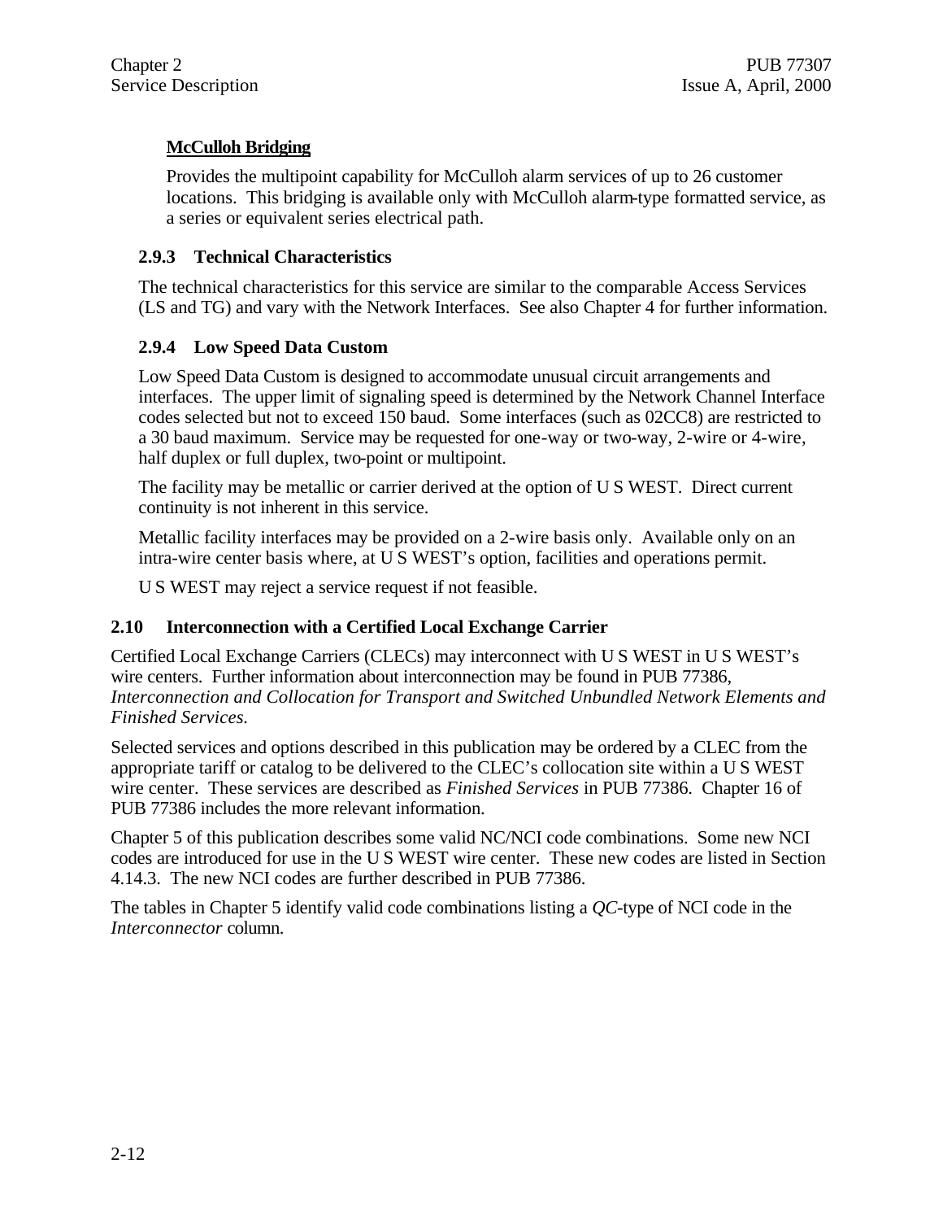**McCulloh Bridging**

Provides the multipoint capability for McCulloh alarm services of up to 26 customer locations. This bridging is available only with McCulloh alarm-type formatted service, as a series or equivalent series electrical path.

### 2.9.3 Technical Characteristics

The technical characteristics for this service are similar to the comparable Access Services (LS and TG) and vary with the Network Interfaces. See also Chapter 4 for further information.

### 2.9.4 Low Speed Data Custom

Low Speed Data Custom is designed to accommodate unusual circuit arrangements and interfaces. The upper limit of signaling speed is determined by the Network Channel Interface codes selected but not to exceed 150 baud. Some interfaces (such as 02CC8) are restricted to a 30 baud maximum. Service may be requested for one-way or two-way, 2-wire or 4-wire, half duplex or full duplex, two-point or multipoint.

The facility may be metallic or carrier derived at the option of U S WEST. Direct current continuity is not inherent in this service.

Metallic facility interfaces may be provided on a 2-wire basis only. Available only on an intra-wire center basis where, at U S WEST's option, facilities and operations permit.

U S WEST may reject a service request if not feasible.

## 2.10 Interconnection with a Certified Local Exchange Carrier

Certified Local Exchange Carriers (CLECs) may interconnect with U S WEST in U S WEST's wire centers. Further information about interconnection may be found in PUB 77386, *Interconnection and Collocation for Transport and Switched Unbundled Network Elements and Finished Services.*

Selected services and options described in this publication may be ordered by a CLEC from the appropriate tariff or catalog to be delivered to the CLEC's collocation site within a U S WEST wire center. These services are described as *Finished Services* in PUB 77386. Chapter 16 of PUB 77386 includes the more relevant information.

Chapter 5 of this publication describes some valid NC/NCI code combinations. Some new NCI codes are introduced for use in the U S WEST wire center. These new codes are listed in Section 4.14.3. The new NCI codes are further described in PUB 77386.

The tables in Chapter 5 identify valid code combinations listing a *QC*-type of NCI code in the *Interconnector* column.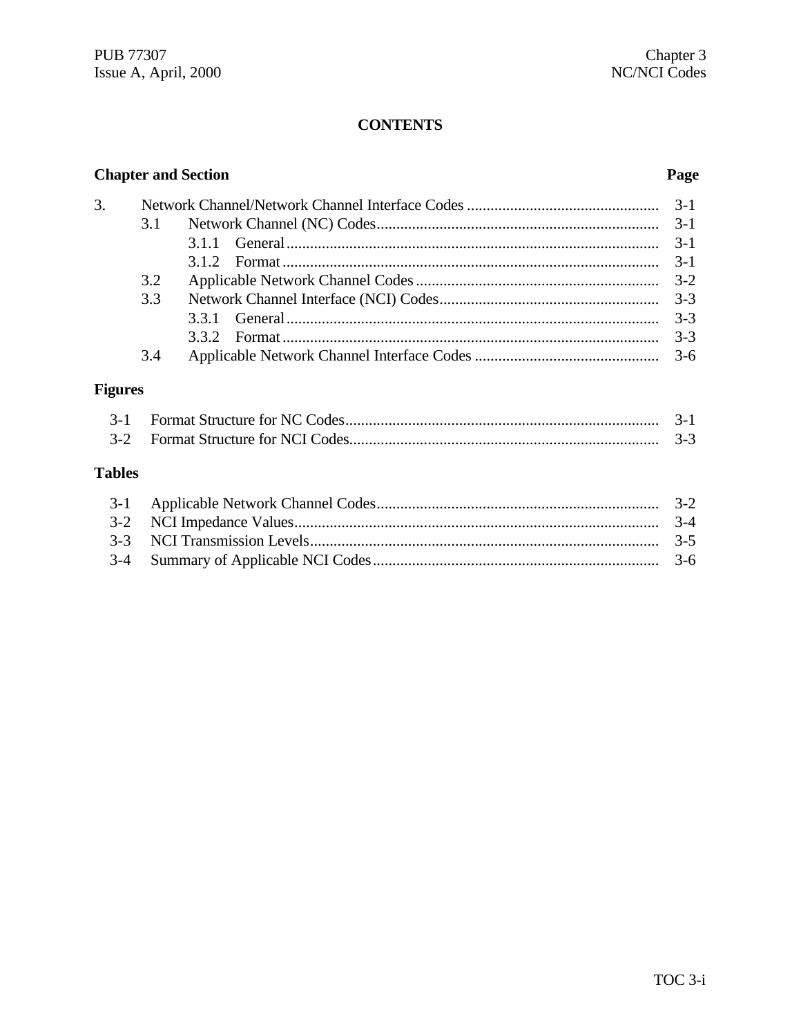# CONTENTS

| Chapter and Section | | | Page |
|---|---|---|---|
| 3. | Network Channel/Network Channel Interface Codes | | 3-1 |
| | 3.1 | Network Channel (NC) Codes | 3-1 |
| | | 3.1.1 General | 3-1 |
| | | 3.1.2 Format | 3-1 |
| | 3.2 | Applicable Network Channel Codes | 3-2 |
| | 3.3 | Network Channel Interface (NCI) Codes | 3-3 |
| | | 3.3.1 General | 3-3 |
| | | 3.3.2 Format | 3-3 |
| | 3.4 | Applicable Network Channel Interface Codes | 3-6 |

## Figures

| | | |
|---|---|---|
| 3-1 | Format Structure for NC Codes | 3-1 |
| 3-2 | Format Structure for NCI Codes | 3-3 |

## Tables

| | | |
|---|---|---|
| 3-1 | Applicable Network Channel Codes | 3-2 |
| 3-2 | NCI Impedance Values | 3-4 |
| 3-3 | NCI Transmission Levels | 3-5 |
| 3-4 | Summary of Applicable NCI Codes | 3-6 |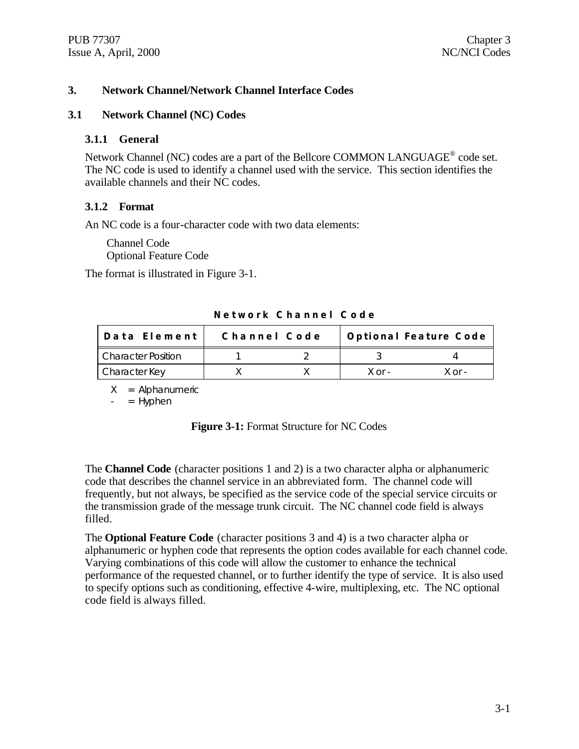# 3. Network Channel/Network Channel Interface Codes

## 3.1 Network Channel (NC) Codes

### 3.1.1 General

Network Channel (NC) codes are a part of the Bellcore COMMON LANGUAGE® code set. The NC code is used to identify a channel used with the service. This section identifies the available channels and their NC codes.

### 3.1.2 Format

An NC code is a four-character code with two data elements:

Channel Code
Optional Feature Code

The format is illustrated in Figure 3-1.

**Network Channel Code**

| Data Element | Channel Code | | Optional Feature Code | |
|---|---|---|---|---|
| Character Position | 1 | 2 | 3 | 4 |
| Character Key | X | X | X or - | X or - |

X = Alphanumeric
- = Hyphen

**Figure 3-1:** Format Structure for NC Codes

The **Channel Code** (character positions 1 and 2) is a two character alpha or alphanumeric code that describes the channel service in an abbreviated form. The channel code will frequently, but not always, be specified as the service code of the special service circuits or the transmission grade of the message trunk circuit. The NC channel code field is always filled.

The **Optional Feature Code** (character positions 3 and 4) is a two character alpha or alphanumeric or hyphen code that represents the option codes available for each channel code. Varying combinations of this code will allow the customer to enhance the technical performance of the requested channel, or to further identify the type of service. It is also used to specify options such as conditioning, effective 4-wire, multiplexing, etc. The NC optional code field is always filled.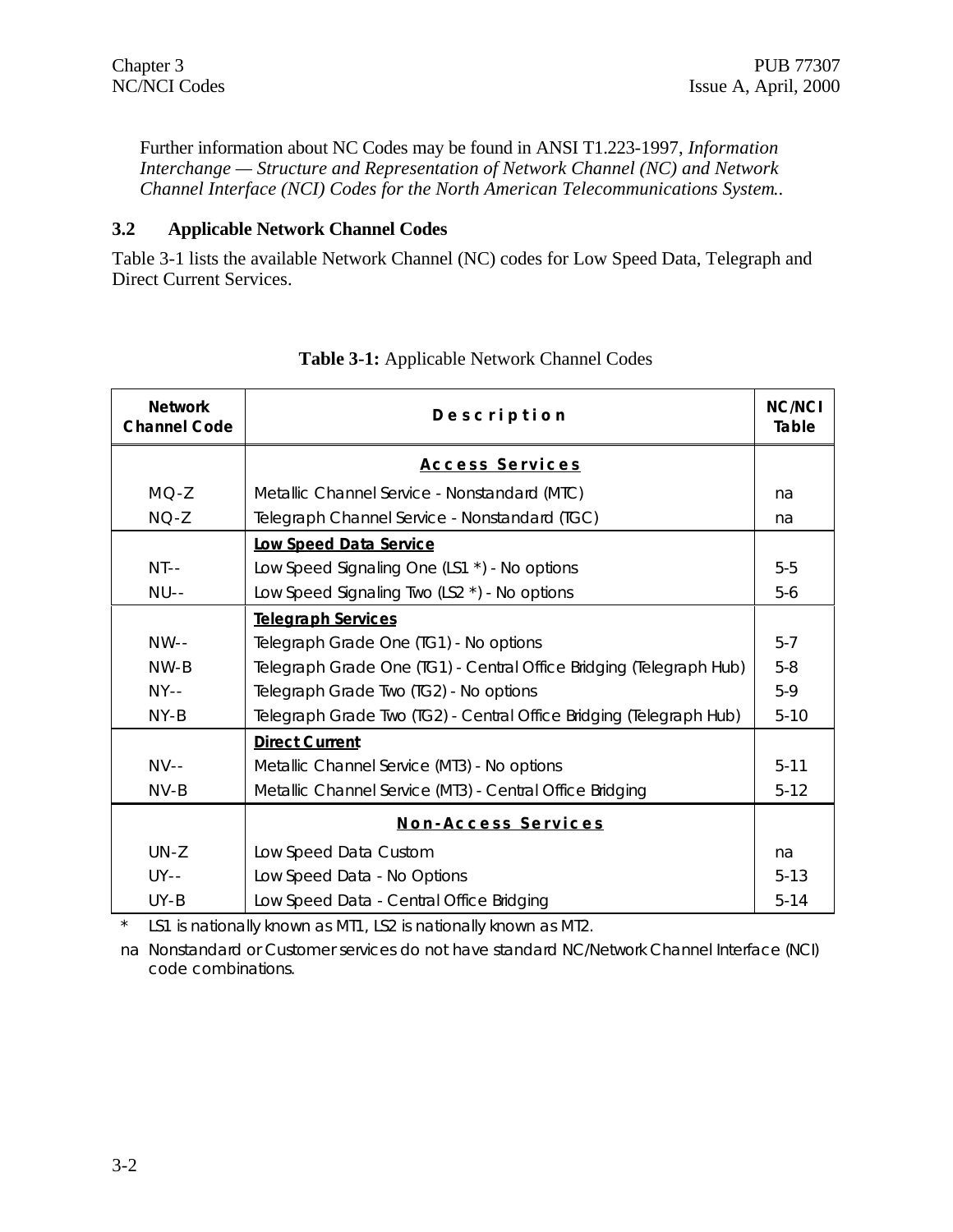Further information about NC Codes may be found in ANSI T1.223-1997, *Information Interchange — Structure and Representation of Network Channel (NC) and Network Channel Interface (NCI) Codes for the North American Telecommunications System.*.

### 3.2 Applicable Network Channel Codes

Table 3-1 lists the available Network Channel (NC) codes for Low Speed Data, Telegraph and Direct Current Services.

**Table 3-1:** Applicable Network Channel Codes

| Network Channel Code | Description | NC/NCI Table |
|---|---|---|
| | **Access Services** | |
| MQ-Z | Metallic Channel Service - Nonstandard (MTC) | na |
| NQ-Z | Telegraph Channel Service - Nonstandard (TGC) | na |
| | **Low Speed Data Service** | |
| NT-- | Low Speed Signaling One (LS1 *) - No options | 5-5 |
| NU-- | Low Speed Signaling Two (LS2 *) - No options | 5-6 |
| | **Telegraph Services** | |
| NW-- | Telegraph Grade One (TG1) - No options | 5-7 |
| NW-B | Telegraph Grade One (TG1) - Central Office Bridging (Telegraph Hub) | 5-8 |
| NY-- | Telegraph Grade Two (TG2) - No options | 5-9 |
| NY-B | Telegraph Grade Two (TG2) - Central Office Bridging (Telegraph Hub) | 5-10 |
| | **Direct Current** | |
| NV-- | Metallic Channel Service (MT3) - No options | 5-11 |
| NV-B | Metallic Channel Service (MT3) - Central Office Bridging | 5-12 |
| | **Non-Access Services** | |
| UN-Z | Low Speed Data Custom | na |
| UY-- | Low Speed Data - No Options | 5-13 |
| UY-B | Low Speed Data - Central Office Bridging | 5-14 |

\* LS1 is nationally known as MT1, LS2 is nationally known as MT2.

na Nonstandard or Customer services do not have standard NC/Network Channel Interface (NCI) code combinations.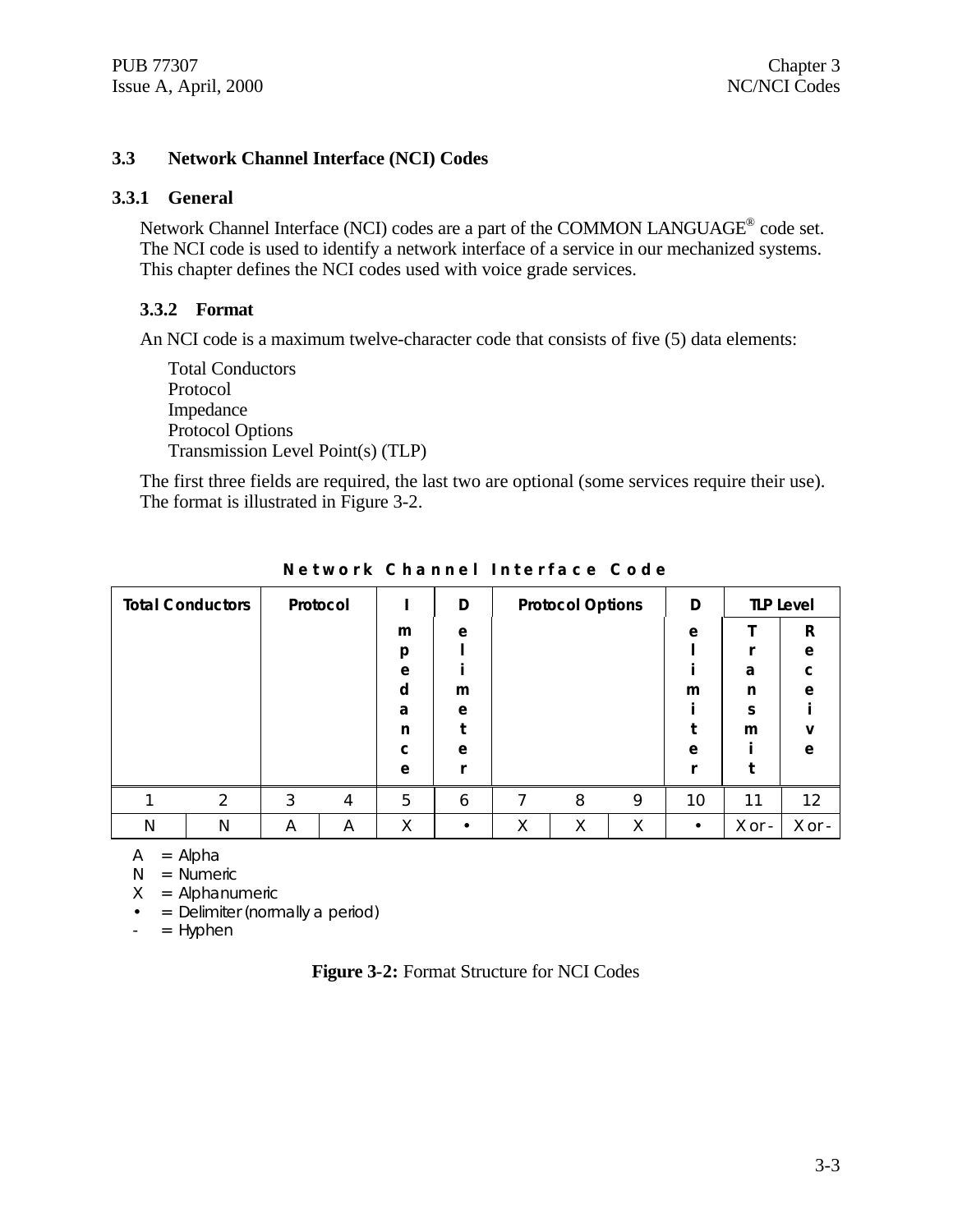### 3.3 Network Channel Interface (NCI) Codes

#### 3.3.1 General

Network Channel Interface (NCI) codes are a part of the COMMON LANGUAGE® code set. The NCI code is used to identify a network interface of a service in our mechanized systems. This chapter defines the NCI codes used with voice grade services.

#### 3.3.2 Format

An NCI code is a maximum twelve-character code that consists of five (5) data elements:

Total Conductors
Protocol
Impedance
Protocol Options
Transmission Level Point(s) (TLP)

The first three fields are required, the last two are optional (some services require their use). The format is illustrated in Figure 3-2.

**Network Channel Interface Code**

| Total Conductors | | Protocol | | Impedance | Delimeter | Protocol Options | | | Delimiter | TLP Level | |
|---|---|---|---|---|---|---|---|---|---|---|---|
| | | | | | | | | | | Transmit | Receive |
| 1 | 2 | 3 | 4 | 5 | 6 | 7 | 8 | 9 | 10 | 11 | 12 |
| N | N | A | A | X | • | X | X | X | • | X or - | X or - |

A = Alpha
N = Numeric
X = Alphanumeric
• = Delimiter (normally a period)
\- = Hyphen

**Figure 3-2:** Format Structure for NCI Codes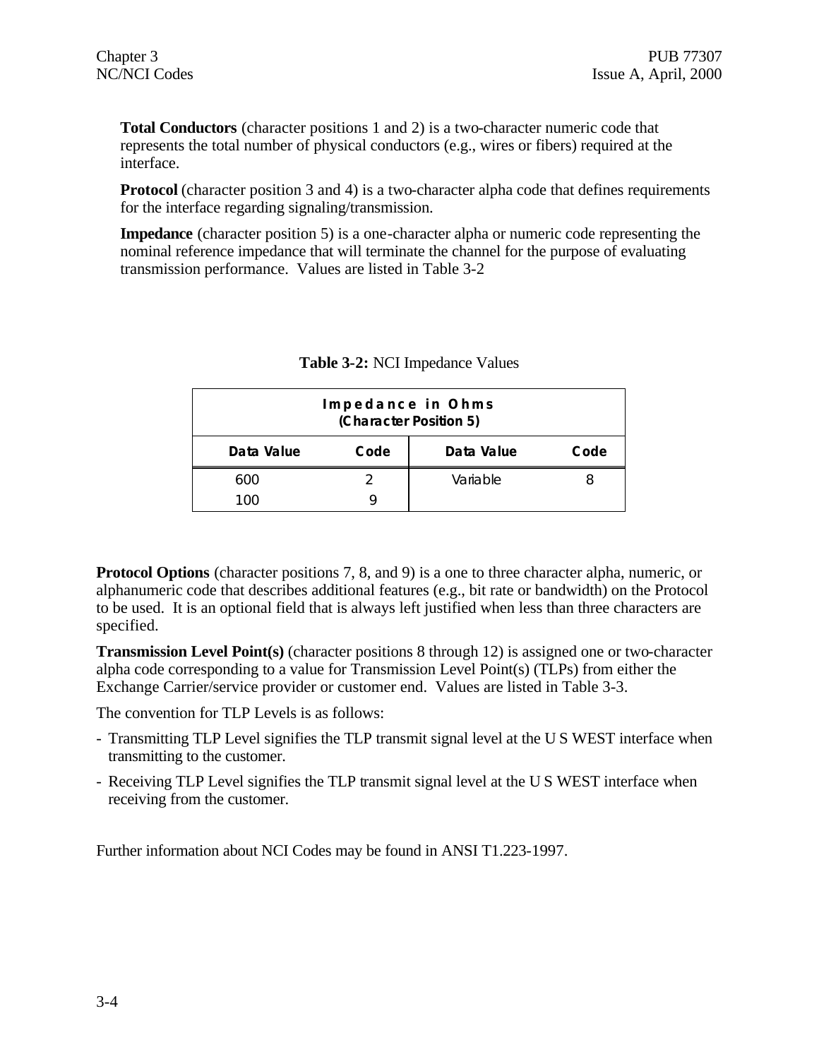**Total Conductors** (character positions 1 and 2) is a two-character numeric code that represents the total number of physical conductors (e.g., wires or fibers) required at the interface.

**Protocol** (character position 3 and 4) is a two-character alpha code that defines requirements for the interface regarding signaling/transmission.

**Impedance** (character position 5) is a one-character alpha or numeric code representing the nominal reference impedance that will terminate the channel for the purpose of evaluating transmission performance. Values are listed in Table 3-2

**Table 3-2:** NCI Impedance Values

| Impedance in Ohms (Character Position 5) | | | |
|---|---|---|---|
| **Data Value** | **Code** | **Data Value** | **Code** |
| 600 | 2 | Variable | 8 |
| 100 | 9 | | |

**Protocol Options** (character positions 7, 8, and 9) is a one to three character alpha, numeric, or alphanumeric code that describes additional features (e.g., bit rate or bandwidth) on the Protocol to be used. It is an optional field that is always left justified when less than three characters are specified.

**Transmission Level Point(s)** (character positions 8 through 12) is assigned one or two-character alpha code corresponding to a value for Transmission Level Point(s) (TLPs) from either the Exchange Carrier/service provider or customer end. Values are listed in Table 3-3.

The convention for TLP Levels is as follows:

- Transmitting TLP Level signifies the TLP transmit signal level at the U S WEST interface when transmitting to the customer.
- Receiving TLP Level signifies the TLP transmit signal level at the U S WEST interface when receiving from the customer.

Further information about NCI Codes may be found in ANSI T1.223-1997.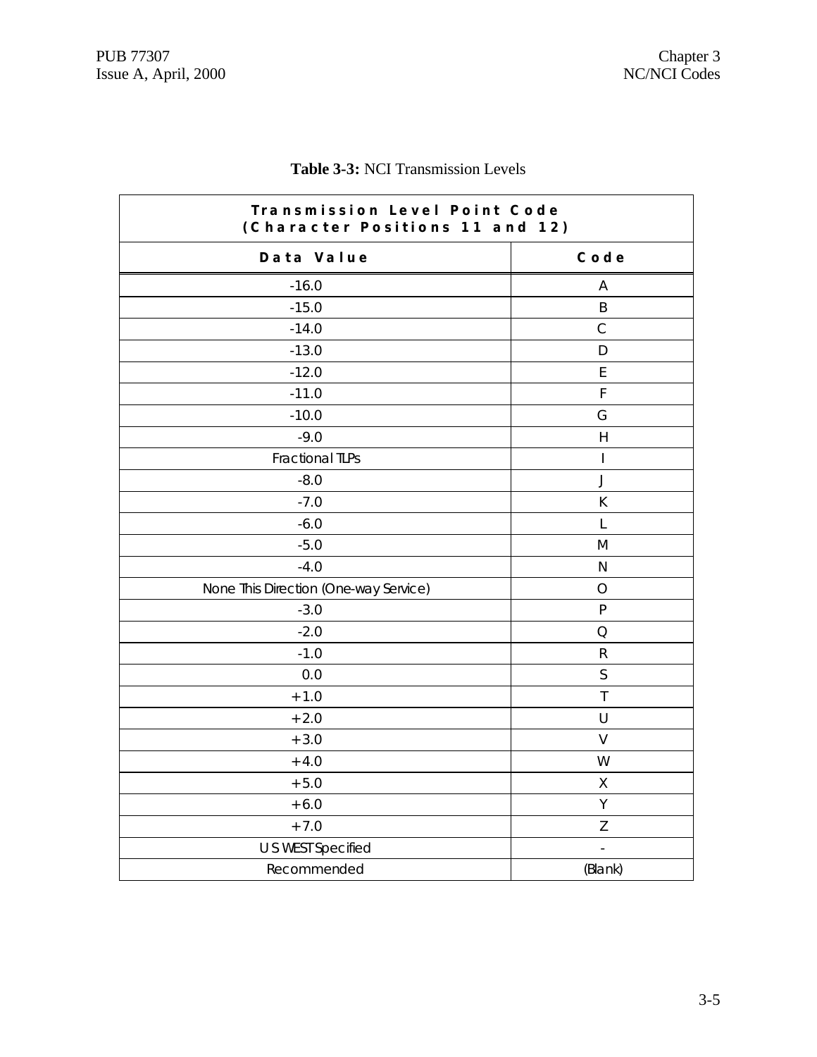**Table 3-3:** NCI Transmission Levels

| Transmission Level Point Code (Character Positions 11 and 12) | |
|---|---|
| **Data Value** | **Code** |
| -16.0 | A |
| -15.0 | B |
| -14.0 | C |
| -13.0 | D |
| -12.0 | E |
| -11.0 | F |
| -10.0 | G |
| -9.0 | H |
| Fractional TLPs | I |
| -8.0 | J |
| -7.0 | K |
| -6.0 | L |
| -5.0 | M |
| -4.0 | N |
| None This Direction (One-way Service) | O |
| -3.0 | P |
| -2.0 | Q |
| -1.0 | R |
| 0.0 | S |
| +1.0 | T |
| +2.0 | U |
| +3.0 | V |
| +4.0 | W |
| +5.0 | X |
| +6.0 | Y |
| +7.0 | Z |
| U S WEST Specified | - |
| Recommended | (Blank) |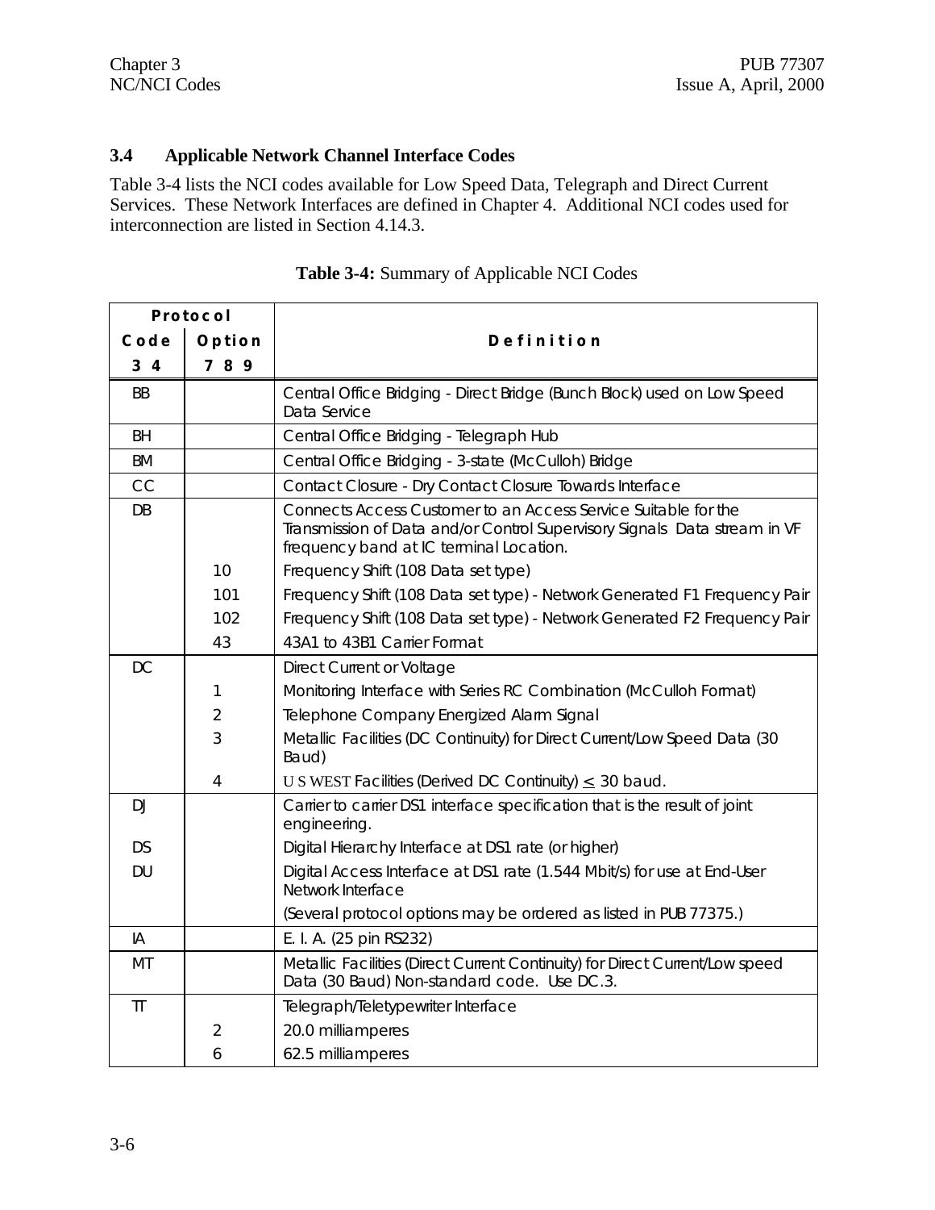## 3.4 Applicable Network Channel Interface Codes

Table 3-4 lists the NCI codes available for Low Speed Data, Telegraph and Direct Current Services. These Network Interfaces are defined in Chapter 4. Additional NCI codes used for interconnection are listed in Section 4.14.3.

**Table 3-4:** Summary of Applicable NCI Codes

| Protocol | | Definition |
|---|---|---|
| Code 3 4 | Option 7 8 9 | |
| BB | | Central Office Bridging - Direct Bridge (Bunch Block) used on Low Speed Data Service |
| BH | | Central Office Bridging - Telegraph Hub |
| BM | | Central Office Bridging - 3-state (McCulloh) Bridge |
| CC | | Contact Closure - Dry Contact Closure Towards Interface |
| DB | | Connects Access Customer to an Access Service Suitable for the Transmission of Data and/or Control Supervisory Signals Data stream in VF frequency band at IC terminal Location. |
| | 10 | Frequency Shift (108 Data set type) |
| | 101 | Frequency Shift (108 Data set type) - Network Generated F1 Frequency Pair |
| | 102 | Frequency Shift (108 Data set type) - Network Generated F2 Frequency Pair |
| | 43 | 43A1 to 43B1 Carrier Format |
| DC | | Direct Current or Voltage |
| | 1 | Monitoring Interface with Series RC Combination (McCulloh Format) |
| | 2 | Telephone Company Energized Alarm Signal |
| | 3 | Metallic Facilities (DC Continuity) for Direct Current/Low Speed Data (30 Baud) |
| | 4 | U S WEST Facilities (Derived DC Continuity) ≤ 30 baud. |
| DJ | | Carrier to carrier DS1 interface specification that is the result of joint engineering. |
| DS | | Digital Hierarchy Interface at DS1 rate (or higher) |
| DU | | Digital Access Interface at DS1 rate (1.544 Mbit/s) for use at End-User Network Interface |
| | | (Several protocol options may be ordered as listed in PUB 77375.) |
| IA | | E. I. A. (25 pin RS232) |
| MT | | Metallic Facilities (Direct Current Continuity) for Direct Current/Low speed Data (30 Baud) Non-standard code. Use DC.3. |
| TT | | Telegraph/Teletypewriter Interface |
| | 2 | 20.0 milliamperes |
| | 6 | 62.5 milliamperes |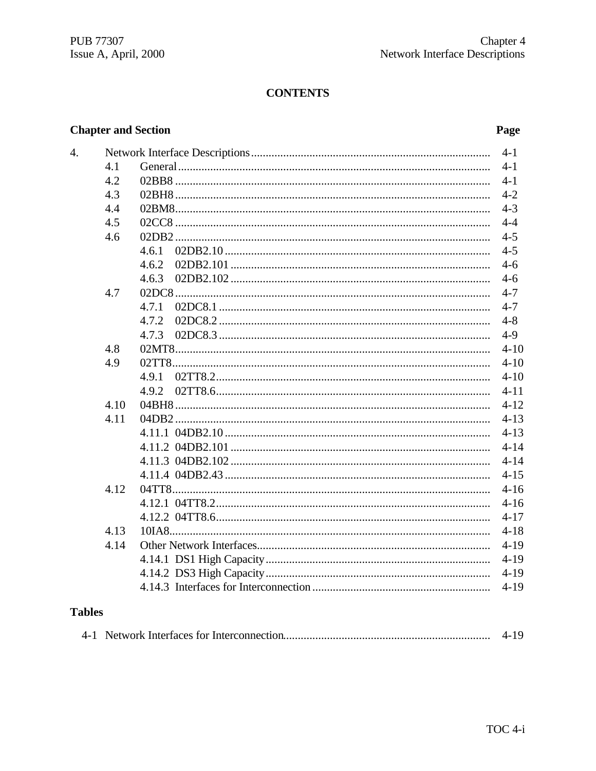**CONTENTS**

| Chapter and Section | | | Page |
|---|---|---|---|
| 4. | Network Interface Descriptions | | 4-1 |
| | 4.1 | General | 4-1 |
| | 4.2 | 02BB8 | 4-1 |
| | 4.3 | 02BH8 | 4-2 |
| | 4.4 | 02BM8 | 4-3 |
| | 4.5 | 02CC8 | 4-4 |
| | 4.6 | 02DB2 | 4-5 |
| | | 4.6.1 02DB2.10 | 4-5 |
| | | 4.6.2 02DB2.101 | 4-6 |
| | | 4.6.3 02DB2.102 | 4-6 |
| | 4.7 | 02DC8 | 4-7 |
| | | 4.7.1 02DC8.1 | 4-7 |
| | | 4.7.2 02DC8.2 | 4-8 |
| | | 4.7.3 02DC8.3 | 4-9 |
| | 4.8 | 02MT8 | 4-10 |
| | 4.9 | 02TT8 | 4-10 |
| | | 4.9.1 02TT8.2 | 4-10 |
| | | 4.9.2 02TT8.6 | 4-11 |
| | 4.10 | 04BH8 | 4-12 |
| | 4.11 | 04DB2 | 4-13 |
| | | 4.11.1 04DB2.10 | 4-13 |
| | | 4.11.2 04DB2.101 | 4-14 |
| | | 4.11.3 04DB2.102 | 4-14 |
| | | 4.11.4 04DB2.43 | 4-15 |
| | 4.12 | 04TT8 | 4-16 |
| | | 4.12.1 04TT8.2 | 4-16 |
| | | 4.12.2 04TT8.6 | 4-17 |
| | 4.13 | 10IA8 | 4-18 |
| | 4.14 | Other Network Interfaces | 4-19 |
| | | 4.14.1 DS1 High Capacity | 4-19 |
| | | 4.14.2 DS3 High Capacity | 4-19 |
| | | 4.14.3 Interfaces for Interconnection | 4-19 |

**Tables**

| | | Page |
|---|---|---|
| 4-1 | Network Interfaces for Interconnection | 4-19 |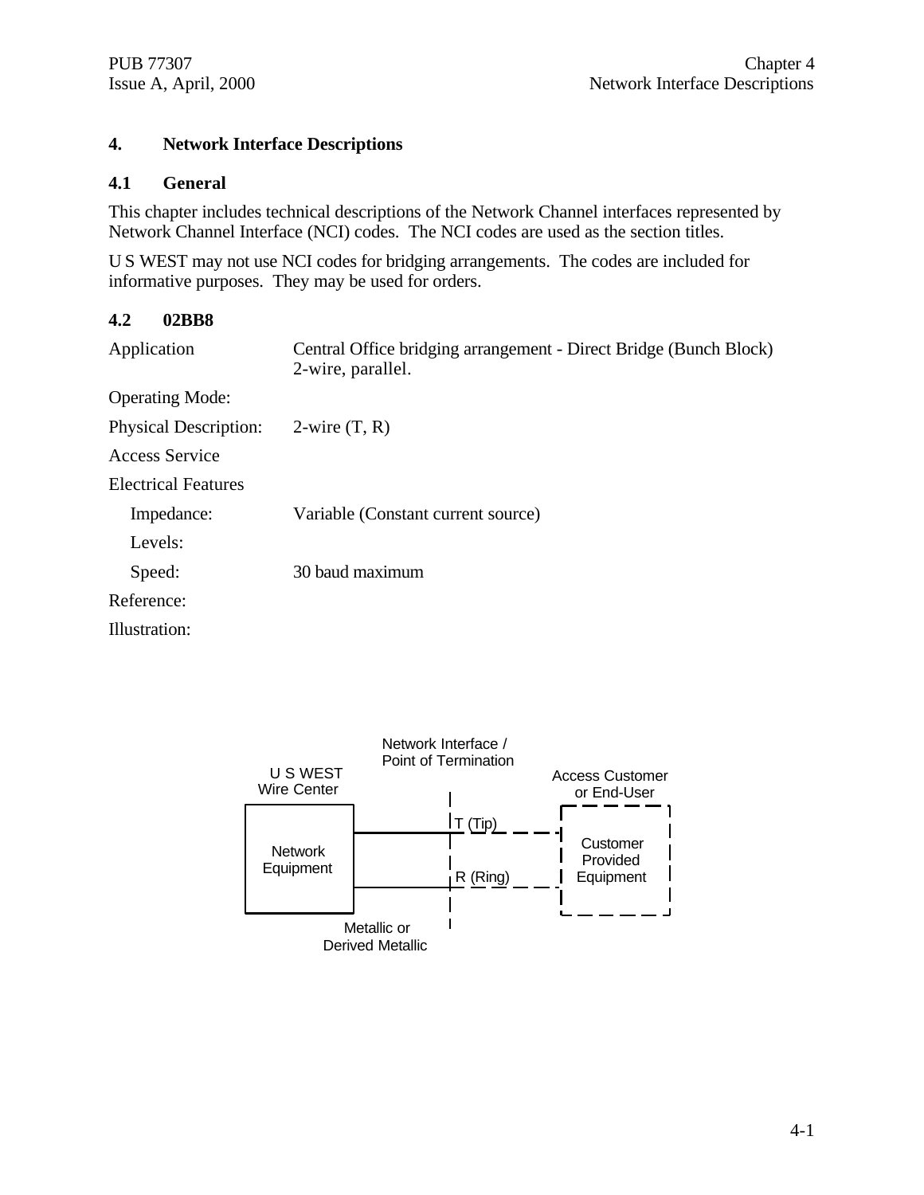# 4. Network Interface Descriptions

## 4.1 General

This chapter includes technical descriptions of the Network Channel interfaces represented by Network Channel Interface (NCI) codes. The NCI codes are used as the section titles.

U S WEST may not use NCI codes for bridging arrangements. The codes are included for informative purposes. They may be used for orders.

## 4.2 02BB8

Application: Central Office bridging arrangement - Direct Bridge (Bunch Block) 2-wire, parallel.

Operating Mode:

Physical Description: 2-wire (T, R)

Access Service

Electrical Features

- Impedance: Variable (Constant current source)
- Levels:
- Speed: 30 baud maximum

Reference:

Illustration:

U S WEST Wire Center | Network Interface / Point of Termination | Access Customer or End-User

Network Equipment | T (Tip) | R (Ring) | Customer Provided Equipment

Metallic or Derived Metallic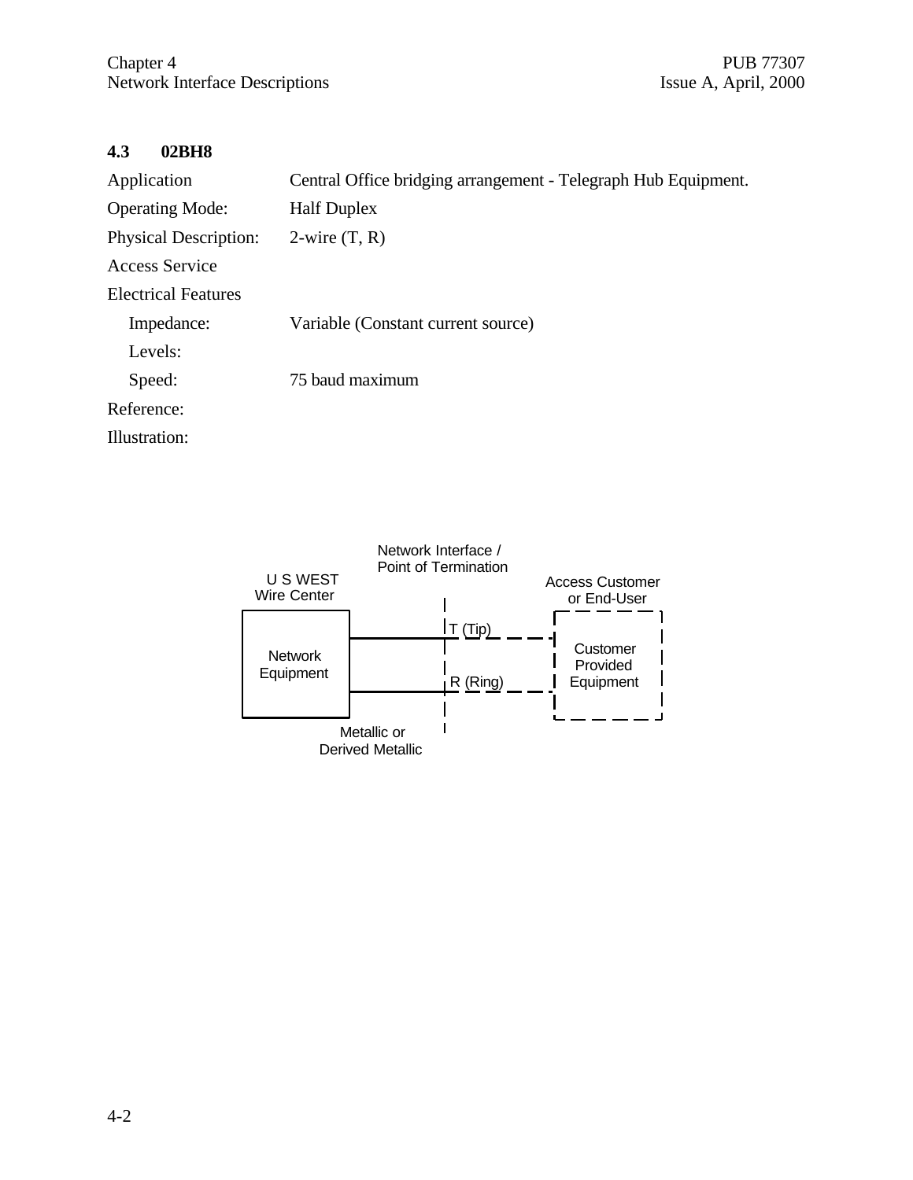### 4.3 02BH8

| | |
|---|---|
| Application | Central Office bridging arrangement - Telegraph Hub Equipment. |
| Operating Mode: | Half Duplex |
| Physical Description: | 2-wire (T, R) |
| Access Service | |
| Electrical Features | |
| Impedance: | Variable (Constant current source) |
| Levels: | |
| Speed: | 75 baud maximum |
| Reference: | |
| Illustration: | |

Network Interface / Point of Termination

U S WEST Wire Center

Access Customer or End-User

Network Equipment

T (Tip)

R (Ring)

Customer Provided Equipment

Metallic or Derived Metallic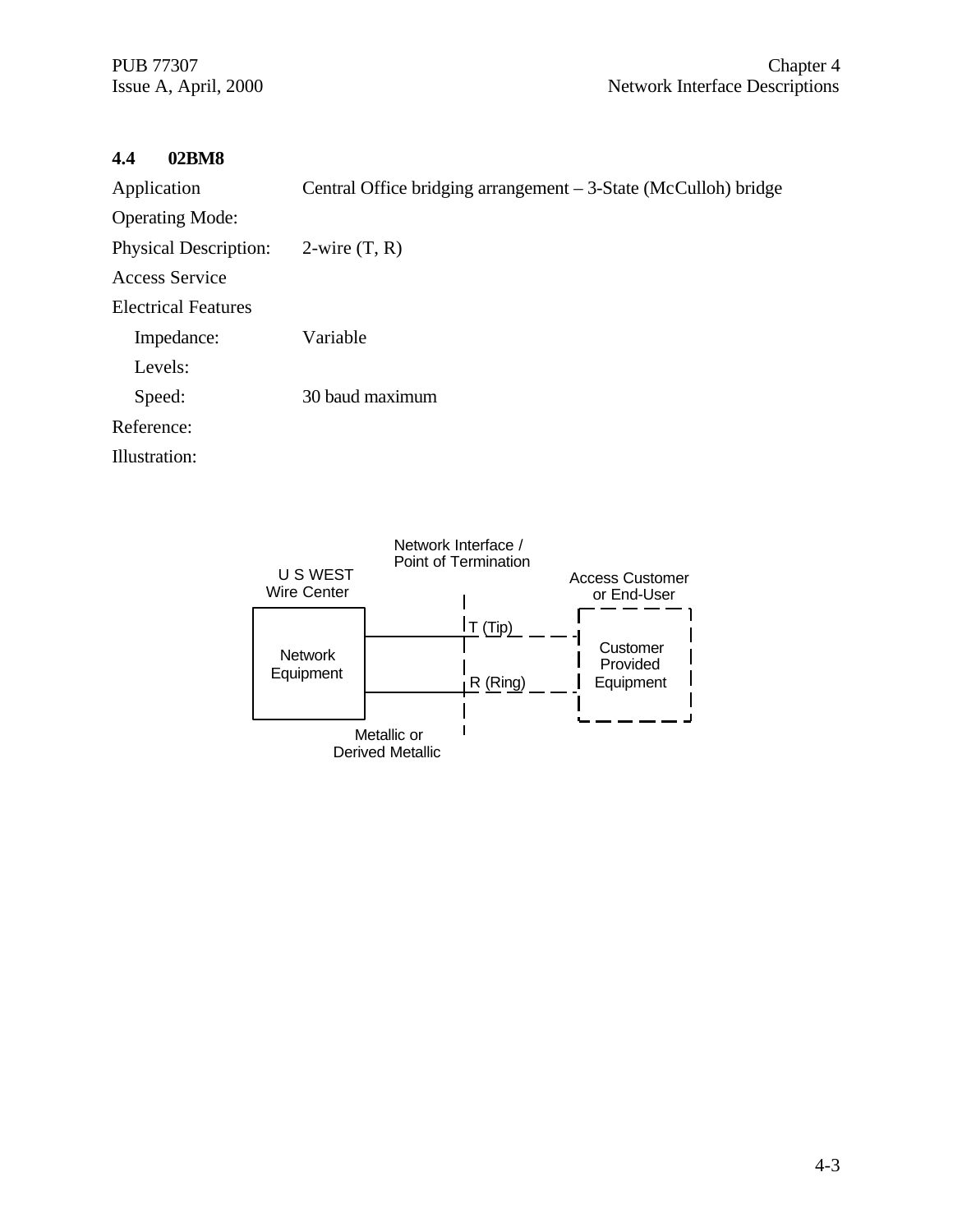## 4.4 02BM8

| | |
|---|---|
| Application | Central Office bridging arrangement – 3-State (McCulloh) bridge |
| Operating Mode: | |
| Physical Description: | 2-wire (T, R) |
| Access Service | |
| Electrical Features | |
| Impedance: | Variable |
| Levels: | |
| Speed: | 30 baud maximum |
| Reference: | |
| Illustration: | |

Network Interface / Point of Termination

U S WEST Wire Center

Access Customer or End-User

Network Equipment

T (Tip)

R (Ring)

Customer Provided Equipment

Metallic or Derived Metallic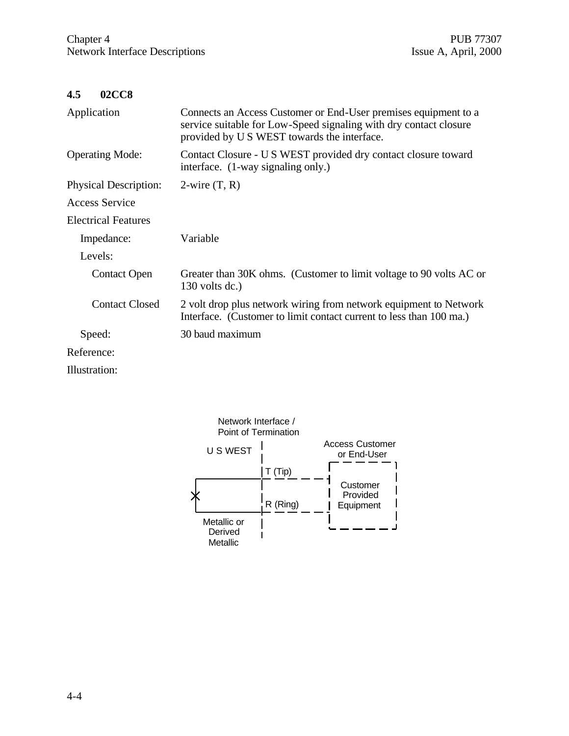## 4.5 02CC8

| | |
|---|---|
| Application | Connects an Access Customer or End-User premises equipment to a service suitable for Low-Speed signaling with dry contact closure provided by U S WEST towards the interface. |
| Operating Mode: | Contact Closure - U S WEST provided dry contact closure toward interface. (1-way signaling only.) |
| Physical Description: | 2-wire (T, R) |
| Access Service | |
| Electrical Features | |
| Impedance: | Variable |
| Levels: | |
| Contact Open | Greater than 30K ohms. (Customer to limit voltage to 90 volts AC or 130 volts dc.) |
| Contact Closed | 2 volt drop plus network wiring from network equipment to Network Interface. (Customer to limit contact current to less than 100 ma.) |
| Speed: | 30 baud maximum |
| Reference: | |
| Illustration: | |

Network Interface / Point of Termination

U S WEST

Access Customer or End-User

T (Tip)

R (Ring)

Customer Provided Equipment

Metallic or Derived Metallic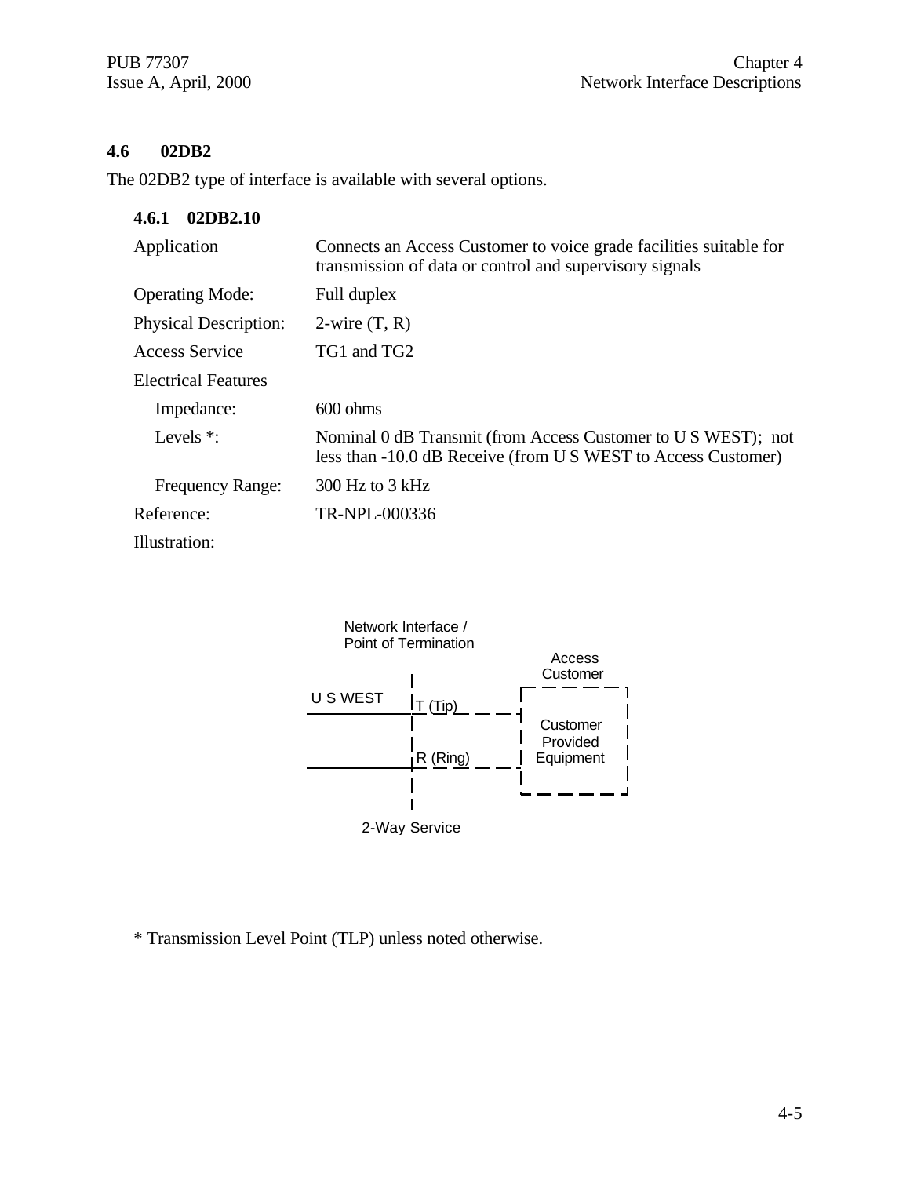## 4.6 02DB2

The 02DB2 type of interface is available with several options.

### 4.6.1 02DB2.10

| | |
|---|---|
| Application | Connects an Access Customer to voice grade facilities suitable for transmission of data or control and supervisory signals |
| Operating Mode: | Full duplex |
| Physical Description: | 2-wire (T, R) |
| Access Service | TG1 and TG2 |
| Electrical Features | |
| Impedance: | 600 ohms |
| Levels *: | Nominal 0 dB Transmit (from Access Customer to U S WEST); not less than -10.0 dB Receive (from U S WEST to Access Customer) |
| Frequency Range: | 300 Hz to 3 kHz |
| Reference: | TR-NPL-000336 |
| Illustration: | |

Network Interface / Point of Termination

Access Customer

U S WEST

T (Tip)

R (Ring)

Customer Provided Equipment

2-Way Service

* Transmission Level Point (TLP) unless noted otherwise.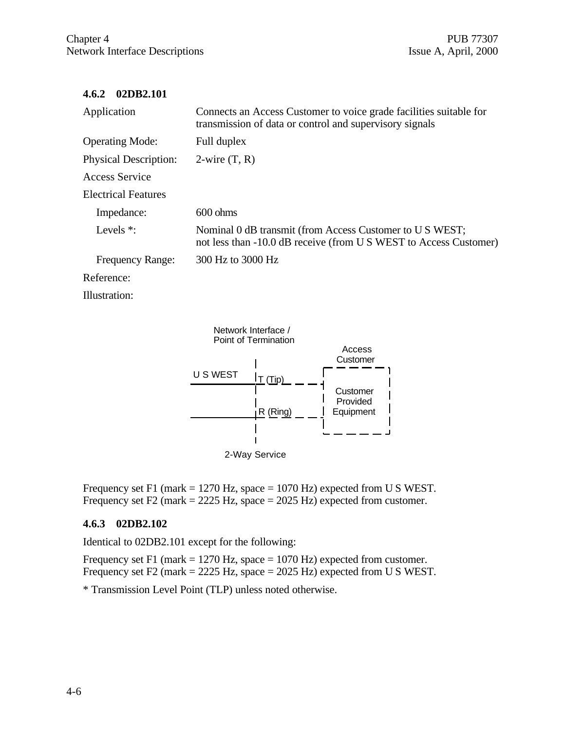### 4.6.2 02DB2.101

| | |
|---|---|
| Application | Connects an Access Customer to voice grade facilities suitable for transmission of data or control and supervisory signals |
| Operating Mode: | Full duplex |
| Physical Description: | 2-wire (T, R) |
| Access Service | |
| Electrical Features | |
| Impedance: | 600 ohms |
| Levels *: | Nominal 0 dB transmit (from Access Customer to U S WEST; not less than -10.0 dB receive (from U S WEST to Access Customer) |
| Frequency Range: | 300 Hz to 3000 Hz |
| Reference: | |
| Illustration: | |

Network Interface / Point of Termination

U S WEST — T (Tip), R (Ring) — Access Customer: Customer Provided Equipment

2-Way Service

Frequency set F1 (mark = 1270 Hz, space = 1070 Hz) expected from U S WEST.
Frequency set F2 (mark = 2225 Hz, space = 2025 Hz) expected from customer.

### 4.6.3 02DB2.102

Identical to 02DB2.101 except for the following:

Frequency set F1 (mark = 1270 Hz, space = 1070 Hz) expected from customer.
Frequency set F2 (mark = 2225 Hz, space = 2025 Hz) expected from U S WEST.

* Transmission Level Point (TLP) unless noted otherwise.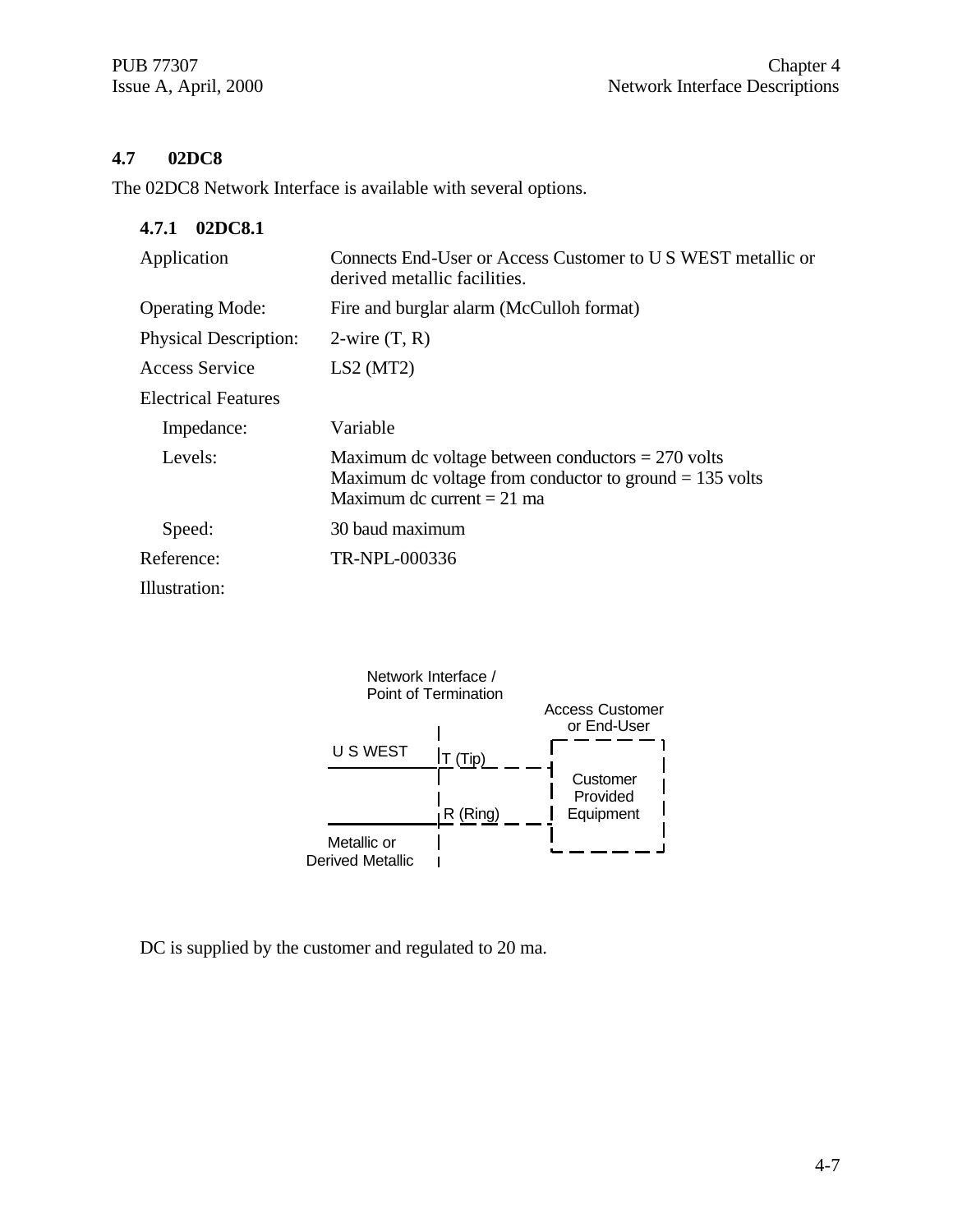## 4.7 02DC8

The 02DC8 Network Interface is available with several options.

### 4.7.1 02DC8.1

| | |
|---|---|
| Application | Connects End-User or Access Customer to U S WEST metallic or derived metallic facilities. |
| Operating Mode: | Fire and burglar alarm (McCulloh format) |
| Physical Description: | 2-wire (T, R) |
| Access Service | LS2 (MT2) |
| Electrical Features | |
| Impedance: | Variable |
| Levels: | Maximum dc voltage between conductors = 270 volts<br>Maximum dc voltage from conductor to ground = 135 volts<br>Maximum dc current = 21 ma |
| Speed: | 30 baud maximum |
| Reference: | TR-NPL-000336 |
| Illustration: | |

Network Interface / Point of Termination

U S WEST — T (Tip) — R (Ring) — Metallic or Derived Metallic

Access Customer or End-User — Customer Provided Equipment

DC is supplied by the customer and regulated to 20 ma.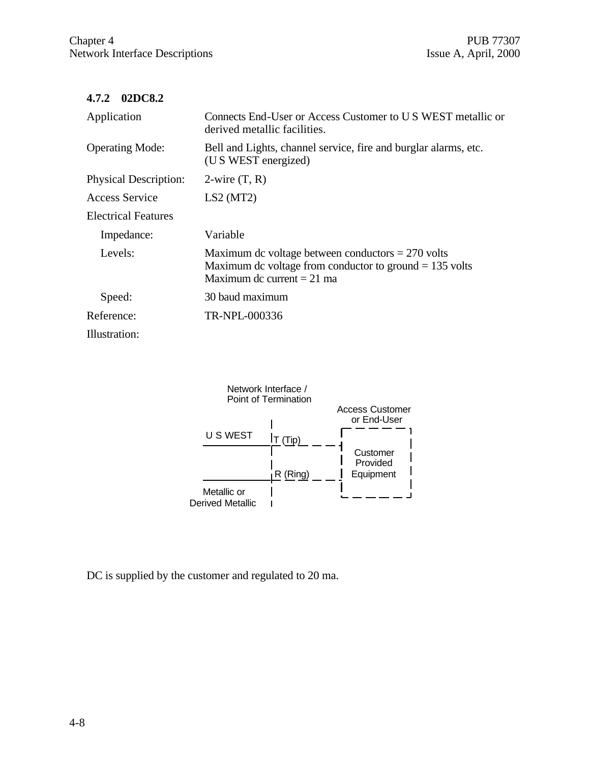### 4.7.2 02DC8.2

| | |
|---|---|
| Application | Connects End-User or Access Customer to U S WEST metallic or derived metallic facilities. |
| Operating Mode: | Bell and Lights, channel service, fire and burglar alarms, etc. (U S WEST energized) |
| Physical Description: | 2-wire (T, R) |
| Access Service | LS2 (MT2) |
| Electrical Features | |
| Impedance: | Variable |
| Levels: | Maximum dc voltage between conductors = 270 volts<br>Maximum dc voltage from conductor to ground = 135 volts<br>Maximum dc current = 21 ma |
| Speed: | 30 baud maximum |
| Reference: | TR-NPL-000336 |
| Illustration: | |

Network Interface / Point of Termination

U S WEST — T (Tip) — R (Ring) — Metallic or Derived Metallic

Access Customer or End-User — Customer Provided Equipment

DC is supplied by the customer and regulated to 20 ma.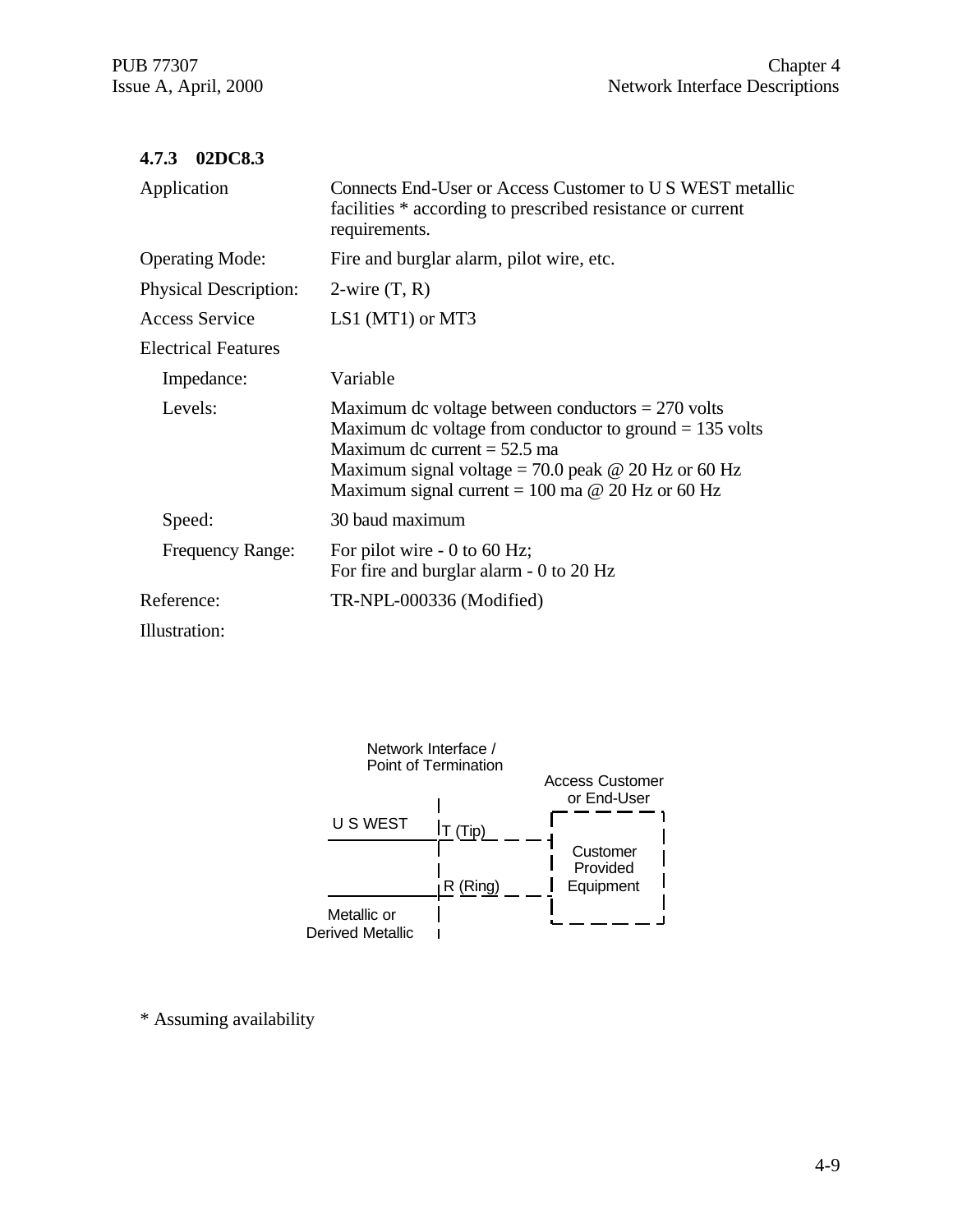### 4.7.3 02DC8.3

| | |
|---|---|
| Application | Connects End-User or Access Customer to U S WEST metallic facilities * according to prescribed resistance or current requirements. |
| Operating Mode: | Fire and burglar alarm, pilot wire, etc. |
| Physical Description: | 2-wire (T, R) |
| Access Service | LS1 (MT1) or MT3 |
| Electrical Features | |
| Impedance: | Variable |
| Levels: | Maximum dc voltage between conductors = 270 volts<br>Maximum dc voltage from conductor to ground = 135 volts<br>Maximum dc current = 52.5 ma<br>Maximum signal voltage = 70.0 peak @ 20 Hz or 60 Hz<br>Maximum signal current = 100 ma @ 20 Hz or 60 Hz |
| Speed: | 30 baud maximum |
| Frequency Range: | For pilot wire - 0 to 60 Hz;<br>For fire and burglar alarm - 0 to 20 Hz |
| Reference: | TR-NPL-000336 (Modified) |

Illustration:

Network Interface / Point of Termination

Access Customer or End-User

U S WEST

T (Tip)

R (Ring)

Customer Provided Equipment

Metallic or Derived Metallic

\* Assuming availability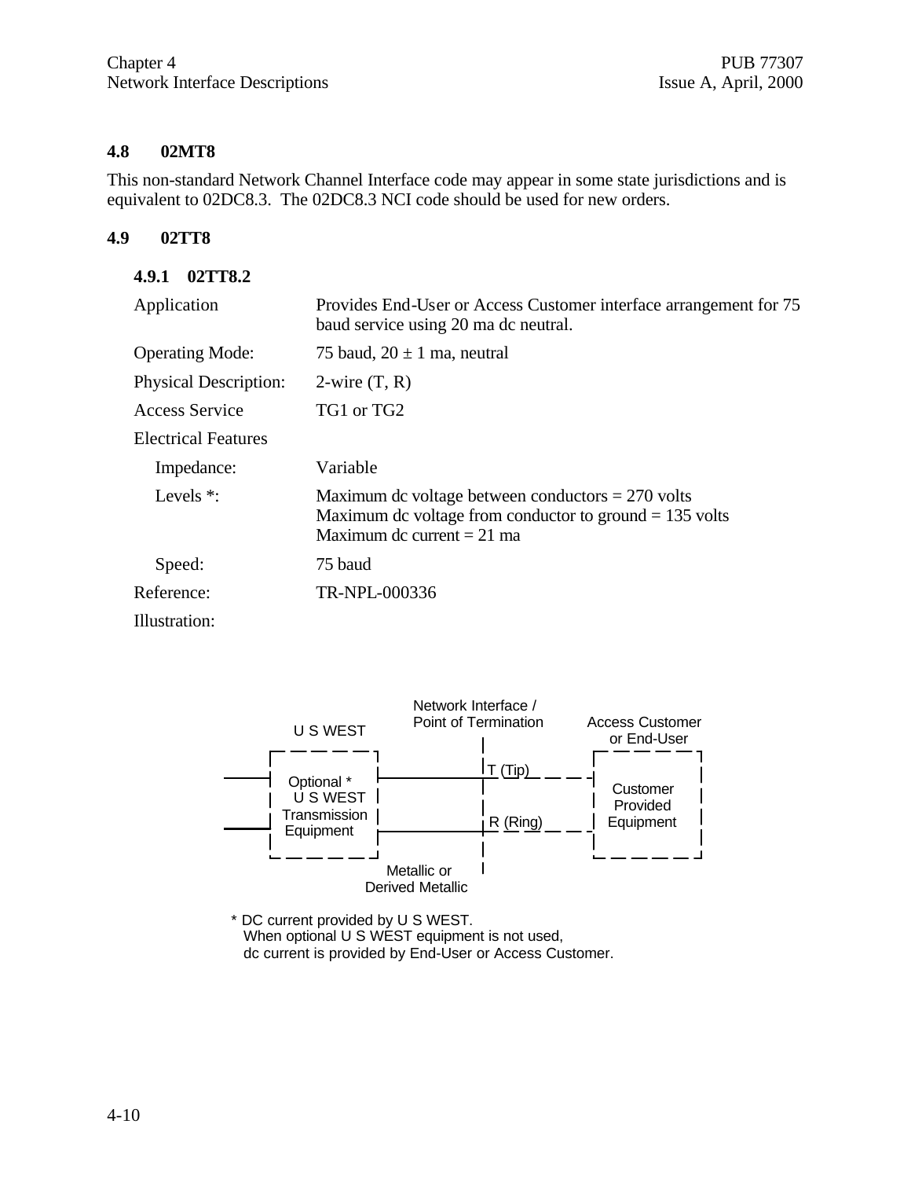## 4.8 02MT8

This non-standard Network Channel Interface code may appear in some state jurisdictions and is equivalent to 02DC8.3. The 02DC8.3 NCI code should be used for new orders.

## 4.9 02TT8

### 4.9.1 02TT8.2

| | |
|---|---|
| Application | Provides End-User or Access Customer interface arrangement for 75 baud service using 20 ma dc neutral. |
| Operating Mode: | 75 baud, 20 ± 1 ma, neutral |
| Physical Description: | 2-wire (T, R) |
| Access Service | TG1 or TG2 |
| Electrical Features | |
| Impedance: | Variable |
| Levels *: | Maximum dc voltage between conductors = 270 volts<br>Maximum dc voltage from conductor to ground = 135 volts<br>Maximum dc current = 21 ma |
| Speed: | 75 baud |
| Reference: | TR-NPL-000336 |

Illustration:

U S WEST | Network Interface / Point of Termination | Access Customer or End-User

Optional * U S WEST Transmission Equipment — T (Tip), R (Ring) — Customer Provided Equipment

Metallic or Derived Metallic

\* DC current provided by U S WEST.
When optional U S WEST equipment is not used,
dc current is provided by End-User or Access Customer.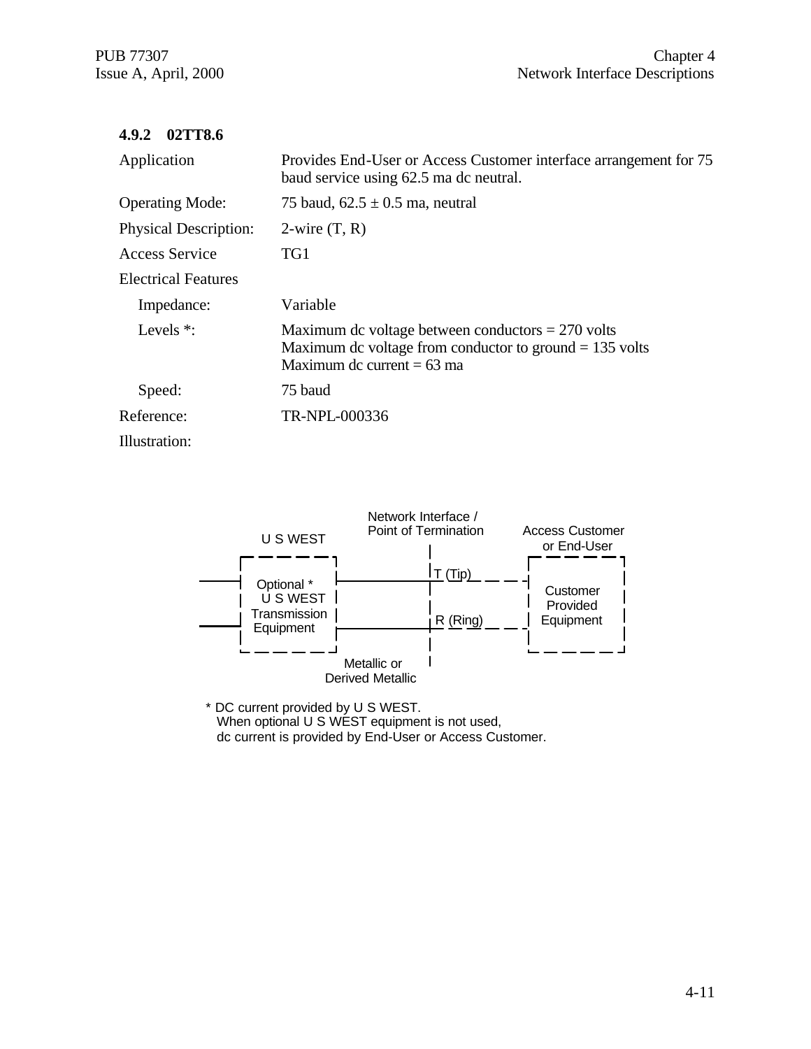### 4.9.2 02TT8.6

| | |
|---|---|
| Application | Provides End-User or Access Customer interface arrangement for 75 baud service using 62.5 ma dc neutral. |
| Operating Mode: | 75 baud, $62.5 \pm 0.5$ ma, neutral |
| Physical Description: | 2-wire (T, R) |
| Access Service | TG1 |
| Electrical Features | |
| Impedance: | Variable |
| Levels *: | Maximum dc voltage between conductors = 270 volts<br>Maximum dc voltage from conductor to ground = 135 volts<br>Maximum dc current = 63 ma |
| Speed: | 75 baud |
| Reference: | TR-NPL-000336 |
| Illustration: | |

U S WEST

Network Interface / Point of Termination

Access Customer or End-User

Optional * U S WEST Transmission Equipment

T (Tip)

R (Ring)

Customer Provided Equipment

Metallic or Derived Metallic

* DC current provided by U S WEST.
When optional U S WEST equipment is not used, dc current is provided by End-User or Access Customer.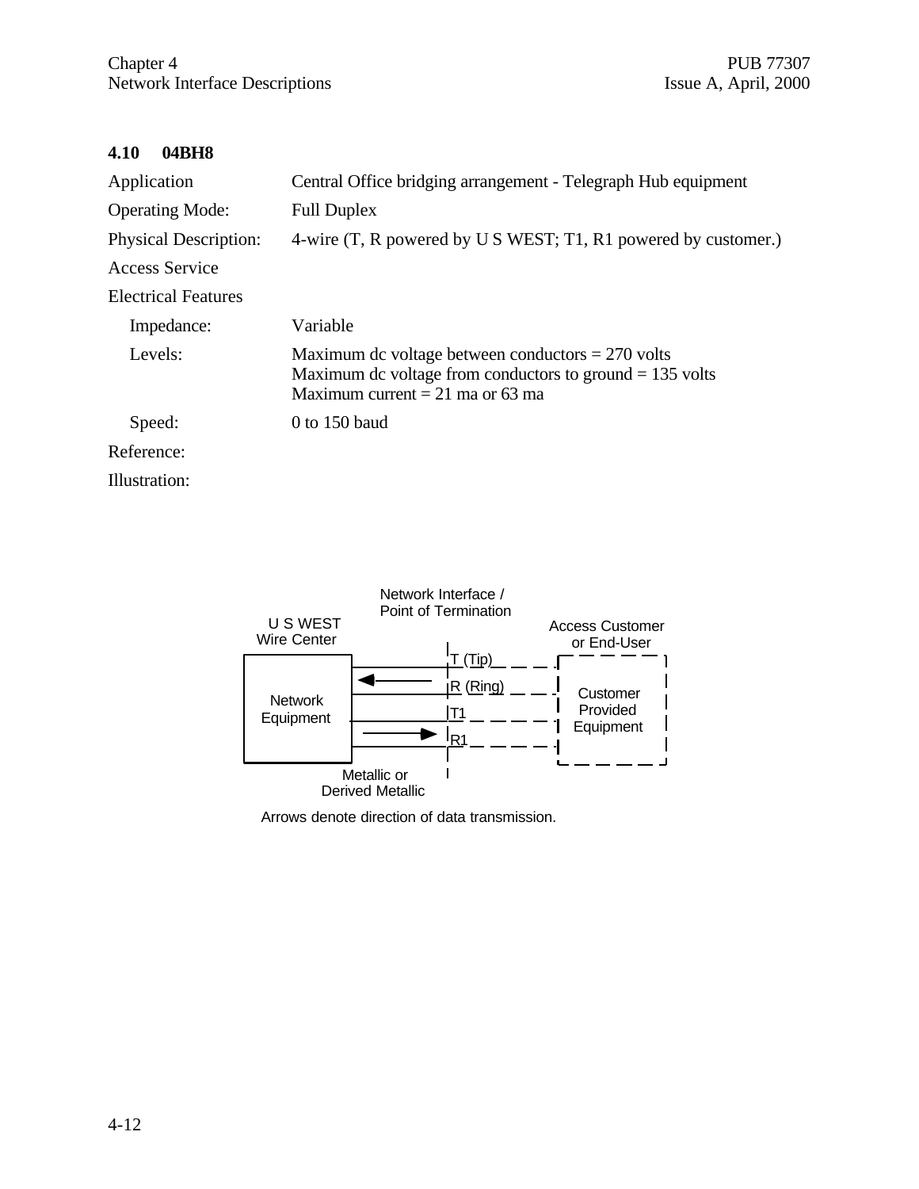## 4.10 04BH8

| | |
|---|---|
| Application | Central Office bridging arrangement - Telegraph Hub equipment |
| Operating Mode: | Full Duplex |
| Physical Description: | 4-wire (T, R powered by U S WEST; T1, R1 powered by customer.) |
| Access Service | |
| Electrical Features | |
| Impedance: | Variable |
| Levels: | Maximum dc voltage between conductors = 270 volts<br>Maximum dc voltage from conductors to ground = 135 volts<br>Maximum current = 21 ma or 63 ma |
| Speed: | 0 to 150 baud |
| Reference: | |
| Illustration: | |

Network Interface / Point of Termination

U S WEST Wire Center

Access Customer or End-User

Network Equipment

T (Tip)

R (Ring)

T1

R1

Customer Provided Equipment

Metallic or Derived Metallic

Arrows denote direction of data transmission.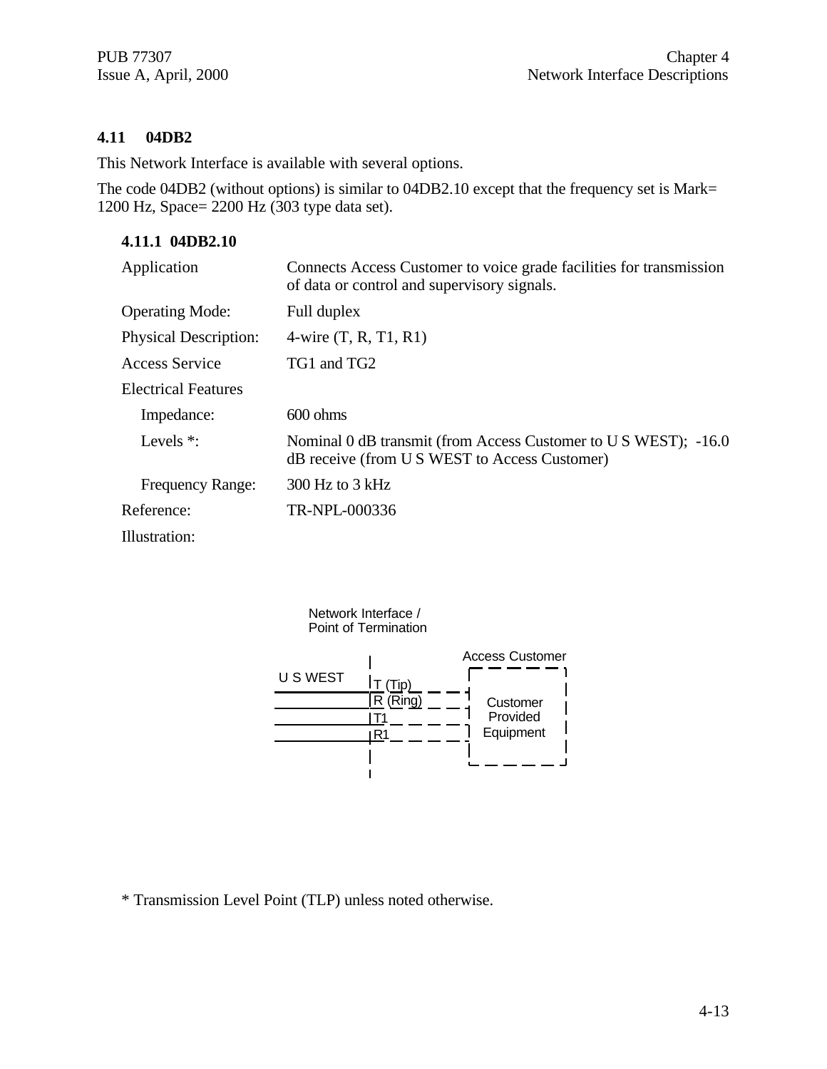## 4.11 04DB2

This Network Interface is available with several options.

The code 04DB2 (without options) is similar to 04DB2.10 except that the frequency set is Mark= 1200 Hz, Space= 2200 Hz (303 type data set).

### 4.11.1 04DB2.10

| | |
|---|---|
| Application | Connects Access Customer to voice grade facilities for transmission of data or control and supervisory signals. |
| Operating Mode: | Full duplex |
| Physical Description: | 4-wire (T, R, T1, R1) |
| Access Service | TG1 and TG2 |
| Electrical Features | |
| Impedance: | 600 ohms |
| Levels *: | Nominal 0 dB transmit (from Access Customer to U S WEST); -16.0 dB receive (from U S WEST to Access Customer) |
| Frequency Range: | 300 Hz to 3 kHz |
| Reference: | TR-NPL-000336 |
| Illustration: | |

Network Interface / Point of Termination

U S WEST — T (Tip), R (Ring), T1, R1 — Access Customer: Customer Provided Equipment

* Transmission Level Point (TLP) unless noted otherwise.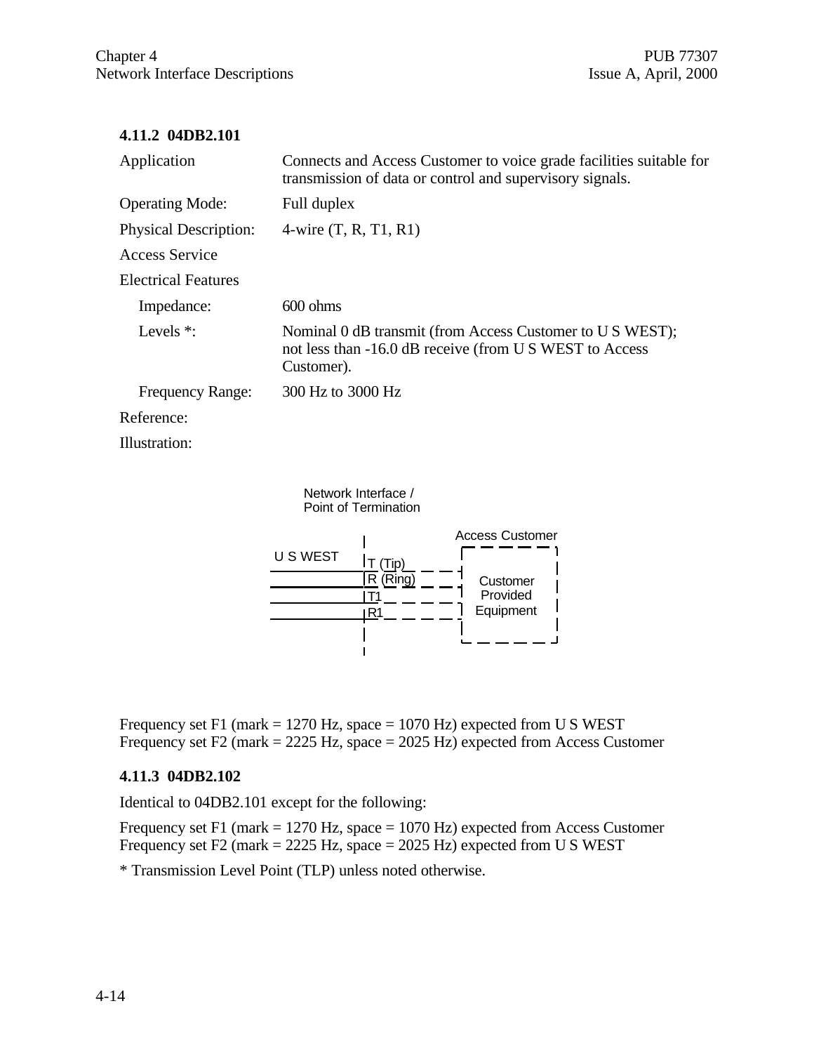#### 4.11.2 04DB2.101

| | |
|---|---|
| Application | Connects and Access Customer to voice grade facilities suitable for transmission of data or control and supervisory signals. |
| Operating Mode: | Full duplex |
| Physical Description: | 4-wire (T, R, T1, R1) |
| Access Service | |
| Electrical Features | |
| Impedance: | 600 ohms |
| Levels *: | Nominal 0 dB transmit (from Access Customer to U S WEST); not less than -16.0 dB receive (from U S WEST to Access Customer). |
| Frequency Range: | 300 Hz to 3000 Hz |
| Reference: | |
| Illustration: | |

Network Interface / Point of Termination

U S WEST — T (Tip), R (Ring), T1, R1 — Access Customer: Customer Provided Equipment

Frequency set F1 (mark = 1270 Hz, space = 1070 Hz) expected from U S WEST
Frequency set F2 (mark = 2225 Hz, space = 2025 Hz) expected from Access Customer

#### 4.11.3 04DB2.102

Identical to 04DB2.101 except for the following:

Frequency set F1 (mark = 1270 Hz, space = 1070 Hz) expected from Access Customer
Frequency set F2 (mark = 2225 Hz, space = 2025 Hz) expected from U S WEST

* Transmission Level Point (TLP) unless noted otherwise.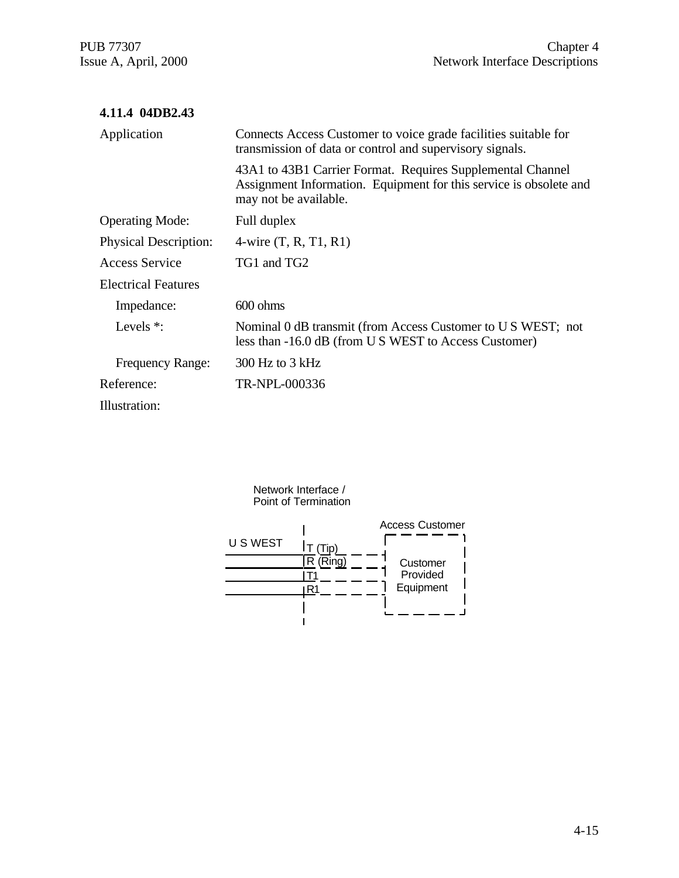### 4.11.4 04DB2.43

| | |
|---|---|
| Application | Connects Access Customer to voice grade facilities suitable for transmission of data or control and supervisory signals. |
| | 43A1 to 43B1 Carrier Format. Requires Supplemental Channel Assignment Information. Equipment for this service is obsolete and may not be available. |
| Operating Mode: | Full duplex |
| Physical Description: | 4-wire (T, R, T1, R1) |
| Access Service | TG1 and TG2 |
| Electrical Features | |
| Impedance: | 600 ohms |
| Levels *: | Nominal 0 dB transmit (from Access Customer to U S WEST; not less than -16.0 dB (from U S WEST to Access Customer) |
| Frequency Range: | 300 Hz to 3 kHz |
| Reference: | TR-NPL-000336 |

Illustration:

Network Interface / Point of Termination

U S WEST — T (Tip), R (Ring), T1, R1 — Access Customer: Customer Provided Equipment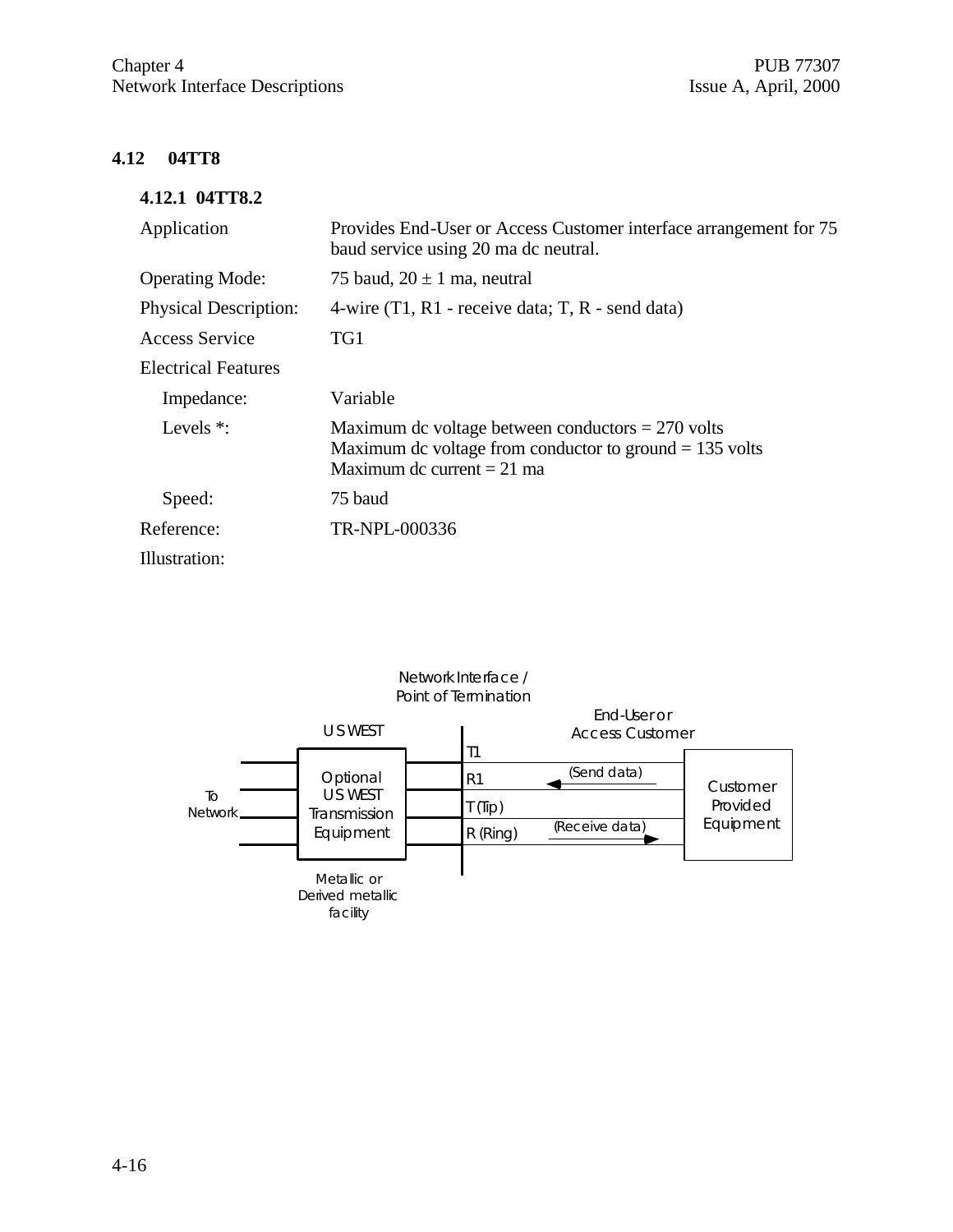## 4.12 04TT8

### 4.12.1 04TT8.2

| | |
|---|---|
| Application | Provides End-User or Access Customer interface arrangement for 75 baud service using 20 ma dc neutral. |
| Operating Mode: | 75 baud, 20 ± 1 ma, neutral |
| Physical Description: | 4-wire (T1, R1 - receive data; T, R - send data) |
| Access Service | TG1 |
| Electrical Features | |
| Impedance: | Variable |
| Levels *: | Maximum dc voltage between conductors = 270 volts<br>Maximum dc voltage from conductor to ground = 135 volts<br>Maximum dc current = 21 ma |
| Speed: | 75 baud |
| Reference: | TR-NPL-000336 |
| Illustration: | |

Network Interface / Point of Termination

US WEST | End-User or Access Customer

To Network — Optional US WEST Transmission Equipment — T1, R1 (Send data), T (Tip), R (Ring) (Receive data) — Customer Provided Equipment

Metallic or Derived metallic facility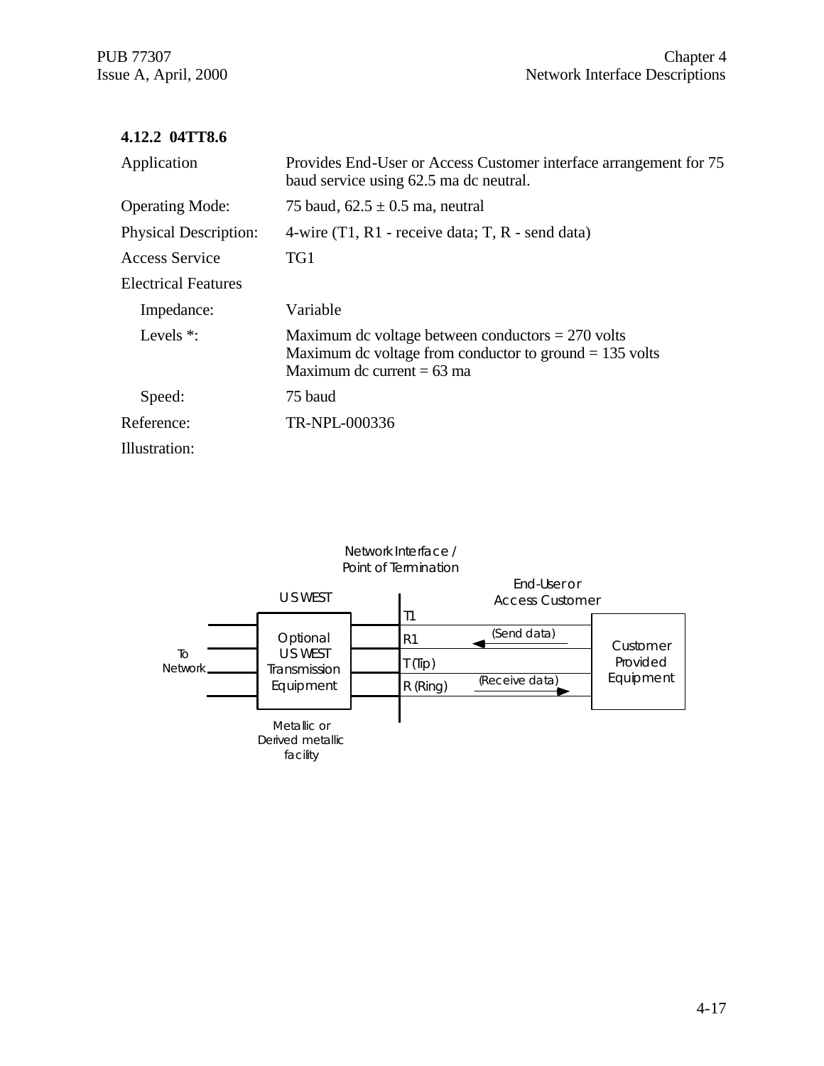### 4.12.2 04TT8.6

| | |
|---|---|
| Application | Provides End-User or Access Customer interface arrangement for 75 baud service using 62.5 ma dc neutral. |
| Operating Mode: | 75 baud, $62.5 \pm 0.5$ ma, neutral |
| Physical Description: | 4-wire (T1, R1 - receive data; T, R - send data) |
| Access Service | TG1 |
| Electrical Features | |
| Impedance: | Variable |
| Levels *: | Maximum dc voltage between conductors = 270 volts<br>Maximum dc voltage from conductor to ground = 135 volts<br>Maximum dc current = 63 ma |
| Speed: | 75 baud |
| Reference: | TR-NPL-000336 |

Illustration:

Network Interface / Point of Termination

US WEST | End-User or Access Customer

To Network — Optional US WEST Transmission Equipment — T1, R1 (Send data), T (Tip), R (Ring) (Receive data) — Customer Provided Equipment

Metallic or Derived metallic facility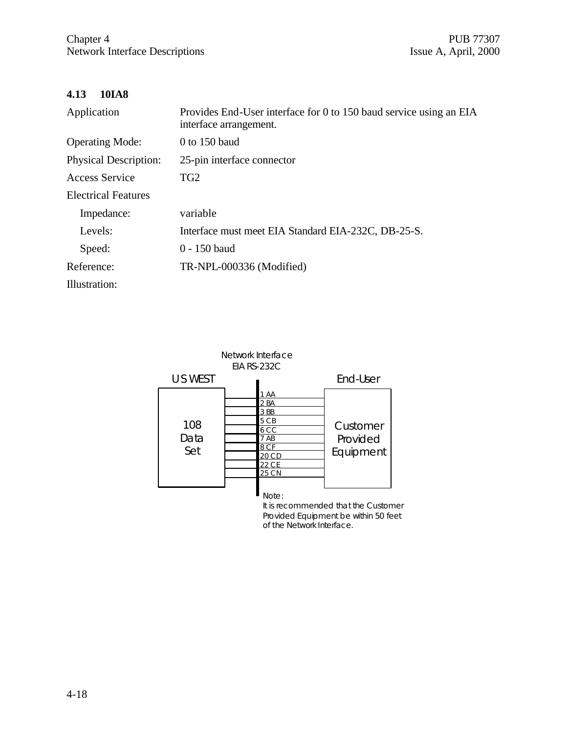## 4.13 10IA8

| | |
|---|---|
| Application | Provides End-User interface for 0 to 150 baud service using an EIA interface arrangement. |
| Operating Mode: | 0 to 150 baud |
| Physical Description: | 25-pin interface connector |
| Access Service | TG2 |
| Electrical Features | |
| Impedance: | variable |
| Levels: | Interface must meet EIA Standard EIA-232C, DB-25-S. |
| Speed: | 0 - 150 baud |
| Reference: | TR-NPL-000336 (Modified) |
| Illustration: | |

Network Interface
EIA RS-232C

US WEST — End-User

108 Data Set — Customer Provided Equipment

1 AA
2 BA
3 BB
5 CB
6 CC
7 AB
8 CF
20 CD
22 CE
25 CN

Note:
It is recommended that the Customer Provided Equipment be within 50 feet of the Network Interface.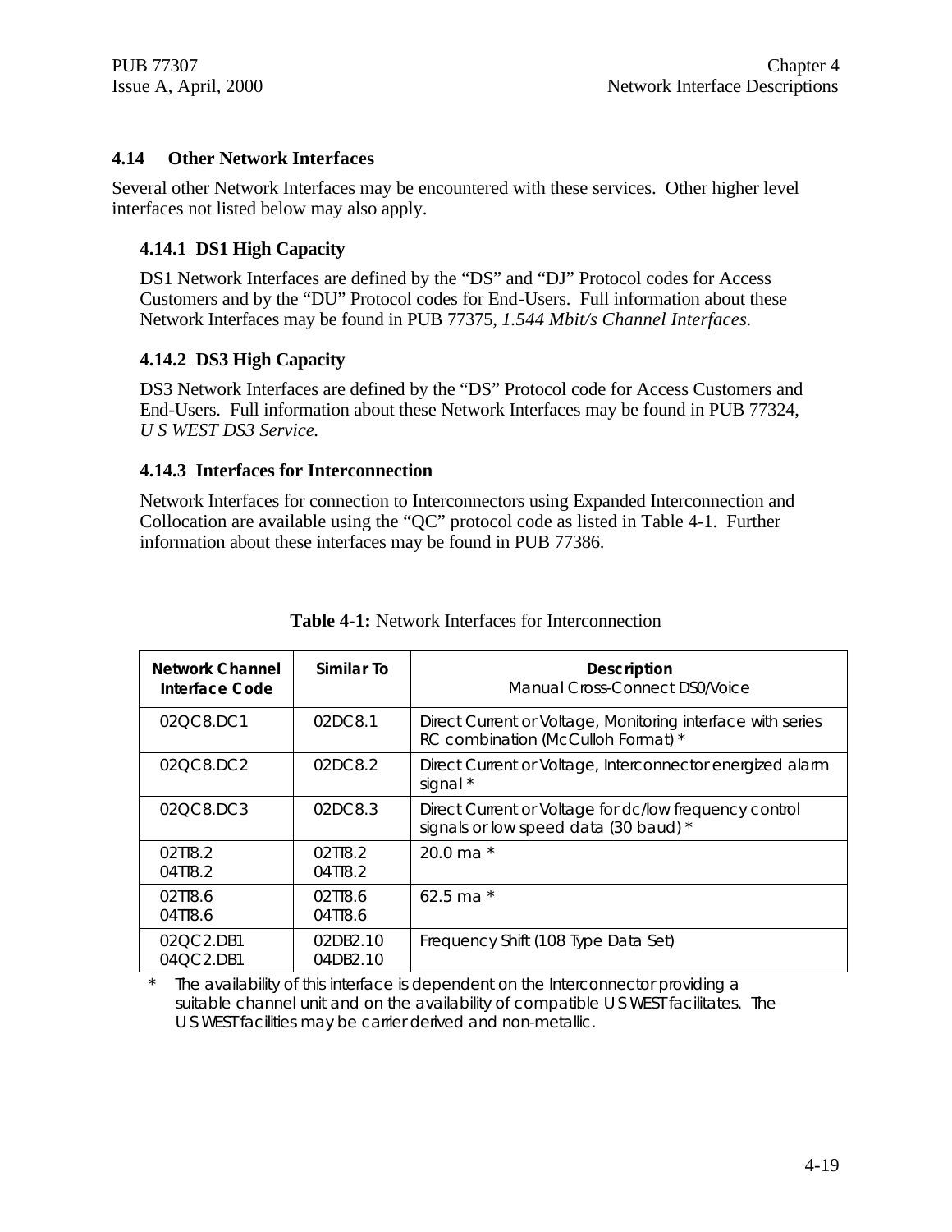### 4.14 Other Network Interfaces

Several other Network Interfaces may be encountered with these services. Other higher level interfaces not listed below may also apply.

#### 4.14.1 DS1 High Capacity

DS1 Network Interfaces are defined by the "DS" and "DJ" Protocol codes for Access Customers and by the "DU" Protocol codes for End-Users. Full information about these Network Interfaces may be found in PUB 77375, *1.544 Mbit/s Channel Interfaces*.

#### 4.14.2 DS3 High Capacity

DS3 Network Interfaces are defined by the "DS" Protocol code for Access Customers and End-Users. Full information about these Network Interfaces may be found in PUB 77324, *U S WEST DS3 Service.*

#### 4.14.3 Interfaces for Interconnection

Network Interfaces for connection to Interconnectors using Expanded Interconnection and Collocation are available using the "QC" protocol code as listed in Table 4-1. Further information about these interfaces may be found in PUB 77386.

**Table 4-1:** Network Interfaces for Interconnection

| Network Channel Interface Code | Similar To | Description<br>Manual Cross-Connect DS0/Voice |
|---|---|---|
| 02QC8.DC1 | 02DC8.1 | Direct Current or Voltage, Monitoring interface with series RC combination (McCulloh Format) * |
| 02QC8.DC2 | 02DC8.2 | Direct Current or Voltage, Interconnector energized alarm signal * |
| 02QC8.DC3 | 02DC8.3 | Direct Current or Voltage for dc/low frequency control signals or low speed data (30 baud) * |
| 02TT8.2<br>04TT8.2 | 02TT8.2<br>04TT8.2 | 20.0 ma * |
| 02TT8.6<br>04TT8.6 | 02TT8.6<br>04TT8.6 | 62.5 ma * |
| 02QC2.DB1<br>04QC2.DB1 | 02DB2.10<br>04DB2.10 | Frequency Shift (108 Type Data Set) |

\* The availability of this interface is dependent on the Interconnector providing a suitable channel unit and on the availability of compatible U S WEST facilities. The U S WEST facilities may be carrier derived and non-metallic.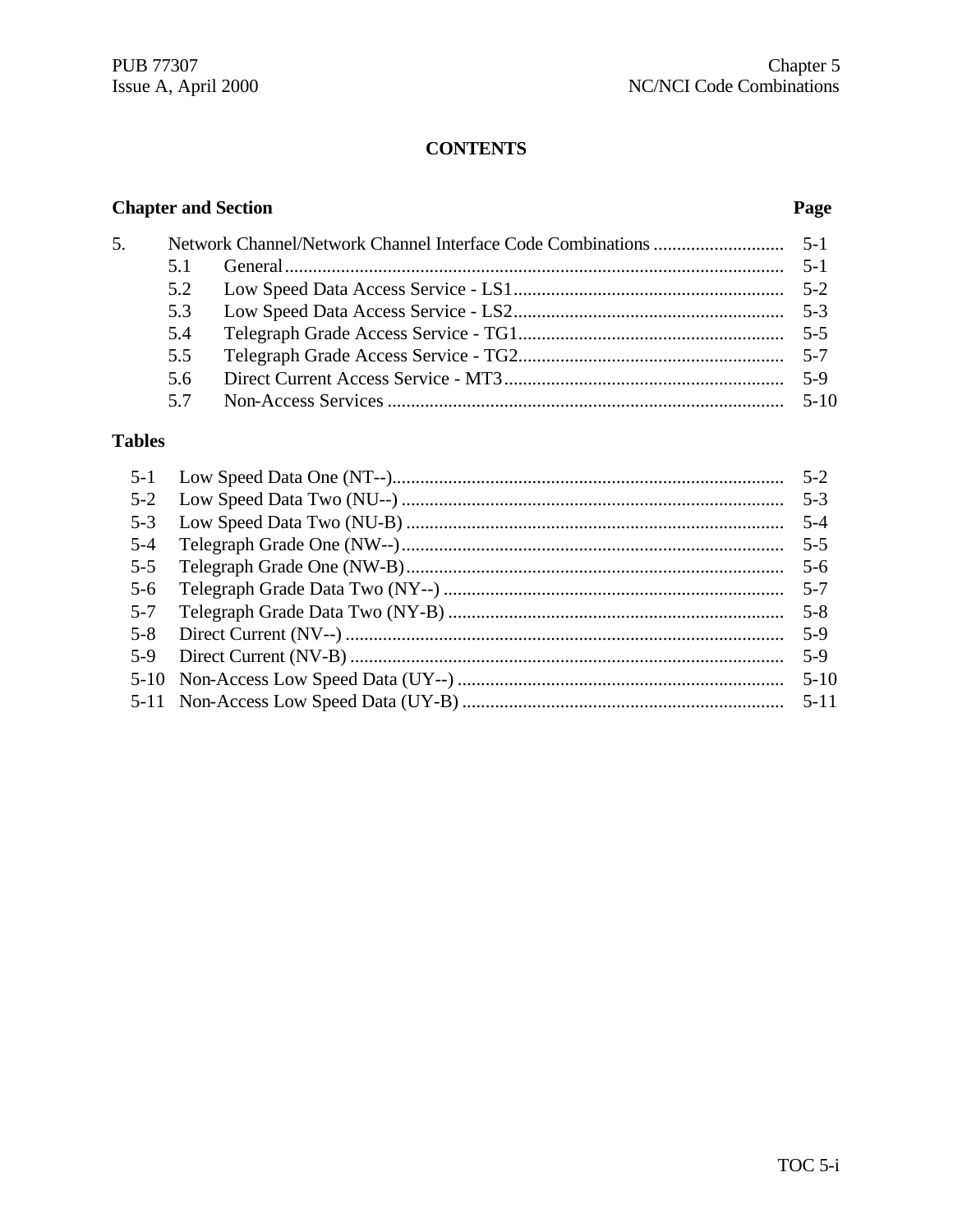## CONTENTS

| Chapter and Section | | Page |
|---|---|---|
| 5. | Network Channel/Network Channel Interface Code Combinations | 5-1 |
| 5.1 | General | 5-1 |
| 5.2 | Low Speed Data Access Service - LS1 | 5-2 |
| 5.3 | Low Speed Data Access Service - LS2 | 5-3 |
| 5.4 | Telegraph Grade Access Service - TG1 | 5-5 |
| 5.5 | Telegraph Grade Access Service - TG2 | 5-7 |
| 5.6 | Direct Current Access Service - MT3 | 5-9 |
| 5.7 | Non-Access Services | 5-10 |

**Tables**

| | | |
|---|---|---|
| 5-1 | Low Speed Data One (NT--) | 5-2 |
| 5-2 | Low Speed Data Two (NU--) | 5-3 |
| 5-3 | Low Speed Data Two (NU-B) | 5-4 |
| 5-4 | Telegraph Grade One (NW--) | 5-5 |
| 5-5 | Telegraph Grade One (NW-B) | 5-6 |
| 5-6 | Telegraph Grade Data Two (NY--) | 5-7 |
| 5-7 | Telegraph Grade Data Two (NY-B) | 5-8 |
| 5-8 | Direct Current (NV--) | 5-9 |
| 5-9 | Direct Current (NV-B) | 5-9 |
| 5-10 | Non-Access Low Speed Data (UY--) | 5-10 |
| 5-11 | Non-Access Low Speed Data (UY-B) | 5-11 |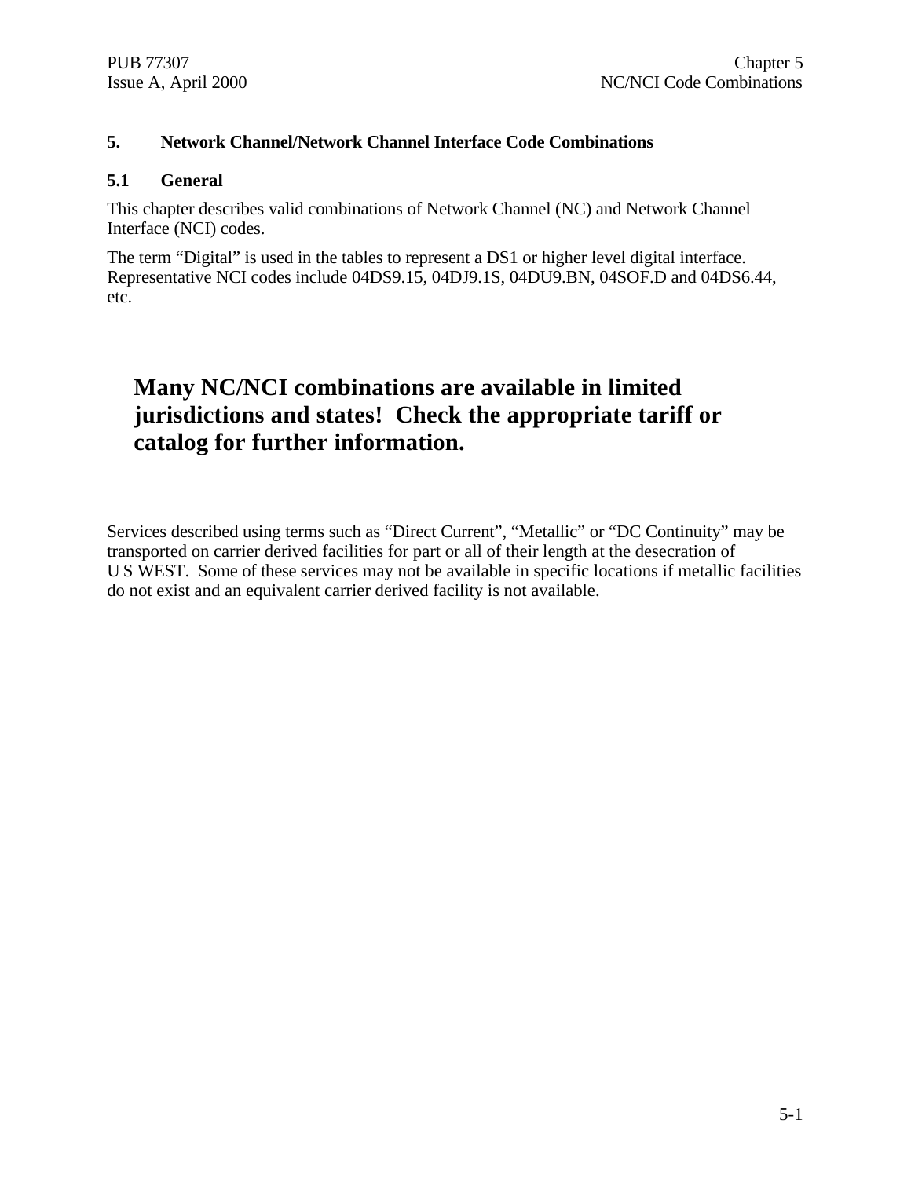# 5. Network Channel/Network Channel Interface Code Combinations

## 5.1 General

This chapter describes valid combinations of Network Channel (NC) and Network Channel Interface (NCI) codes.

The term “Digital” is used in the tables to represent a DS1 or higher level digital interface. Representative NCI codes include 04DS9.15, 04DJ9.1S, 04DU9.BN, 04SOF.D and 04DS6.44, etc.

**Many NC/NCI combinations are available in limited jurisdictions and states! Check the appropriate tariff or catalog for further information.**

Services described using terms such as “Direct Current”, “Metallic” or “DC Continuity” may be transported on carrier derived facilities for part or all of their length at the desecration of U S WEST. Some of these services may not be available in specific locations if metallic facilities do not exist and an equivalent carrier derived facility is not available.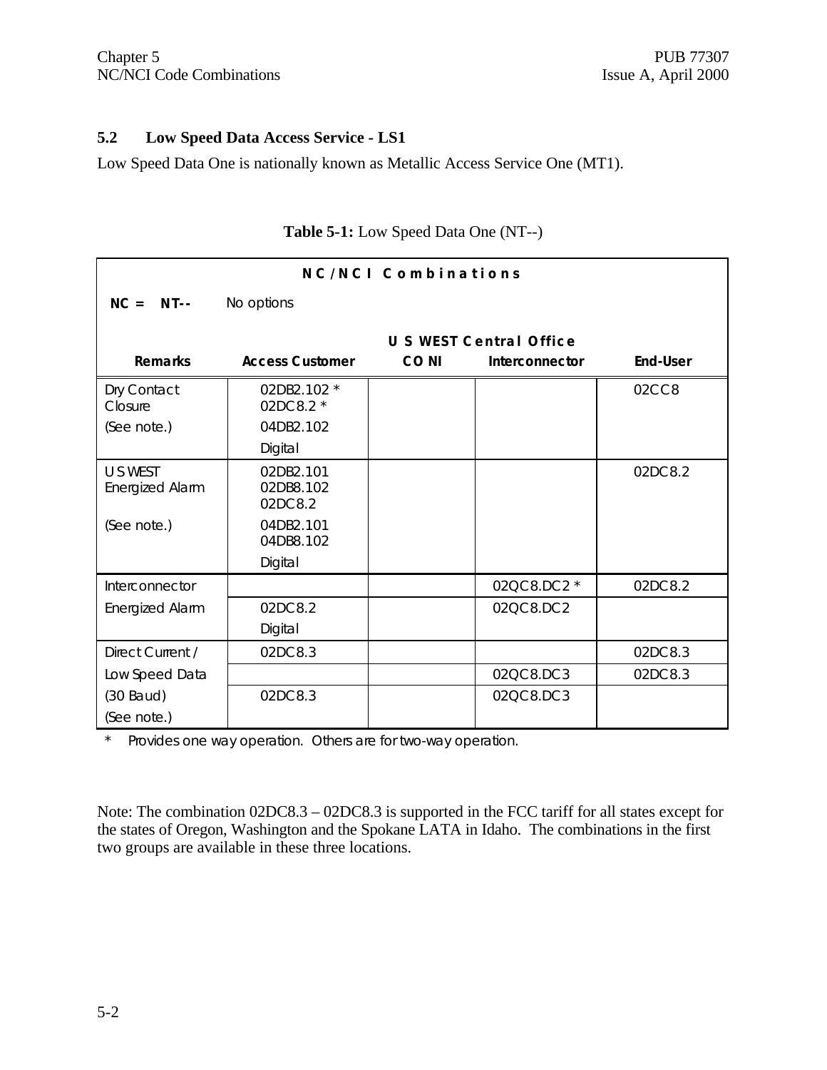## 5.2 Low Speed Data Access Service - LS1

Low Speed Data One is nationally known as Metallic Access Service One (MT1).

**Table 5-1:** Low Speed Data One (NT--)

| NC/NCI Combinations | | | | |
|---|---|---|---|---|
| **NC = NT--** | No options | | | |
| | | **U S WEST Central Office** | | |
| **Remarks** | **Access Customer** | **CO NI** | **Interconnector** | **End-User** |
| Dry Contact Closure<br>(See note.) | 02DB2.102 *<br>02DC8.2 *<br>04DB2.102<br>Digital | | | 02CC8 |
| U S WEST Energized Alarm<br>(See note.) | 02DB2.101<br>02DB8.102<br>02DC8.2<br>04DB2.101<br>04DB8.102<br>Digital | | | 02DC8.2 |
| Interconnector | | | 02QC8.DC2 * | 02DC8.2 |
| Energized Alarm | 02DC8.2<br>Digital | | 02QC8.DC2 | |
| Direct Current / | 02DC8.3 | | | 02DC8.3 |
| Low Speed Data | | | 02QC8.DC3 | 02DC8.3 |
| (30 Baud)<br>(See note.) | 02DC8.3 | | 02QC8.DC3 | |

\* Provides one way operation. Others are for two-way operation.

Note: The combination 02DC8.3 – 02DC8.3 is supported in the FCC tariff for all states except for the states of Oregon, Washington and the Spokane LATA in Idaho. The combinations in the first two groups are available in these three locations.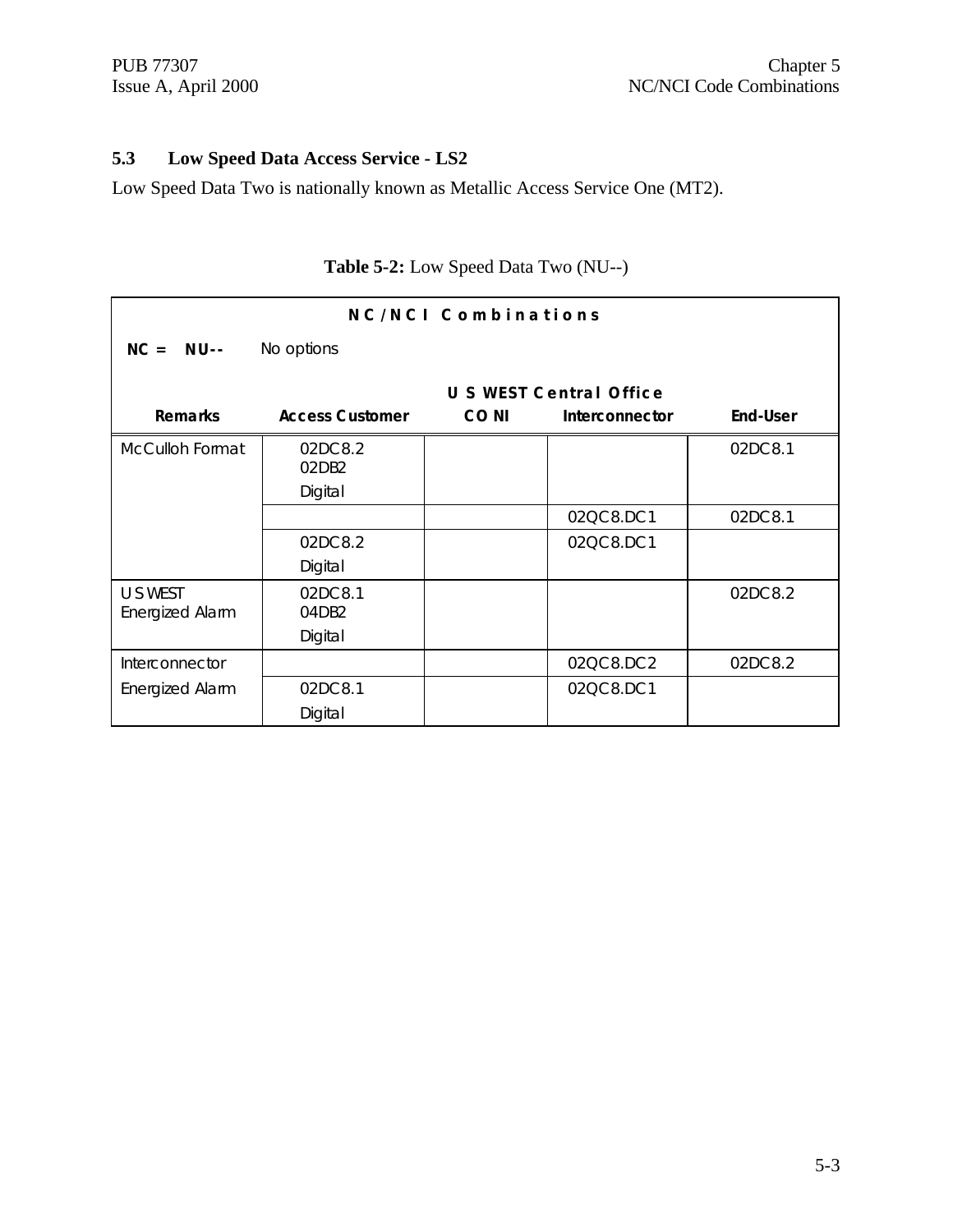## 5.3 Low Speed Data Access Service - LS2

Low Speed Data Two is nationally known as Metallic Access Service One (MT2).

**Table 5-2:** Low Speed Data Two (NU--)

| **NC/NCI Combinations** | | | | |
|---|---|---|---|---|
| **NC = NU--** No options | | | | |
| | | **U S WEST Central Office** | | |
| **Remarks** | **Access Customer** | **CO NI** | **Interconnector** | **End-User** |
| McCulloh Format | 02DC8.2<br>02DB2<br>Digital | | | 02DC8.1 |
| | | | 02QC8.DC1 | 02DC8.1 |
| | 02DC8.2<br>Digital | | 02QC8.DC1 | |
| U S WEST<br>Energized Alarm | 02DC8.1<br>04DB2<br>Digital | | | 02DC8.2 |
| Interconnector | | | 02QC8.DC2 | 02DC8.2 |
| Energized Alarm | 02DC8.1<br>Digital | | 02QC8.DC1 | |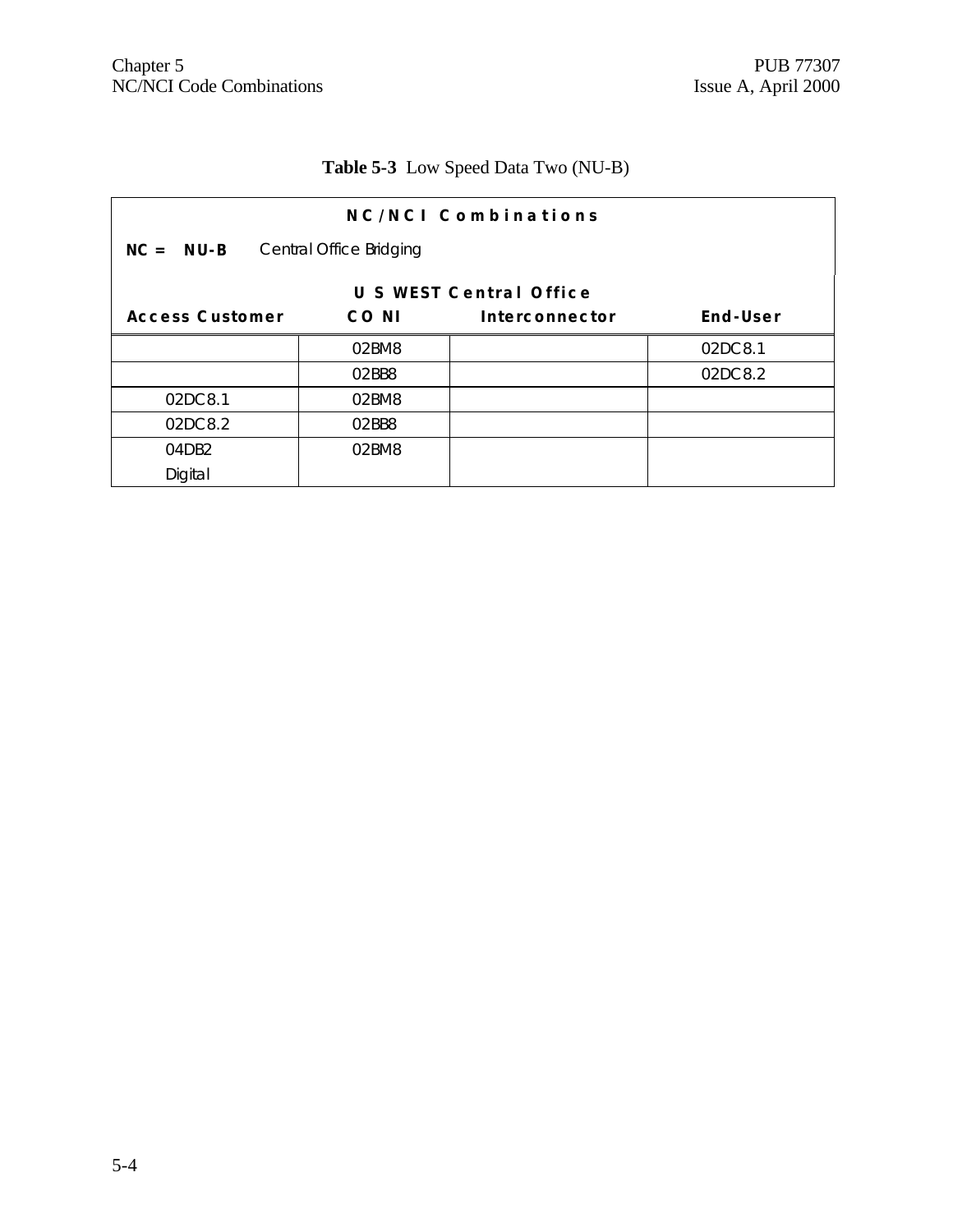**Table 5-3** Low Speed Data Two (NU-B)

| NC/NCI Combinations | | | |
|---|---|---|---|
| **NC = NU-B** Central Office Bridging | | | |
| | **U S WEST Central Office** | | |
| **Access Customer** | **CO NI** | **Interconnector** | **End-User** |
| | 02BM8 | | 02DC8.1 |
| | 02BB8 | | 02DC8.2 |
| 02DC8.1 | 02BM8 | | |
| 02DC8.2 | 02BB8 | | |
| 04DB2 Digital | 02BM8 | | |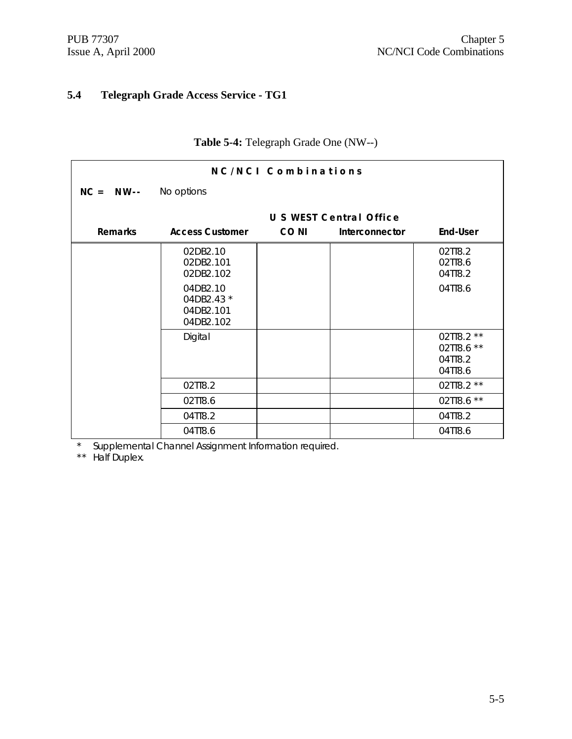## 5.4 Telegraph Grade Access Service - TG1

**Table 5-4:** Telegraph Grade One (NW--)

| NC/NCI Combinations | | | | |
|---|---|---|---|---|
| **NC = NW--** No options | | | | |
| | | **U S WEST Central Office** | | |
| **Remarks** | **Access Customer** | **CO NI** | **Interconnector** | **End-User** |
| | 02DB2.10<br>02DB2.101<br>02DB2.102<br>04DB2.10<br>04DB2.43 *<br>04DB2.101<br>04DB2.102 | | | 02TT8.2<br>02TT8.6<br>04TT8.2<br>04TT8.6 |
| | Digital | | | 02TT8.2 **<br>02TT8.6 **<br>04TT8.2<br>04TT8.6 |
| | 02TT8.2 | | | 02TT8.2 ** |
| | 02TT8.6 | | | 02TT8.6 ** |
| | 04TT8.2 | | | 04TT8.2 |
| | 04TT8.6 | | | 04TT8.6 |

\* Supplemental Channel Assignment Information required.

\** Half Duplex.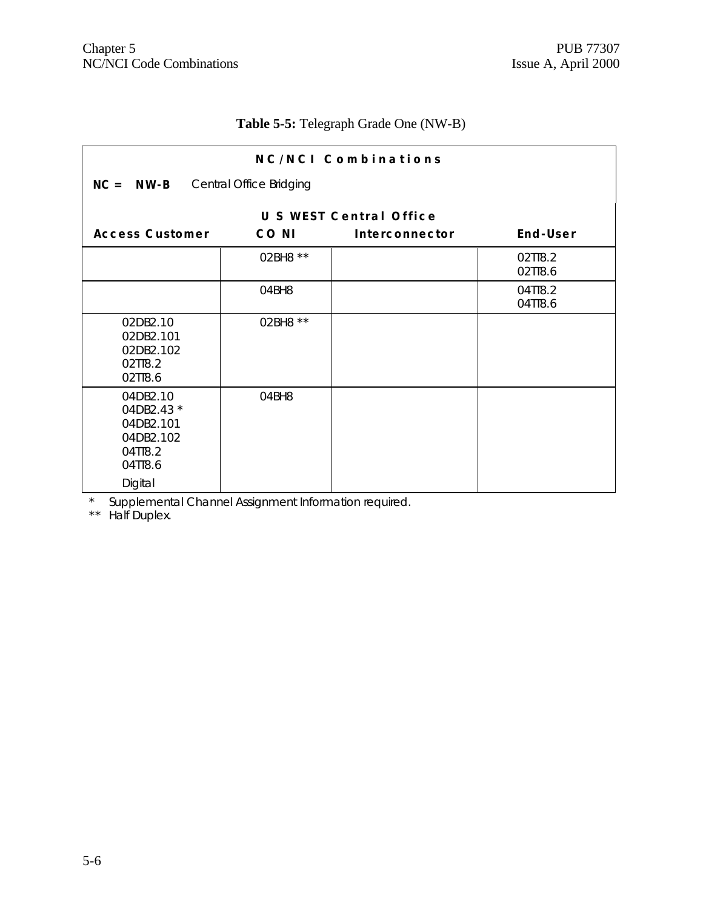**Table 5-5:** Telegraph Grade One (NW-B)

| NC/NCI Combinations | | | |
|---|---|---|---|
| **NC = NW-B** Central Office Bridging | | | |
| | **U S WEST Central Office** | | |
| **Access Customer** | **CO NI** | **Interconnector** | **End-User** |
| | 02BH8 ** | | 02TT8.2<br>02TT8.6 |
| | 04BH8 | | 04TT8.2<br>04TT8.6 |
| 02DB2.10<br>02DB2.101<br>02DB2.102<br>02TT8.2<br>02TT8.6 | 02BH8 ** | | |
| 04DB2.10<br>04DB2.43 *<br>04DB2.101<br>04DB2.102<br>04TT8.2<br>04TT8.6<br>Digital | 04BH8 | | |

\* Supplemental Channel Assignment Information required.

** Half Duplex.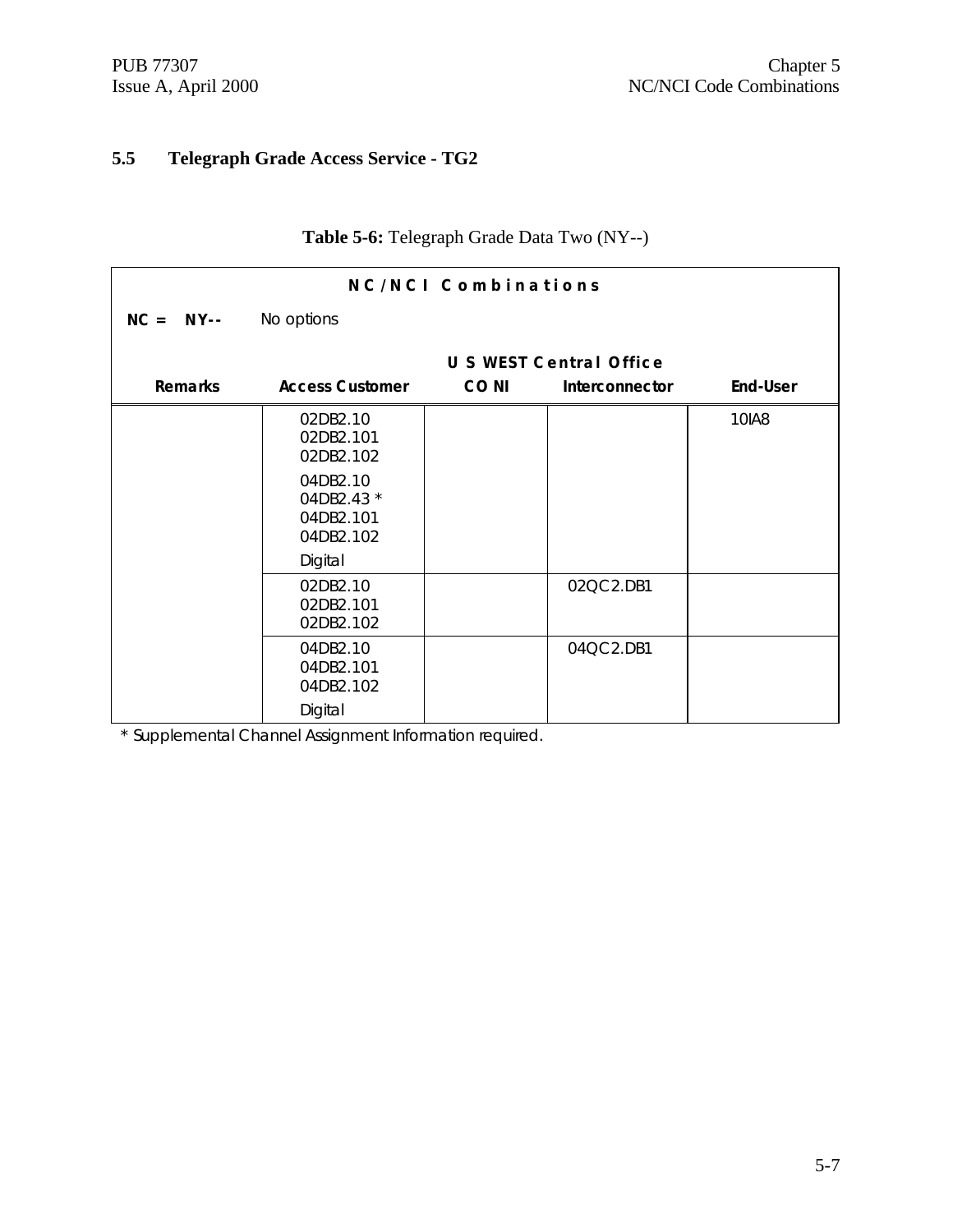## 5.5 Telegraph Grade Access Service - TG2

**Table 5-6:** Telegraph Grade Data Two (NY--)

| NC/NCI Combinations | | | | |
|---|---|---|---|---|
| **NC = NY--** No options | | | | |
| | | U S WEST Central Office | | |
| **Remarks** | **Access Customer** | **CO NI** | **Interconnector** | **End-User** |
| | 02DB2.10<br>02DB2.101<br>02DB2.102<br>04DB2.10<br>04DB2.43 *<br>04DB2.101<br>04DB2.102<br>Digital | | | 10IA8 |
| | 02DB2.10<br>02DB2.101<br>02DB2.102 | | 02QC2.DB1 | |
| | 04DB2.10<br>04DB2.101<br>04DB2.102<br>Digital | | 04QC2.DB1 | |

* Supplemental Channel Assignment Information required.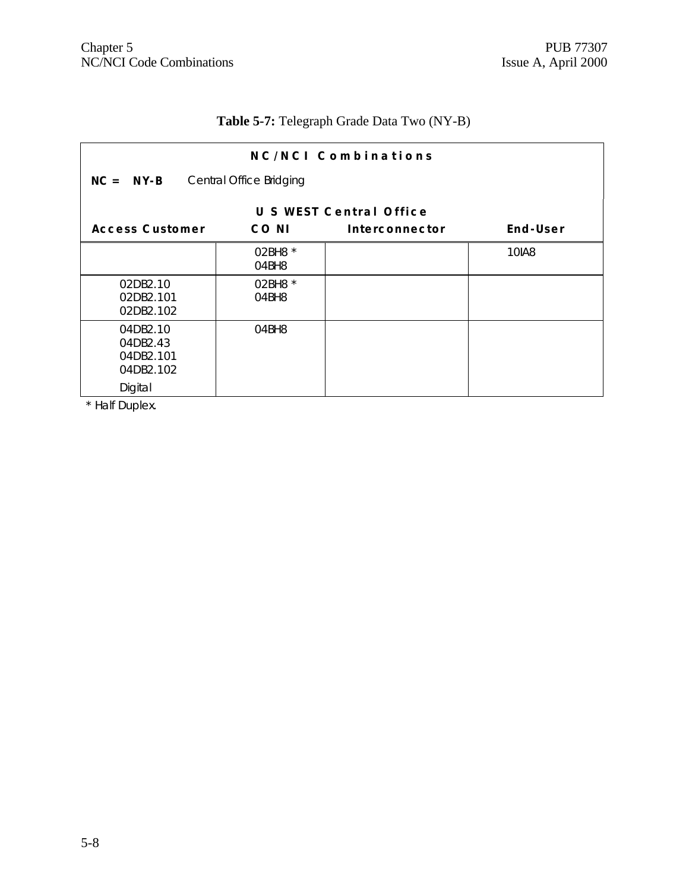**Table 5-7:** Telegraph Grade Data Two (NY-B)

| **NC/NCI Combinations** | | | |
|---|---|---|---|
| **NC = NY-B** Central Office Bridging | | | |
| | **U S WEST Central Office** | | |
| **Access Customer** | **CO NI** | **Interconnector** | **End-User** |
| | 02BH8 *<br>04BH8 | | 10IA8 |
| 02DB2.10<br>02DB2.101<br>02DB2.102 | 02BH8 *<br>04BH8 | | |
| 04DB2.10<br>04DB2.43<br>04DB2.101<br>04DB2.102<br>Digital | 04BH8 | | |

* Half Duplex.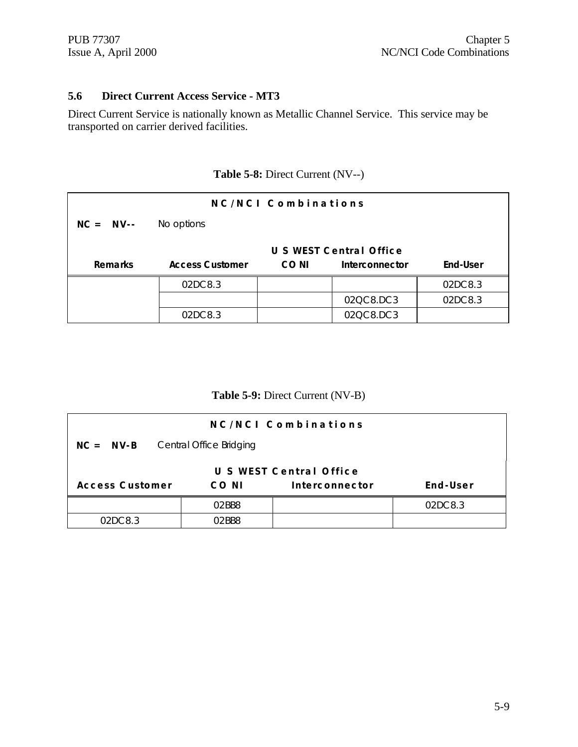### 5.6 Direct Current Access Service - MT3

Direct Current Service is nationally known as Metallic Channel Service. This service may be transported on carrier derived facilities.

**Table 5-8:** Direct Current (NV--)

| NC/NCI Combinations | | | | |
|---|---|---|---|---|
| **NC = NV--** No options | | | | |
| | | **U S WEST Central Office** | | |
| **Remarks** | **Access Customer** | **CO NI** | **Interconnector** | **End-User** |
| | 02DC8.3 | | | 02DC8.3 |
| | | | 02QC8.DC3 | 02DC8.3 |
| | 02DC8.3 | | 02QC8.DC3 | |

**Table 5-9:** Direct Current (NV-B)

| NC/NCI Combinations | | | |
|---|---|---|---|
| **NC = NV-B** Central Office Bridging | | | |
| | **U S WEST Central Office** | | |
| **Access Customer** | **CO NI** | **Interconnector** | **End-User** |
| | 02BB8 | | 02DC8.3 |
| 02DC8.3 | 02BB8 | | |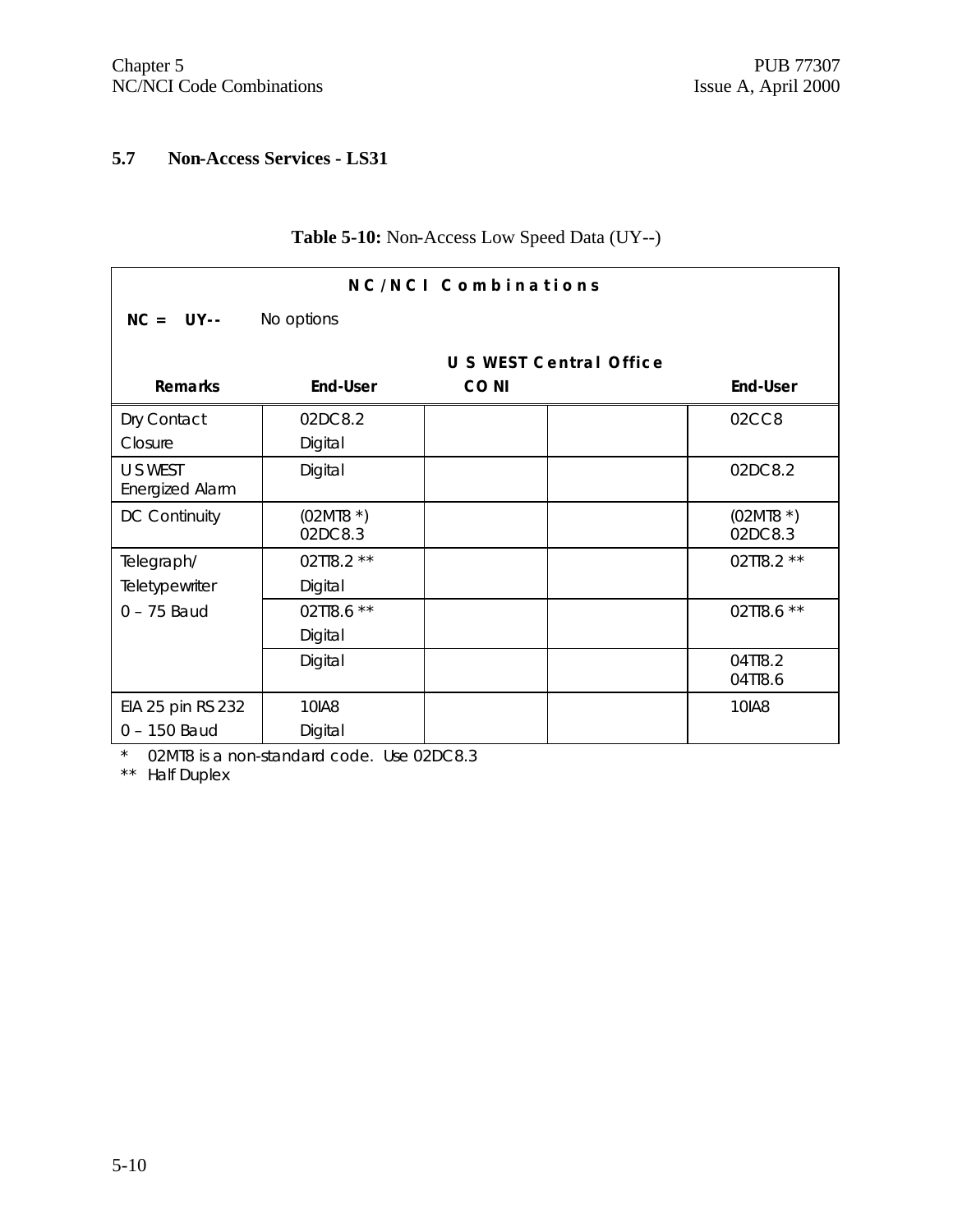## 5.7 Non-Access Services - LS31

**Table 5-10:** Non-Access Low Speed Data (UY--)

| **NC/NCI Combinations** | | | | |
|---|---|---|---|---|
| **NC = UY--** No options | | | | |
| | | **U S WEST Central Office** | | |
| **Remarks** | **End-User** | **CO NI** | | **End-User** |
| Dry Contact Closure | 02DC8.2 Digital | | | 02CC8 |
| U S WEST Energized Alarm | Digital | | | 02DC8.2 |
| DC Continuity | (02MT8 *) 02DC8.3 | | | (02MT8 *) 02DC8.3 |
| Telegraph/ Teletypewriter 0 – 75 Baud | 02TT8.2 ** Digital | | | 02TT8.2 ** |
| | 02TT8.6 ** Digital | | | 02TT8.6 ** |
| | Digital | | | 04TT8.2 04TT8.6 |
| EIA 25 pin RS 232 0 – 150 Baud | 10IA8 Digital | | | 10IA8 |

\* 02MT8 is a non-standard code. Use 02DC8.3

\** Half Duplex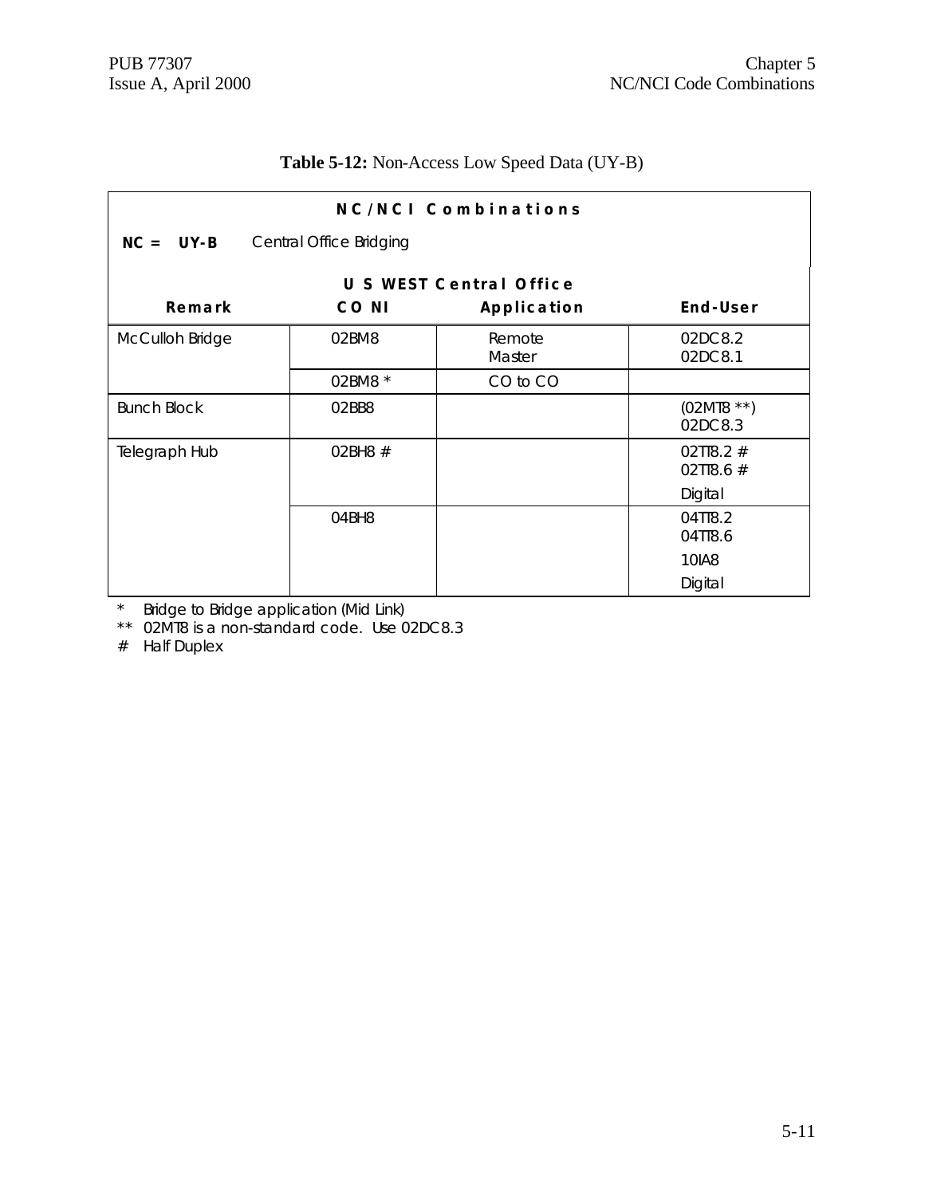**Table 5-12:** Non-Access Low Speed Data (UY-B)

| **NC/NCI Combinations** | | | |
|---|---|---|---|
| **NC = UY-B** Central Office Bridging | | | |
| | **U S WEST Central Office** | | |
| **Remark** | **CO NI** | **Application** | **End-User** |
| McCulloh Bridge | 02BM8 | Remote<br>Master | 02DC8.2<br>02DC8.1 |
| | 02BM8 * | CO to CO | |
| Bunch Block | 02BB8 | | (02MT8 **)<br>02DC8.3 |
| Telegraph Hub | 02BH8 # | | 02TT8.2 #<br>02TT8.6 #<br>Digital |
| | 04BH8 | | 04TT8.2<br>04TT8.6<br>10IA8<br>Digital |

\* Bridge to Bridge application (Mid Link)

** 02MT8 is a non-standard code. Use 02DC8.3

\# Half Duplex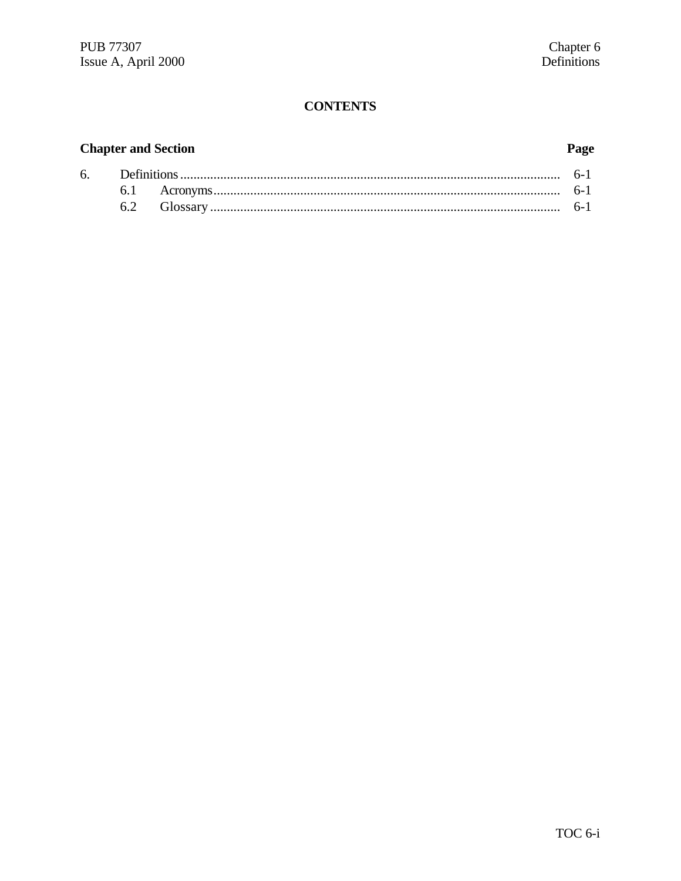## CONTENTS

| Chapter and Section | | Page |
|---|---|---|
| 6. | Definitions | 6-1 |
| | 6.1 Acronyms | 6-1 |
| | 6.2 Glossary | 6-1 |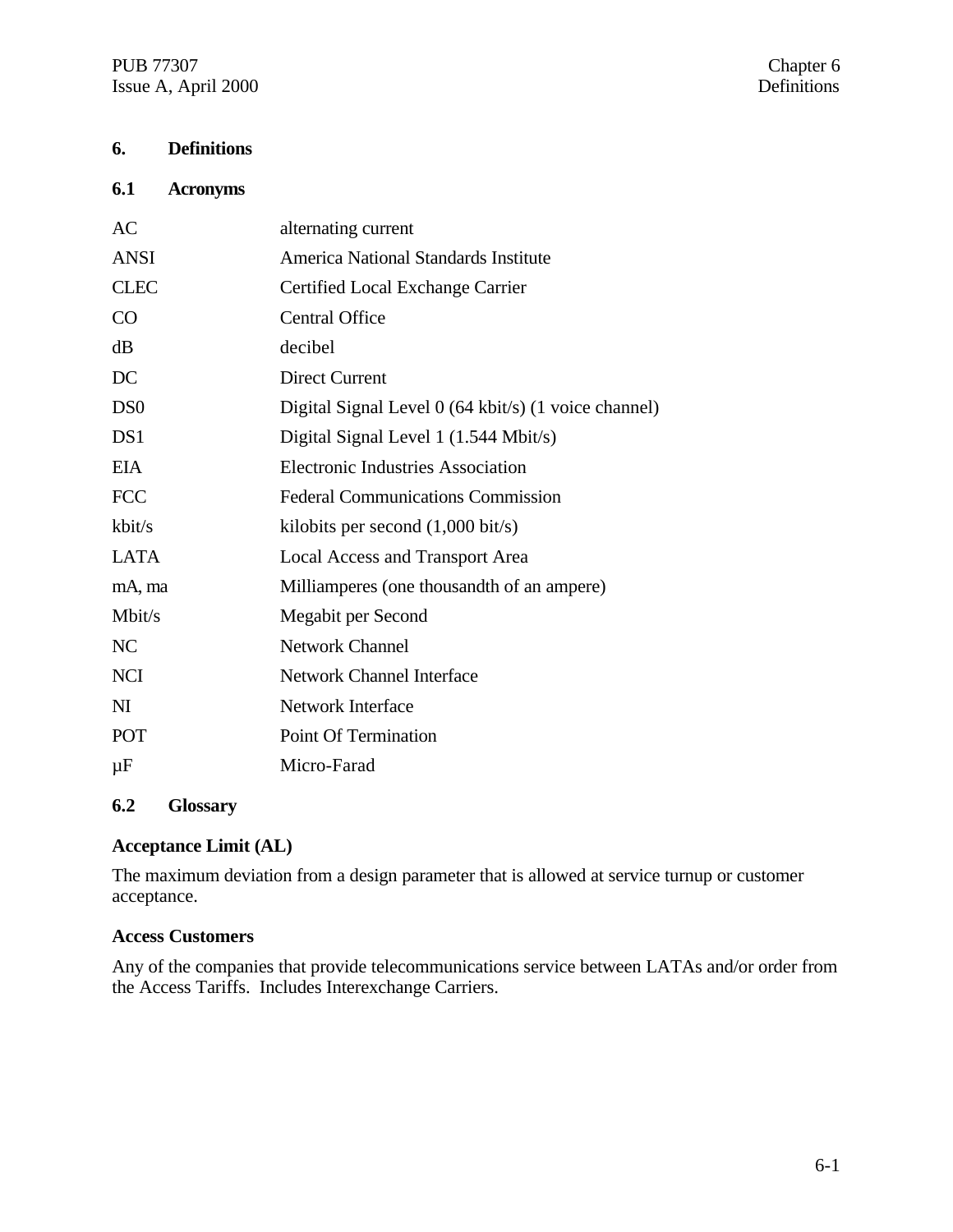# 6. Definitions

## 6.1 Acronyms

| | |
|---|---|
| AC | alternating current |
| ANSI | America National Standards Institute |
| CLEC | Certified Local Exchange Carrier |
| CO | Central Office |
| dB | decibel |
| DC | Direct Current |
| DS0 | Digital Signal Level 0 (64 kbit/s) (1 voice channel) |
| DS1 | Digital Signal Level 1 (1.544 Mbit/s) |
| EIA | Electronic Industries Association |
| FCC | Federal Communications Commission |
| kbit/s | kilobits per second (1,000 bit/s) |
| LATA | Local Access and Transport Area |
| mA, ma | Milliamperes (one thousandth of an ampere) |
| Mbit/s | Megabit per Second |
| NC | Network Channel |
| NCI | Network Channel Interface |
| NI | Network Interface |
| POT | Point Of Termination |
| μF | Micro-Farad |

## 6.2 Glossary

**Acceptance Limit (AL)**

The maximum deviation from a design parameter that is allowed at service turnup or customer acceptance.

**Access Customers**

Any of the companies that provide telecommunications service between LATAs and/or order from the Access Tariffs. Includes Interexchange Carriers.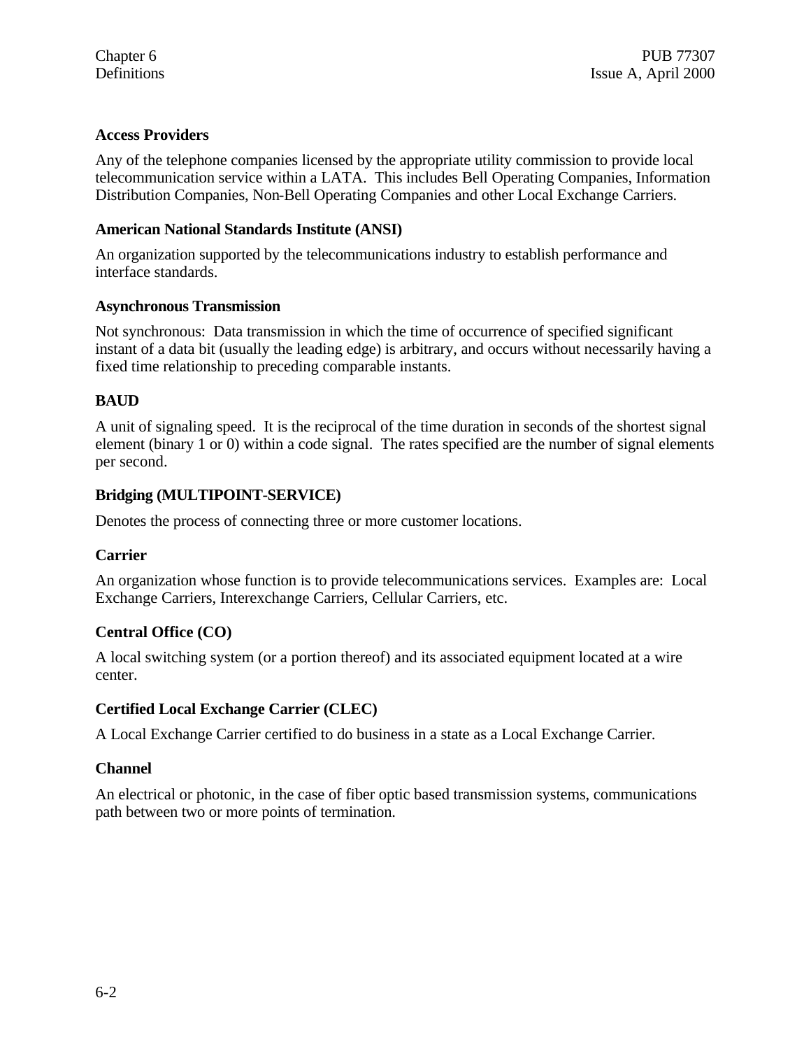**Access Providers**

Any of the telephone companies licensed by the appropriate utility commission to provide local telecommunication service within a LATA. This includes Bell Operating Companies, Information Distribution Companies, Non-Bell Operating Companies and other Local Exchange Carriers.

**American National Standards Institute (ANSI)**

An organization supported by the telecommunications industry to establish performance and interface standards.

**Asynchronous Transmission**

Not synchronous: Data transmission in which the time of occurrence of specified significant instant of a data bit (usually the leading edge) is arbitrary, and occurs without necessarily having a fixed time relationship to preceding comparable instants.

**BAUD**

A unit of signaling speed. It is the reciprocal of the time duration in seconds of the shortest signal element (binary 1 or 0) within a code signal. The rates specified are the number of signal elements per second.

**Bridging (MULTIPOINT-SERVICE)**

Denotes the process of connecting three or more customer locations.

**Carrier**

An organization whose function is to provide telecommunications services. Examples are: Local Exchange Carriers, Interexchange Carriers, Cellular Carriers, etc.

**Central Office (CO)**

A local switching system (or a portion thereof) and its associated equipment located at a wire center.

**Certified Local Exchange Carrier (CLEC)**

A Local Exchange Carrier certified to do business in a state as a Local Exchange Carrier.

**Channel**

An electrical or photonic, in the case of fiber optic based transmission systems, communications path between two or more points of termination.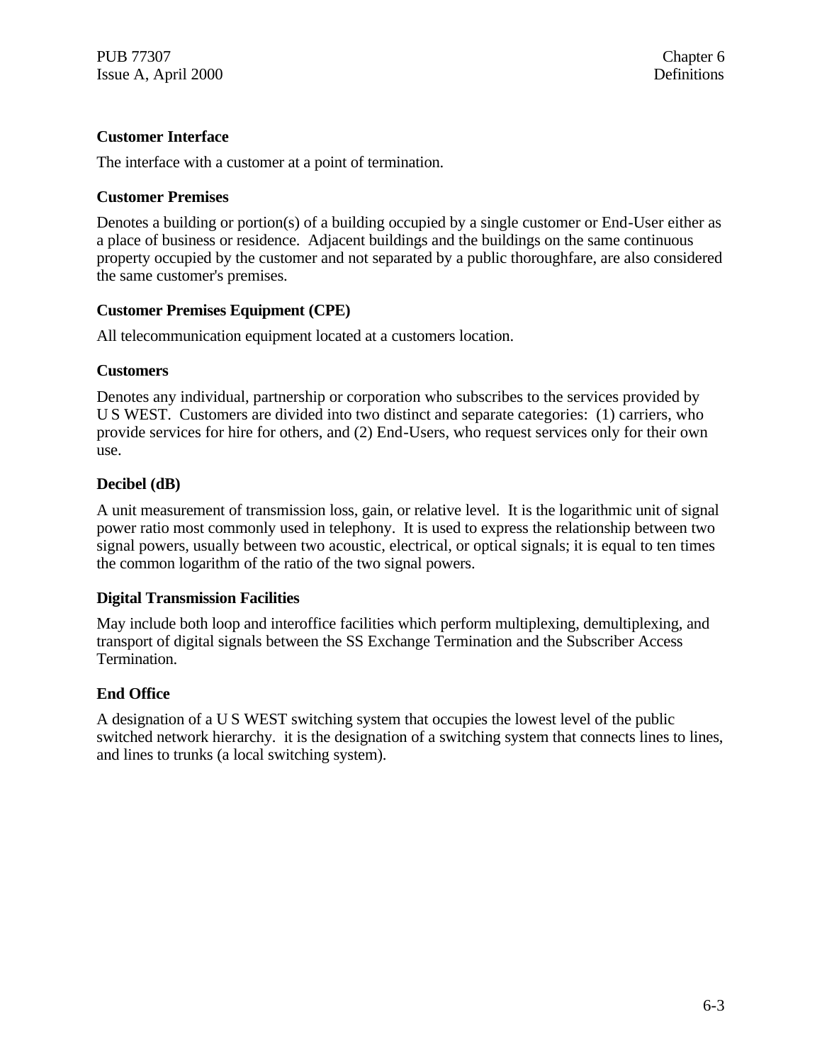**Customer Interface**

The interface with a customer at a point of termination.

**Customer Premises**

Denotes a building or portion(s) of a building occupied by a single customer or End-User either as a place of business or residence. Adjacent buildings and the buildings on the same continuous property occupied by the customer and not separated by a public thoroughfare, are also considered the same customer's premises.

**Customer Premises Equipment (CPE)**

All telecommunication equipment located at a customers location.

**Customers**

Denotes any individual, partnership or corporation who subscribes to the services provided by U S WEST. Customers are divided into two distinct and separate categories: (1) carriers, who provide services for hire for others, and (2) End-Users, who request services only for their own use.

**Decibel (dB)**

A unit measurement of transmission loss, gain, or relative level. It is the logarithmic unit of signal power ratio most commonly used in telephony. It is used to express the relationship between two signal powers, usually between two acoustic, electrical, or optical signals; it is equal to ten times the common logarithm of the ratio of the two signal powers.

**Digital Transmission Facilities**

May include both loop and interoffice facilities which perform multiplexing, demultiplexing, and transport of digital signals between the SS Exchange Termination and the Subscriber Access Termination.

**End Office**

A designation of a U S WEST switching system that occupies the lowest level of the public switched network hierarchy. it is the designation of a switching system that connects lines to lines, and lines to trunks (a local switching system).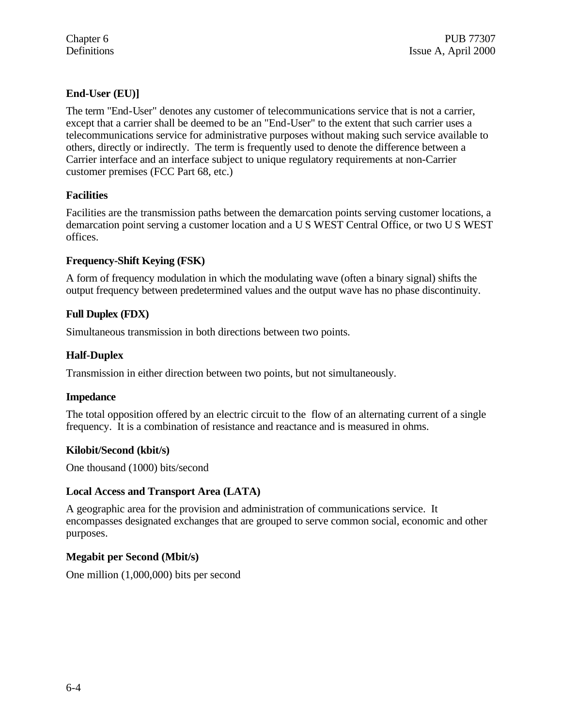**End-User (EU)]**

The term "End-User" denotes any customer of telecommunications service that is not a carrier, except that a carrier shall be deemed to be an "End-User" to the extent that such carrier uses a telecommunications service for administrative purposes without making such service available to others, directly or indirectly. The term is frequently used to denote the difference between a Carrier interface and an interface subject to unique regulatory requirements at non-Carrier customer premises (FCC Part 68, etc.)

**Facilities**

Facilities are the transmission paths between the demarcation points serving customer locations, a demarcation point serving a customer location and a U S WEST Central Office, or two U S WEST offices.

**Frequency-Shift Keying (FSK)**

A form of frequency modulation in which the modulating wave (often a binary signal) shifts the output frequency between predetermined values and the output wave has no phase discontinuity.

**Full Duplex (FDX)**

Simultaneous transmission in both directions between two points.

**Half-Duplex**

Transmission in either direction between two points, but not simultaneously.

**Impedance**

The total opposition offered by an electric circuit to the flow of an alternating current of a single frequency. It is a combination of resistance and reactance and is measured in ohms.

**Kilobit/Second (kbit/s)**

One thousand (1000) bits/second

**Local Access and Transport Area (LATA)**

A geographic area for the provision and administration of communications service. It encompasses designated exchanges that are grouped to serve common social, economic and other purposes.

**Megabit per Second (Mbit/s)**

One million (1,000,000) bits per second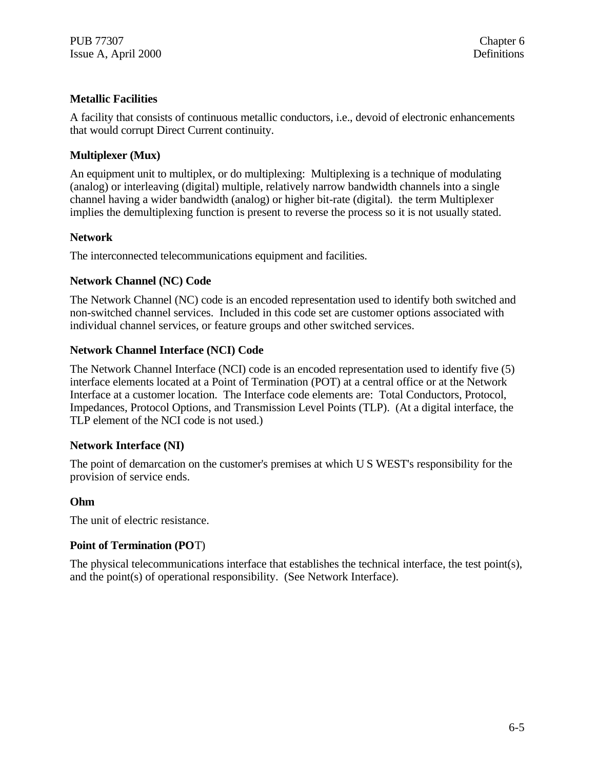**Metallic Facilities**

A facility that consists of continuous metallic conductors, i.e., devoid of electronic enhancements that would corrupt Direct Current continuity.

**Multiplexer (Mux)**

An equipment unit to multiplex, or do multiplexing: Multiplexing is a technique of modulating (analog) or interleaving (digital) multiple, relatively narrow bandwidth channels into a single channel having a wider bandwidth (analog) or higher bit-rate (digital). the term Multiplexer implies the demultiplexing function is present to reverse the process so it is not usually stated.

**Network**

The interconnected telecommunications equipment and facilities.

**Network Channel (NC) Code**

The Network Channel (NC) code is an encoded representation used to identify both switched and non-switched channel services. Included in this code set are customer options associated with individual channel services, or feature groups and other switched services.

**Network Channel Interface (NCI) Code**

The Network Channel Interface (NCI) code is an encoded representation used to identify five (5) interface elements located at a Point of Termination (POT) at a central office or at the Network Interface at a customer location. The Interface code elements are: Total Conductors, Protocol, Impedances, Protocol Options, and Transmission Level Points (TLP). (At a digital interface, the TLP element of the NCI code is not used.)

**Network Interface (NI)**

The point of demarcation on the customer's premises at which U S WEST's responsibility for the provision of service ends.

**Ohm**

The unit of electric resistance.

**Point of Termination (POT)**

The physical telecommunications interface that establishes the technical interface, the test point(s), and the point(s) of operational responsibility. (See Network Interface).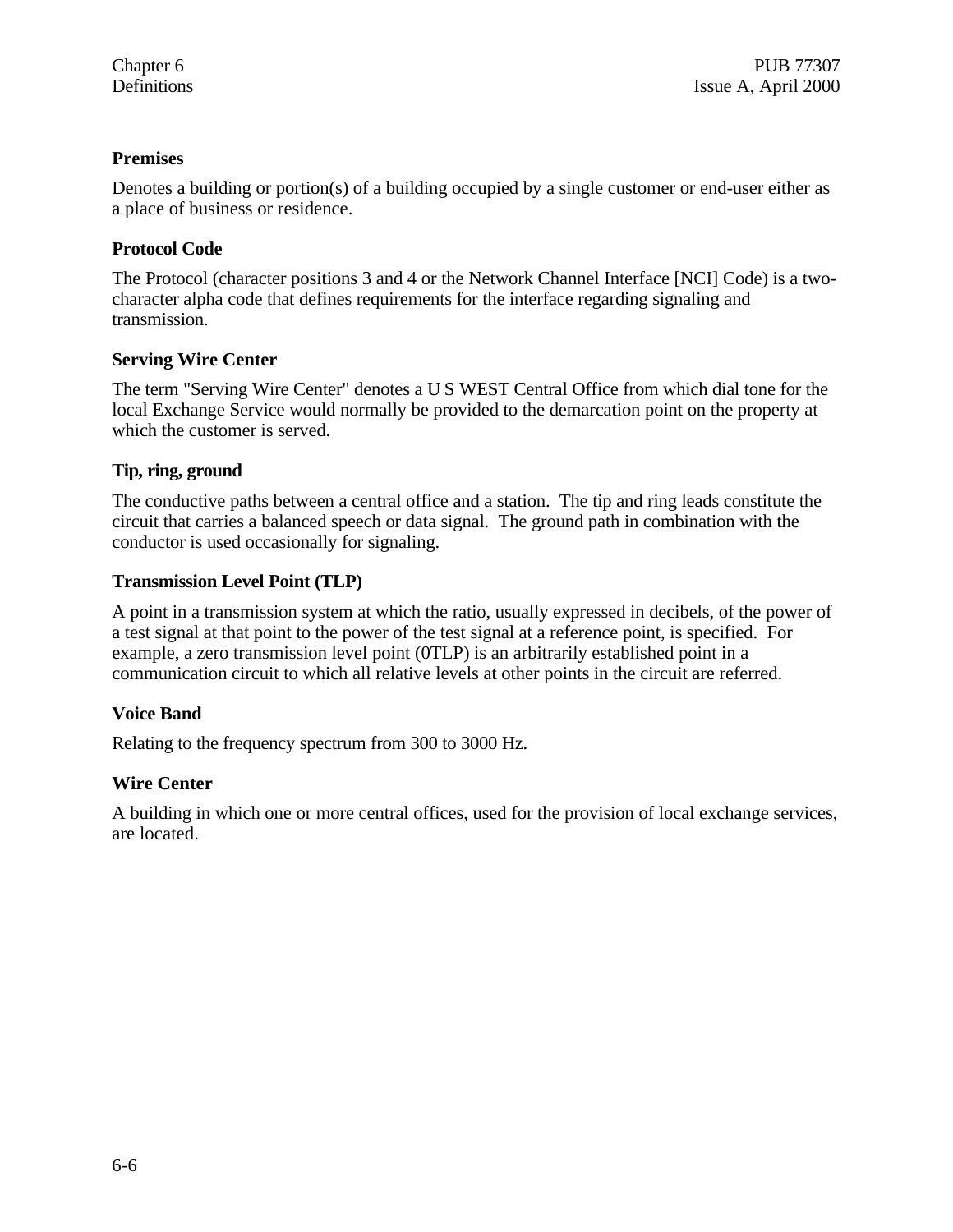**Premises**

Denotes a building or portion(s) of a building occupied by a single customer or end-user either as a place of business or residence.

**Protocol Code**

The Protocol (character positions 3 and 4 or the Network Channel Interface [NCI] Code) is a two-character alpha code that defines requirements for the interface regarding signaling and transmission.

**Serving Wire Center**

The term "Serving Wire Center" denotes a U S WEST Central Office from which dial tone for the local Exchange Service would normally be provided to the demarcation point on the property at which the customer is served.

**Tip, ring, ground**

The conductive paths between a central office and a station. The tip and ring leads constitute the circuit that carries a balanced speech or data signal. The ground path in combination with the conductor is used occasionally for signaling.

**Transmission Level Point (TLP)**

A point in a transmission system at which the ratio, usually expressed in decibels, of the power of a test signal at that point to the power of the test signal at a reference point, is specified. For example, a zero transmission level point (0TLP) is an arbitrarily established point in a communication circuit to which all relative levels at other points in the circuit are referred.

**Voice Band**

Relating to the frequency spectrum from 300 to 3000 Hz.

**Wire Center**

A building in which one or more central offices, used for the provision of local exchange services, are located.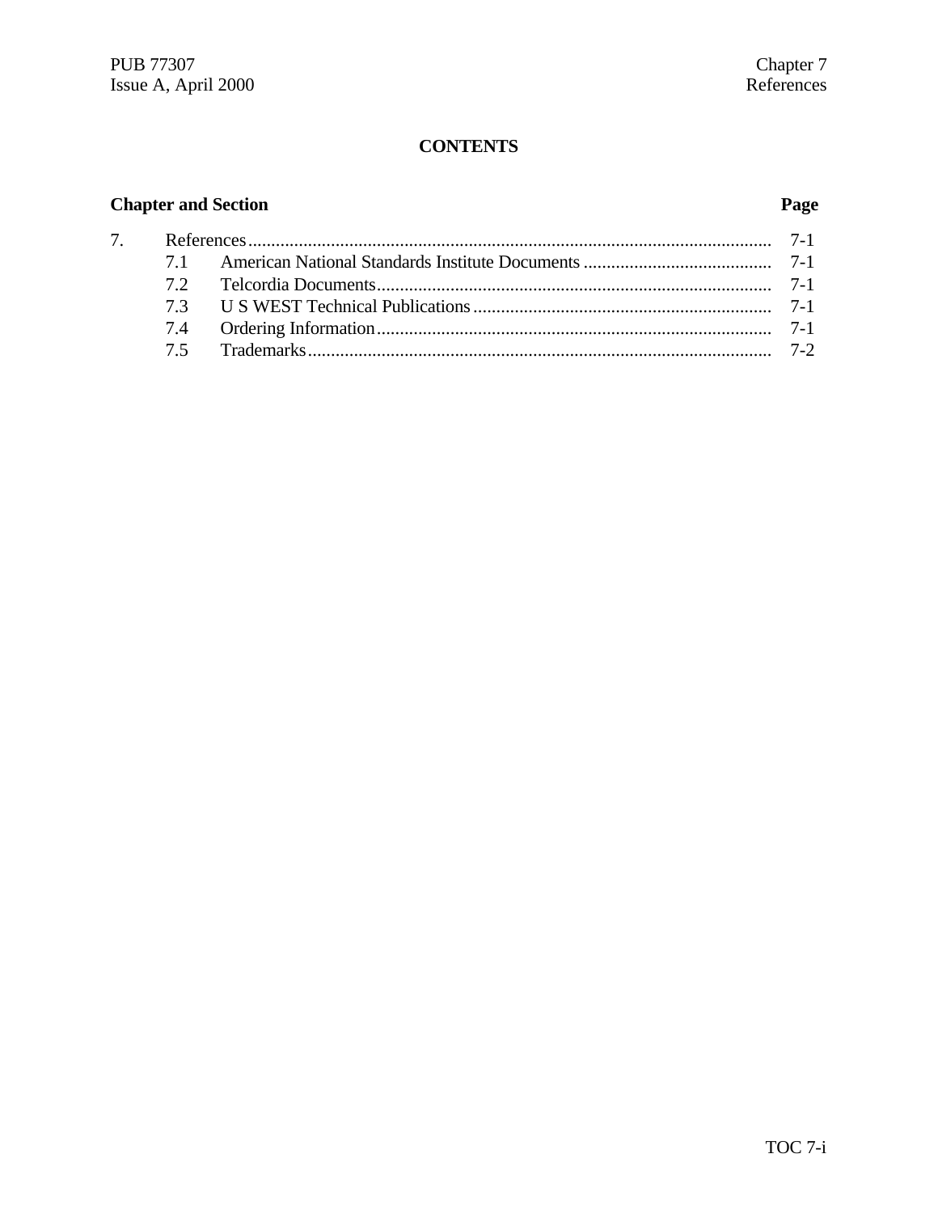## CONTENTS

| Chapter and Section | | Page |
|---|---|---|
| 7. | References | 7-1 |
| 7.1 | American National Standards Institute Documents | 7-1 |
| 7.2 | Telcordia Documents | 7-1 |
| 7.3 | U S WEST Technical Publications | 7-1 |
| 7.4 | Ordering Information | 7-1 |
| 7.5 | Trademarks | 7-2 |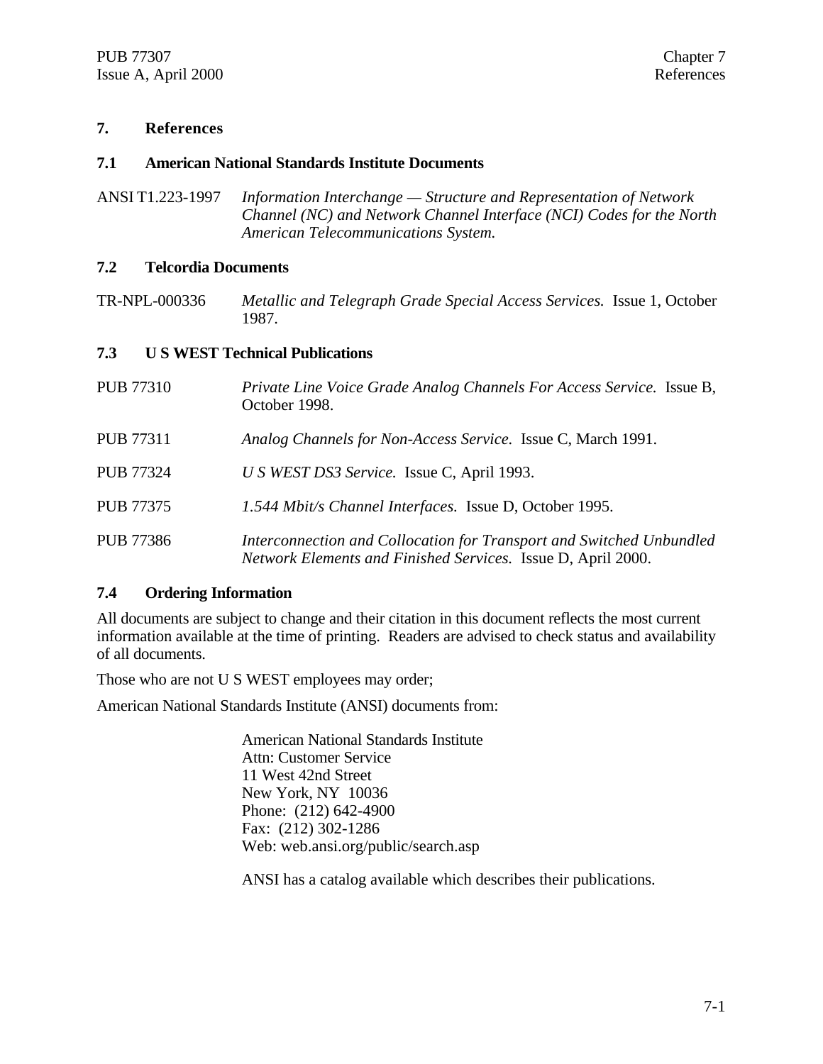# 7. References

## 7.1 American National Standards Institute Documents

ANSI T1.223-1997 *Information Interchange — Structure and Representation of Network Channel (NC) and Network Channel Interface (NCI) Codes for the North American Telecommunications System.*

## 7.2 Telcordia Documents

TR-NPL-000336 *Metallic and Telegraph Grade Special Access Services.* Issue 1, October 1987.

## 7.3 U S WEST Technical Publications

PUB 77310 *Private Line Voice Grade Analog Channels For Access Service.* Issue B, October 1998.

PUB 77311 *Analog Channels for Non-Access Service.* Issue C, March 1991.

PUB 77324 *U S WEST DS3 Service.* Issue C, April 1993.

PUB 77375 *1.544 Mbit/s Channel Interfaces.* Issue D, October 1995.

PUB 77386 *Interconnection and Collocation for Transport and Switched Unbundled Network Elements and Finished Services.* Issue D, April 2000.

## 7.4 Ordering Information

All documents are subject to change and their citation in this document reflects the most current information available at the time of printing. Readers are advised to check status and availability of all documents.

Those who are not U S WEST employees may order;

American National Standards Institute (ANSI) documents from:

American National Standards Institute
Attn: Customer Service
11 West 42nd Street
New York, NY 10036
Phone: (212) 642-4900
Fax: (212) 302-1286
Web: web.ansi.org/public/search.asp

ANSI has a catalog available which describes their publications.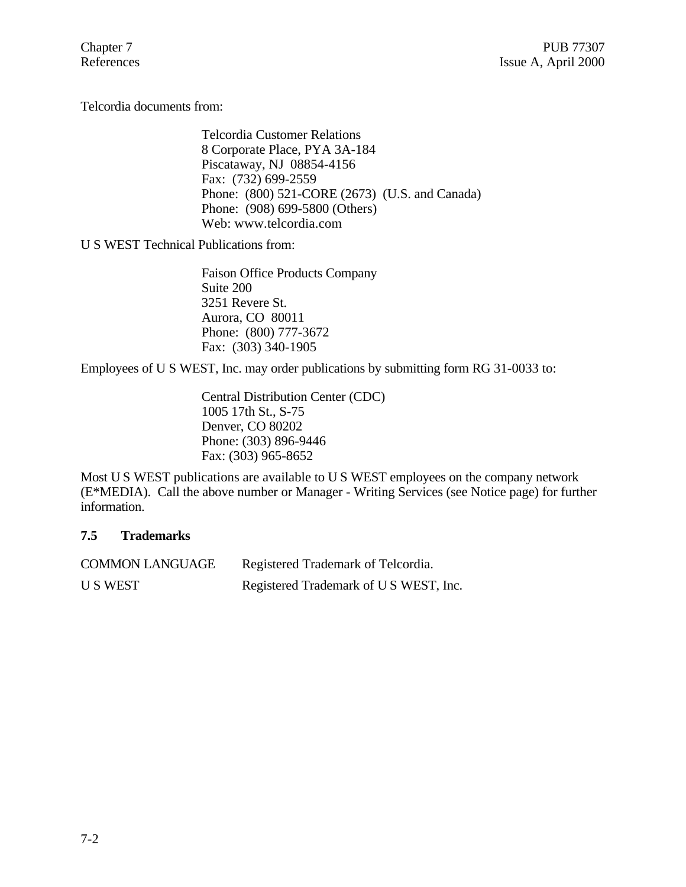Telcordia documents from:

Telcordia Customer Relations
8 Corporate Place, PYA 3A-184
Piscataway, NJ 08854-4156
Fax: (732) 699-2559
Phone: (800) 521-CORE (2673) (U.S. and Canada)
Phone: (908) 699-5800 (Others)
Web: www.telcordia.com

U S WEST Technical Publications from:

Faison Office Products Company
Suite 200
3251 Revere St.
Aurora, CO 80011
Phone: (800) 777-3672
Fax: (303) 340-1905

Employees of U S WEST, Inc. may order publications by submitting form RG 31-0033 to:

Central Distribution Center (CDC)
1005 17th St., S-75
Denver, CO 80202
Phone: (303) 896-9446
Fax: (303) 965-8652

Most U S WEST publications are available to U S WEST employees on the company network (E*MEDIA). Call the above number or Manager - Writing Services (see Notice page) for further information.

### 7.5 Trademarks

| | |
|---|---|
| COMMON LANGUAGE | Registered Trademark of Telcordia. |
| U S WEST | Registered Trademark of U S WEST, Inc. |